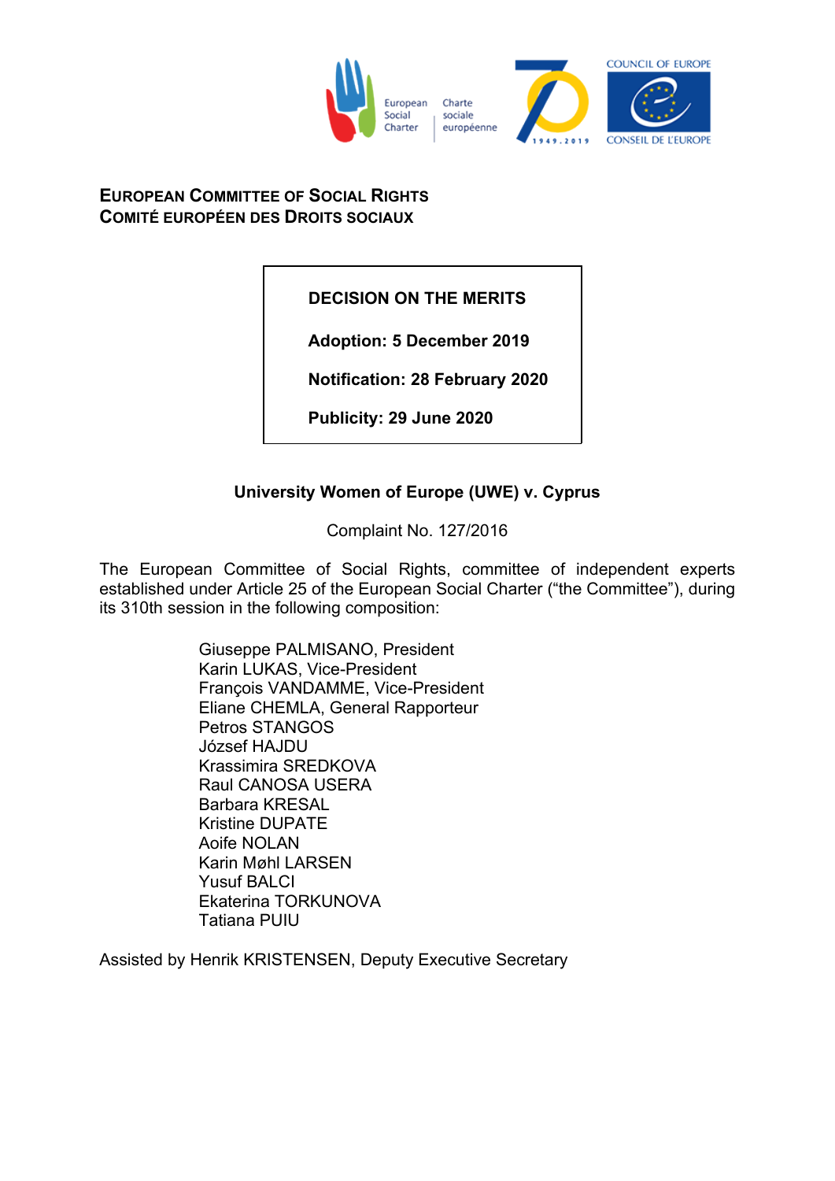**European Committee of Social Rights**
**Comité européen des Droits sociaux**

**DECISION ON THE MERITS**

**Adoption: 5 December 2019**

**Notification: 28 February 2020**

**Publicity: 29 June 2020**

**University Women of Europe (UWE) v. Cyprus**

Complaint No. 127/2016

The European Committee of Social Rights, committee of independent experts established under Article 25 of the European Social Charter ("the Committee"), during its 310th session in the following composition:

Giuseppe PALMISANO, President
Karin LUKAS, Vice-President
François VANDAMME, Vice-President
Eliane CHEMLA, General Rapporteur
Petros STANGOS
József HAJDU
Krassimira SREDKOVA
Raul CANOSA USERA
Barbara KRESAL
Kristine DUPATE
Aoife NOLAN
Karin Møhl LARSEN
Yusuf BALCI
Ekaterina TORKUNOVA
Tatiana PUIU

Assisted by Henrik KRISTENSEN, Deputy Executive Secretary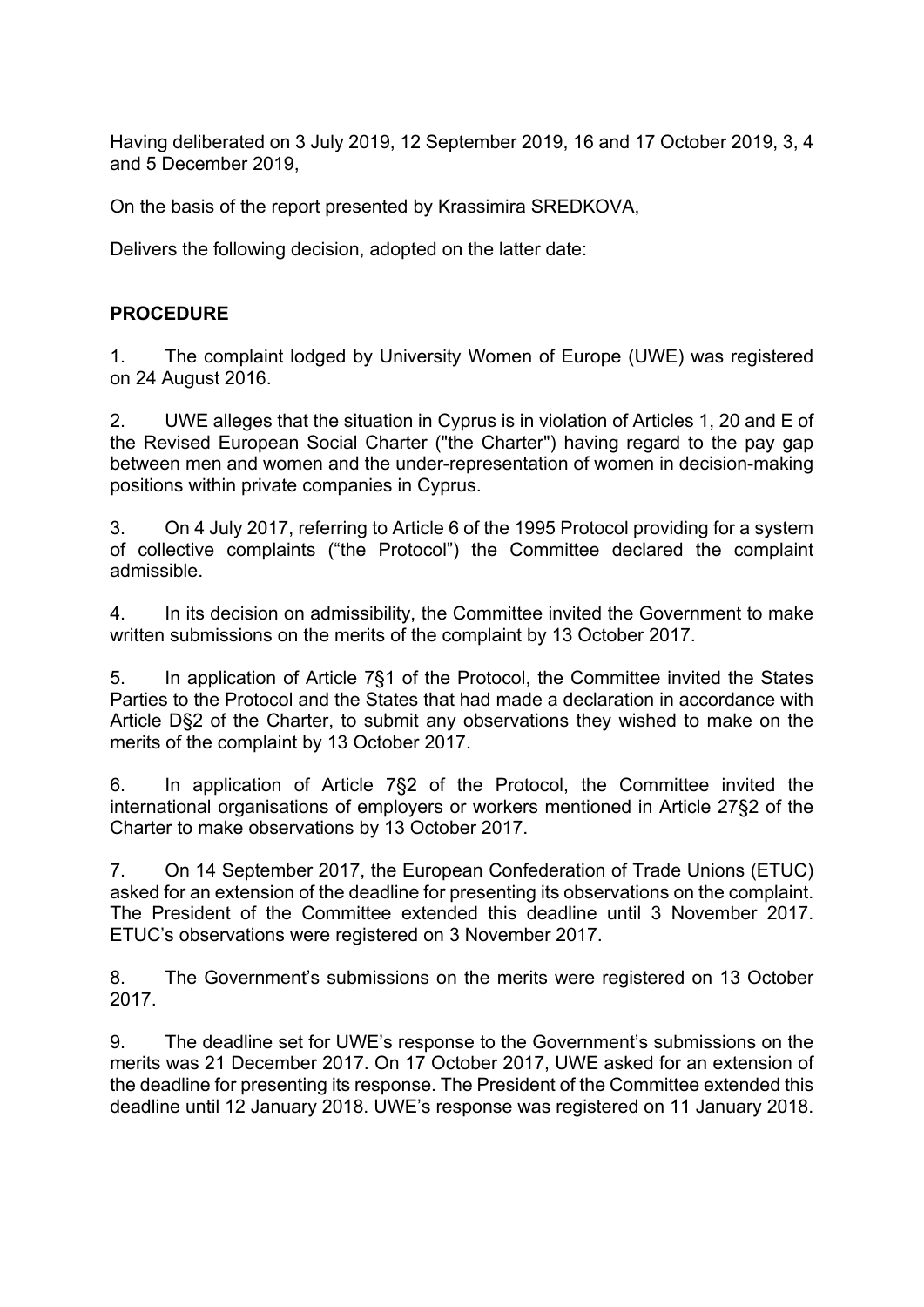Having deliberated on 3 July 2019, 12 September 2019, 16 and 17 October 2019, 3, 4 and 5 December 2019,

On the basis of the report presented by Krassimira SREDKOVA,

Delivers the following decision, adopted on the latter date:

**PROCEDURE**

1. The complaint lodged by University Women of Europe (UWE) was registered on 24 August 2016.

2. UWE alleges that the situation in Cyprus is in violation of Articles 1, 20 and E of the Revised European Social Charter ("the Charter") having regard to the pay gap between men and women and the under-representation of women in decision-making positions within private companies in Cyprus.

3. On 4 July 2017, referring to Article 6 of the 1995 Protocol providing for a system of collective complaints ("the Protocol") the Committee declared the complaint admissible.

4. In its decision on admissibility, the Committee invited the Government to make written submissions on the merits of the complaint by 13 October 2017.

5. In application of Article 7§1 of the Protocol, the Committee invited the States Parties to the Protocol and the States that had made a declaration in accordance with Article D§2 of the Charter, to submit any observations they wished to make on the merits of the complaint by 13 October 2017.

6. In application of Article 7§2 of the Protocol, the Committee invited the international organisations of employers or workers mentioned in Article 27§2 of the Charter to make observations by 13 October 2017.

7. On 14 September 2017, the European Confederation of Trade Unions (ETUC) asked for an extension of the deadline for presenting its observations on the complaint. The President of the Committee extended this deadline until 3 November 2017. ETUC's observations were registered on 3 November 2017.

8. The Government's submissions on the merits were registered on 13 October 2017.

9. The deadline set for UWE's response to the Government's submissions on the merits was 21 December 2017. On 17 October 2017, UWE asked for an extension of the deadline for presenting its response. The President of the Committee extended this deadline until 12 January 2018. UWE's response was registered on 11 January 2018.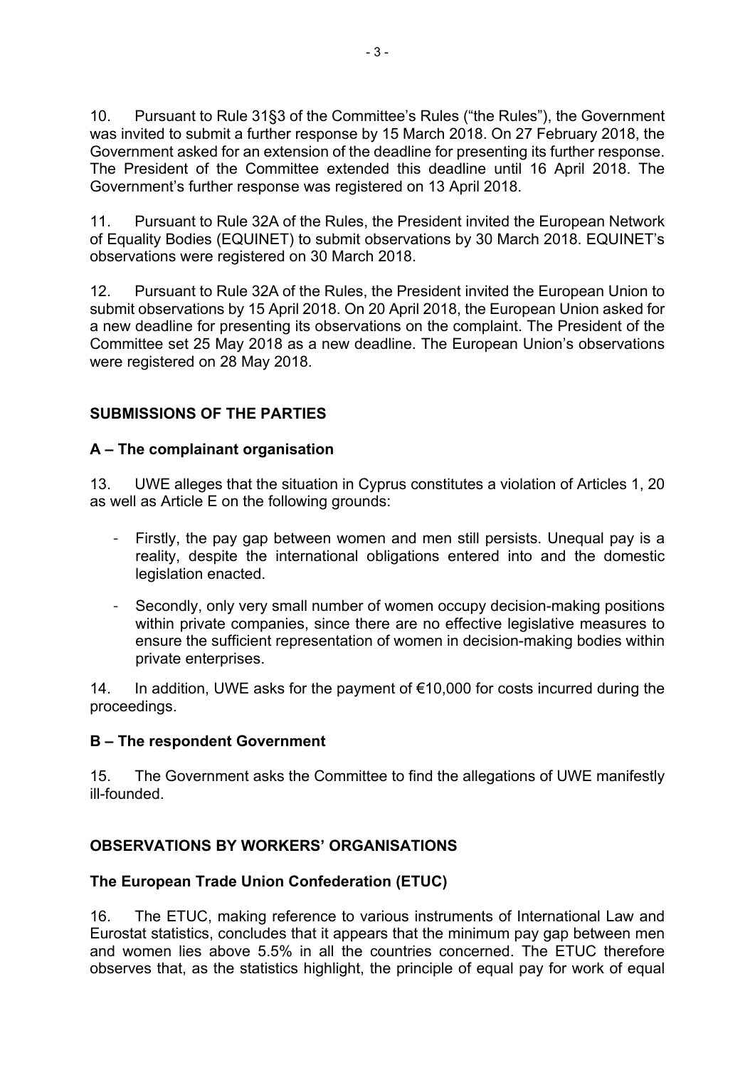10. Pursuant to Rule 31§3 of the Committee's Rules ("the Rules"), the Government was invited to submit a further response by 15 March 2018. On 27 February 2018, the Government asked for an extension of the deadline for presenting its further response. The President of the Committee extended this deadline until 16 April 2018. The Government's further response was registered on 13 April 2018.

11. Pursuant to Rule 32A of the Rules, the President invited the European Network of Equality Bodies (EQUINET) to submit observations by 30 March 2018. EQUINET's observations were registered on 30 March 2018.

12. Pursuant to Rule 32A of the Rules, the President invited the European Union to submit observations by 15 April 2018. On 20 April 2018, the European Union asked for a new deadline for presenting its observations on the complaint. The President of the Committee set 25 May 2018 as a new deadline. The European Union's observations were registered on 28 May 2018.

## SUBMISSIONS OF THE PARTIES

### A – The complainant organisation

13. UWE alleges that the situation in Cyprus constitutes a violation of Articles 1, 20 as well as Article E on the following grounds:

- Firstly, the pay gap between women and men still persists. Unequal pay is a reality, despite the international obligations entered into and the domestic legislation enacted.
- Secondly, only very small number of women occupy decision-making positions within private companies, since there are no effective legislative measures to ensure the sufficient representation of women in decision-making bodies within private enterprises.

14. In addition, UWE asks for the payment of €10,000 for costs incurred during the proceedings.

### B – The respondent Government

15. The Government asks the Committee to find the allegations of UWE manifestly ill-founded.

## OBSERVATIONS BY WORKERS' ORGANISATIONS

### The European Trade Union Confederation (ETUC)

16. The ETUC, making reference to various instruments of International Law and Eurostat statistics, concludes that it appears that the minimum pay gap between men and women lies above 5.5% in all the countries concerned. The ETUC therefore observes that, as the statistics highlight, the principle of equal pay for work of equal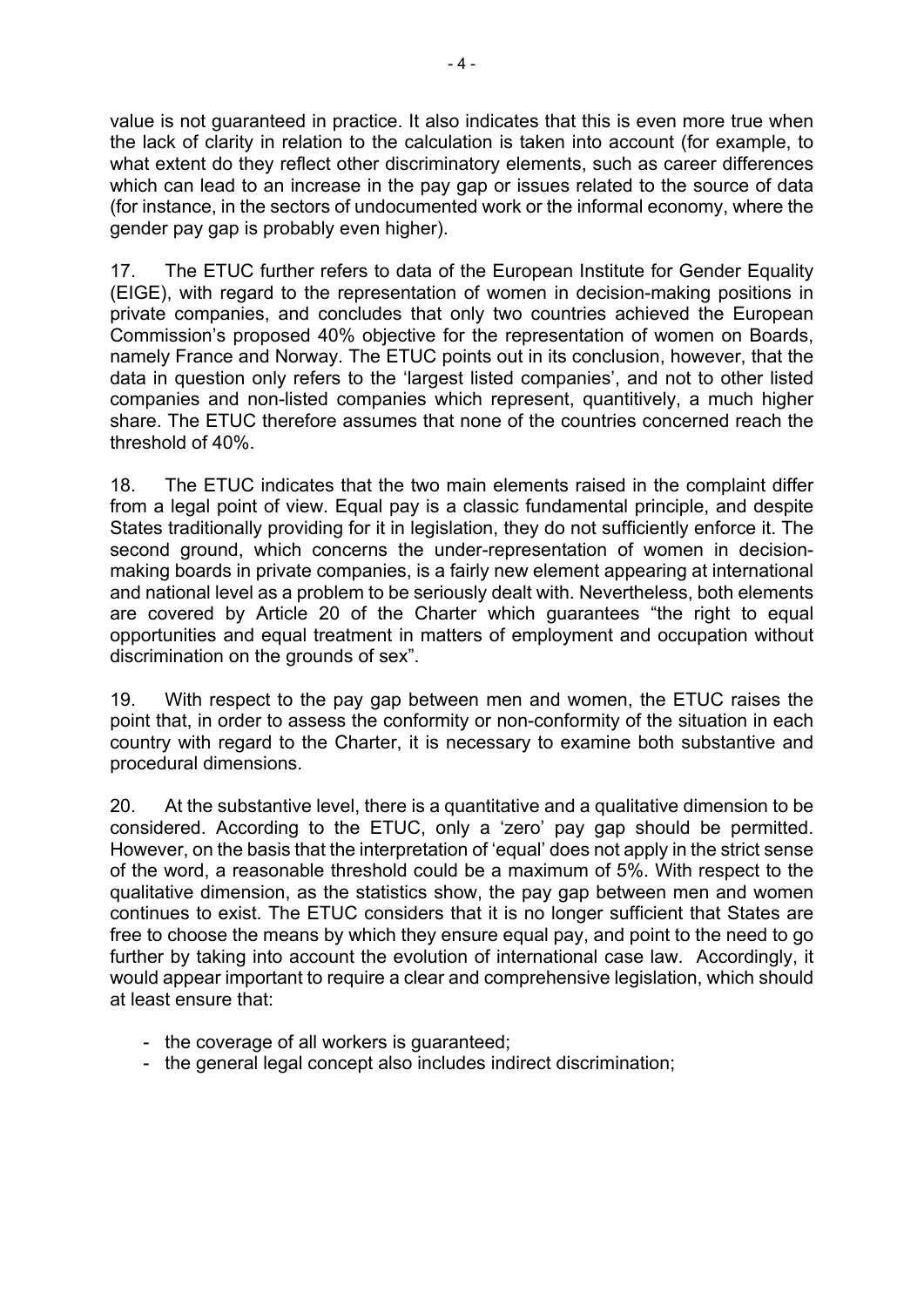value is not guaranteed in practice. It also indicates that this is even more true when the lack of clarity in relation to the calculation is taken into account (for example, to what extent do they reflect other discriminatory elements, such as career differences which can lead to an increase in the pay gap or issues related to the source of data (for instance, in the sectors of undocumented work or the informal economy, where the gender pay gap is probably even higher).

17. The ETUC further refers to data of the European Institute for Gender Equality (EIGE), with regard to the representation of women in decision-making positions in private companies, and concludes that only two countries achieved the European Commission's proposed 40% objective for the representation of women on Boards, namely France and Norway. The ETUC points out in its conclusion, however, that the data in question only refers to the 'largest listed companies', and not to other listed companies and non-listed companies which represent, quantitively, a much higher share. The ETUC therefore assumes that none of the countries concerned reach the threshold of 40%.

18. The ETUC indicates that the two main elements raised in the complaint differ from a legal point of view. Equal pay is a classic fundamental principle, and despite States traditionally providing for it in legislation, they do not sufficiently enforce it. The second ground, which concerns the under-representation of women in decision-making boards in private companies, is a fairly new element appearing at international and national level as a problem to be seriously dealt with. Nevertheless, both elements are covered by Article 20 of the Charter which guarantees "the right to equal opportunities and equal treatment in matters of employment and occupation without discrimination on the grounds of sex".

19. With respect to the pay gap between men and women, the ETUC raises the point that, in order to assess the conformity or non-conformity of the situation in each country with regard to the Charter, it is necessary to examine both substantive and procedural dimensions.

20. At the substantive level, there is a quantitative and a qualitative dimension to be considered. According to the ETUC, only a 'zero' pay gap should be permitted. However, on the basis that the interpretation of 'equal' does not apply in the strict sense of the word, a reasonable threshold could be a maximum of 5%. With respect to the qualitative dimension, as the statistics show, the pay gap between men and women continues to exist. The ETUC considers that it is no longer sufficient that States are free to choose the means by which they ensure equal pay, and point to the need to go further by taking into account the evolution of international case law. Accordingly, it would appear important to require a clear and comprehensive legislation, which should at least ensure that:

- the coverage of all workers is guaranteed;
- the general legal concept also includes indirect discrimination;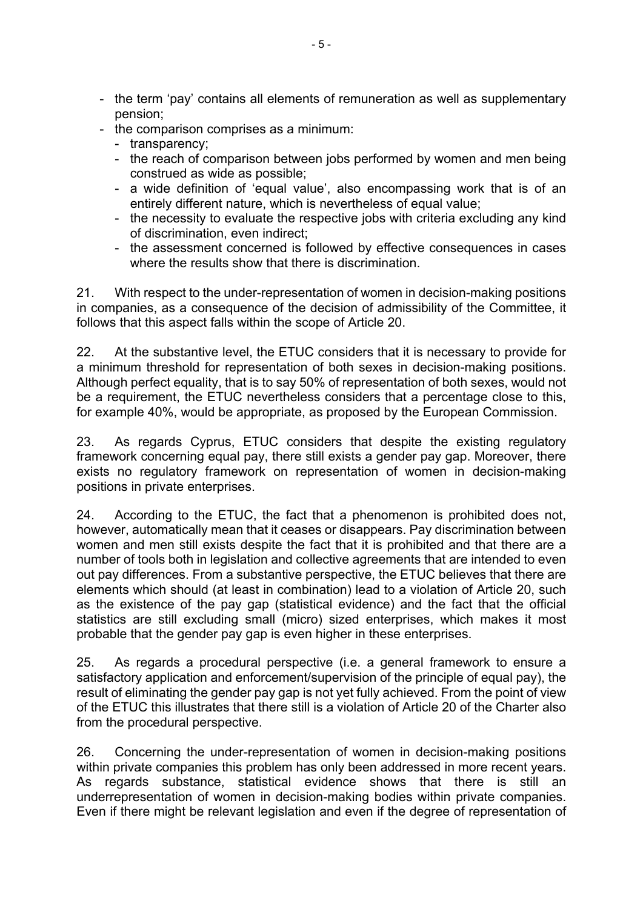- the term 'pay' contains all elements of remuneration as well as supplementary pension;
- the comparison comprises as a minimum:
  - transparency;
  - the reach of comparison between jobs performed by women and men being construed as wide as possible;
  - a wide definition of 'equal value', also encompassing work that is of an entirely different nature, which is nevertheless of equal value;
  - the necessity to evaluate the respective jobs with criteria excluding any kind of discrimination, even indirect;
  - the assessment concerned is followed by effective consequences in cases where the results show that there is discrimination.

21. With respect to the under-representation of women in decision-making positions in companies, as a consequence of the decision of admissibility of the Committee, it follows that this aspect falls within the scope of Article 20.

22. At the substantive level, the ETUC considers that it is necessary to provide for a minimum threshold for representation of both sexes in decision-making positions. Although perfect equality, that is to say 50% of representation of both sexes, would not be a requirement, the ETUC nevertheless considers that a percentage close to this, for example 40%, would be appropriate, as proposed by the European Commission.

23. As regards Cyprus, ETUC considers that despite the existing regulatory framework concerning equal pay, there still exists a gender pay gap. Moreover, there exists no regulatory framework on representation of women in decision-making positions in private enterprises.

24. According to the ETUC, the fact that a phenomenon is prohibited does not, however, automatically mean that it ceases or disappears. Pay discrimination between women and men still exists despite the fact that it is prohibited and that there are a number of tools both in legislation and collective agreements that are intended to even out pay differences. From a substantive perspective, the ETUC believes that there are elements which should (at least in combination) lead to a violation of Article 20, such as the existence of the pay gap (statistical evidence) and the fact that the official statistics are still excluding small (micro) sized enterprises, which makes it most probable that the gender pay gap is even higher in these enterprises.

25. As regards a procedural perspective (i.e. a general framework to ensure a satisfactory application and enforcement/supervision of the principle of equal pay), the result of eliminating the gender pay gap is not yet fully achieved. From the point of view of the ETUC this illustrates that there still is a violation of Article 20 of the Charter also from the procedural perspective.

26. Concerning the under-representation of women in decision-making positions within private companies this problem has only been addressed in more recent years. As regards substance, statistical evidence shows that there is still an underrepresentation of women in decision-making bodies within private companies. Even if there might be relevant legislation and even if the degree of representation of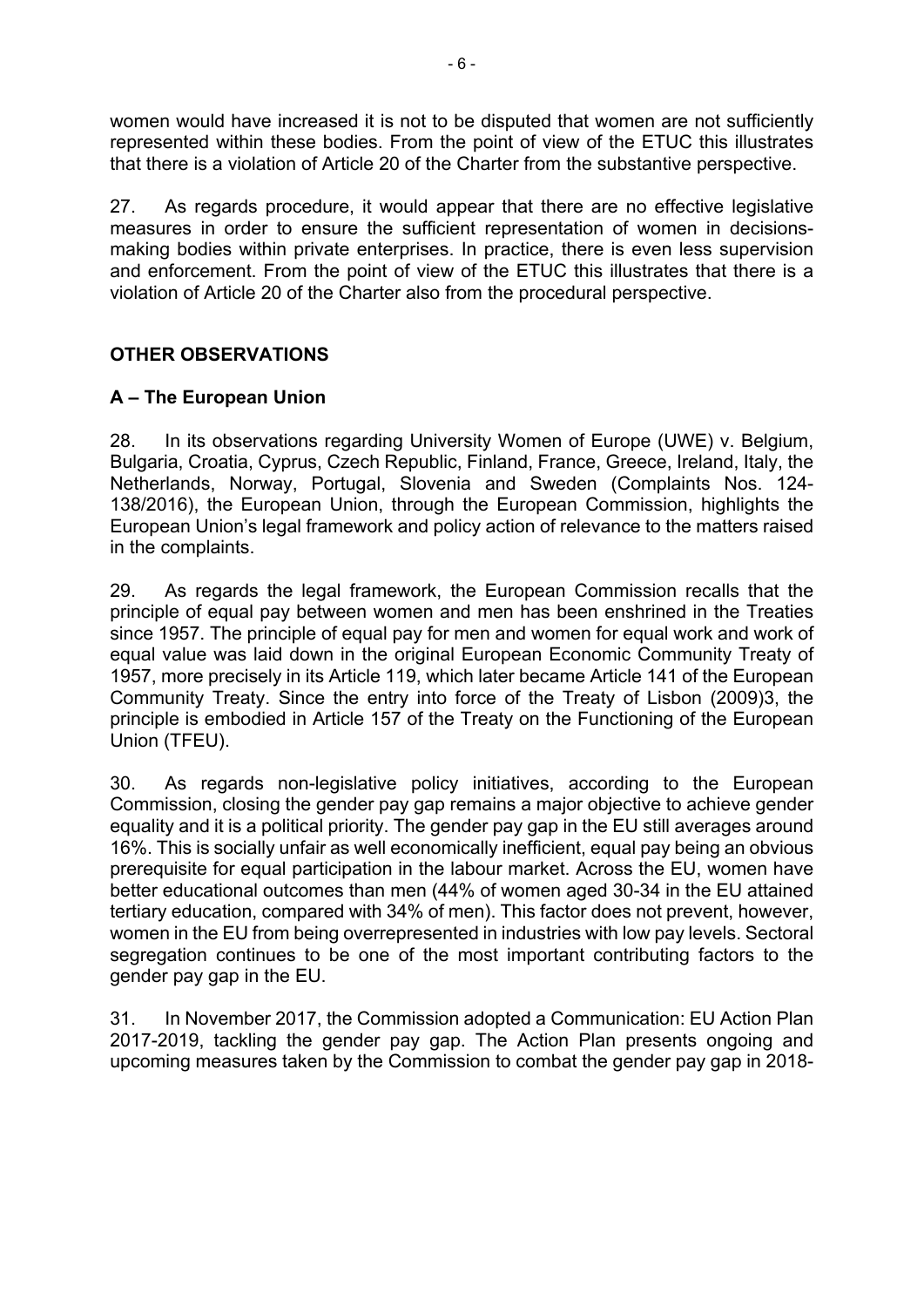women would have increased it is not to be disputed that women are not sufficiently represented within these bodies. From the point of view of the ETUC this illustrates that there is a violation of Article 20 of the Charter from the substantive perspective.

27. As regards procedure, it would appear that there are no effective legislative measures in order to ensure the sufficient representation of women in decisions-making bodies within private enterprises. In practice, there is even less supervision and enforcement. From the point of view of the ETUC this illustrates that there is a violation of Article 20 of the Charter also from the procedural perspective.

## OTHER OBSERVATIONS

### A – The European Union

28. In its observations regarding University Women of Europe (UWE) v. Belgium, Bulgaria, Croatia, Cyprus, Czech Republic, Finland, France, Greece, Ireland, Italy, the Netherlands, Norway, Portugal, Slovenia and Sweden (Complaints Nos. 124-138/2016), the European Union, through the European Commission, highlights the European Union's legal framework and policy action of relevance to the matters raised in the complaints.

29. As regards the legal framework, the European Commission recalls that the principle of equal pay between women and men has been enshrined in the Treaties since 1957. The principle of equal pay for men and women for equal work and work of equal value was laid down in the original European Economic Community Treaty of 1957, more precisely in its Article 119, which later became Article 141 of the European Community Treaty. Since the entry into force of the Treaty of Lisbon (2009)[3], the principle is embodied in Article 157 of the Treaty on the Functioning of the European Union (TFEU).

30. As regards non-legislative policy initiatives, according to the European Commission, closing the gender pay gap remains a major objective to achieve gender equality and it is a political priority. The gender pay gap in the EU still averages around 16%. This is socially unfair as well economically inefficient, equal pay being an obvious prerequisite for equal participation in the labour market. Across the EU, women have better educational outcomes than men (44% of women aged 30-34 in the EU attained tertiary education, compared with 34% of men). This factor does not prevent, however, women in the EU from being overrepresented in industries with low pay levels. Sectoral segregation continues to be one of the most important contributing factors to the gender pay gap in the EU.

31. In November 2017, the Commission adopted a Communication: EU Action Plan 2017-2019, tackling the gender pay gap. The Action Plan presents ongoing and upcoming measures taken by the Commission to combat the gender pay gap in 2018-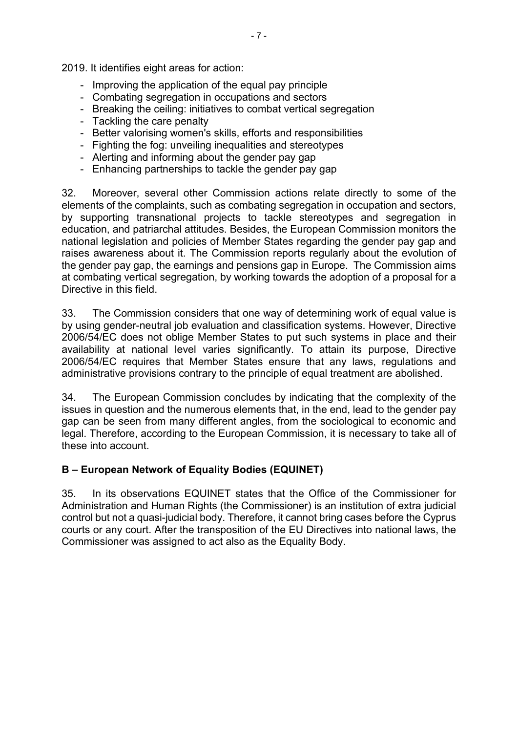2019. It identifies eight areas for action:

- Improving the application of the equal pay principle
- Combating segregation in occupations and sectors
- Breaking the ceiling: initiatives to combat vertical segregation
- Tackling the care penalty
- Better valorising women's skills, efforts and responsibilities
- Fighting the fog: unveiling inequalities and stereotypes
- Alerting and informing about the gender pay gap
- Enhancing partnerships to tackle the gender pay gap

32. Moreover, several other Commission actions relate directly to some of the elements of the complaints, such as combating segregation in occupation and sectors, by supporting transnational projects to tackle stereotypes and segregation in education, and patriarchal attitudes. Besides, the European Commission monitors the national legislation and policies of Member States regarding the gender pay gap and raises awareness about it. The Commission reports regularly about the evolution of the gender pay gap, the earnings and pensions gap in Europe. The Commission aims at combating vertical segregation, by working towards the adoption of a proposal for a Directive in this field.

33. The Commission considers that one way of determining work of equal value is by using gender-neutral job evaluation and classification systems. However, Directive 2006/54/EC does not oblige Member States to put such systems in place and their availability at national level varies significantly. To attain its purpose, Directive 2006/54/EC requires that Member States ensure that any laws, regulations and administrative provisions contrary to the principle of equal treatment are abolished.

34. The European Commission concludes by indicating that the complexity of the issues in question and the numerous elements that, in the end, lead to the gender pay gap can be seen from many different angles, from the sociological to economic and legal. Therefore, according to the European Commission, it is necessary to take all of these into account.

## B – European Network of Equality Bodies (EQUINET)

35. In its observations EQUINET states that the Office of the Commissioner for Administration and Human Rights (the Commissioner) is an institution of extra judicial control but not a quasi-judicial body. Therefore, it cannot bring cases before the Cyprus courts or any court. After the transposition of the EU Directives into national laws, the Commissioner was assigned to act also as the Equality Body.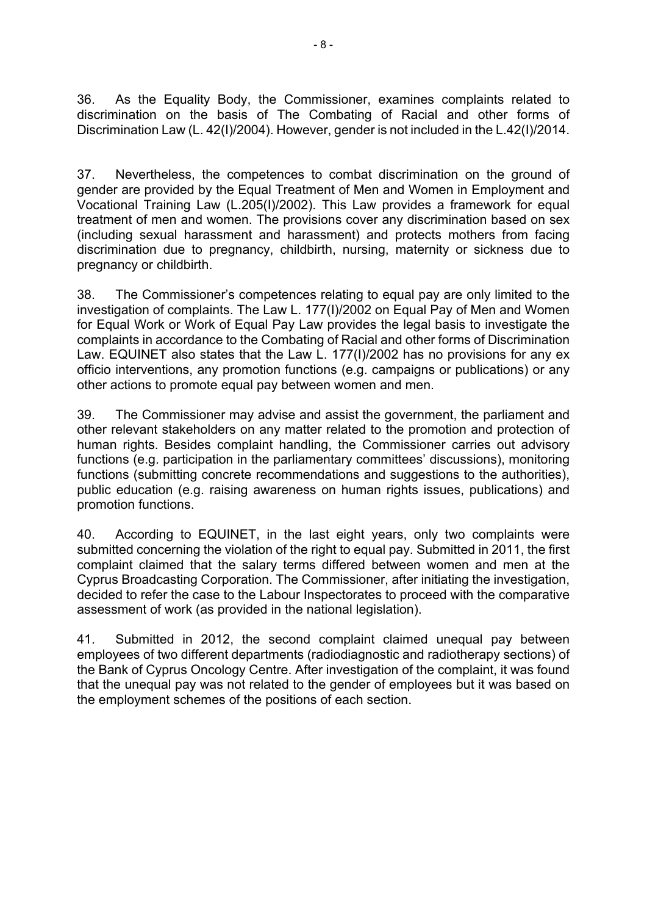36. As the Equality Body, the Commissioner, examines complaints related to discrimination on the basis of The Combating of Racial and other forms of Discrimination Law (L. 42(I)/2004). However, gender is not included in the L.42(I)/2014.

37. Nevertheless, the competences to combat discrimination on the ground of gender are provided by the Equal Treatment of Men and Women in Employment and Vocational Training Law (L.205(I)/2002). This Law provides a framework for equal treatment of men and women. The provisions cover any discrimination based on sex (including sexual harassment and harassment) and protects mothers from facing discrimination due to pregnancy, childbirth, nursing, maternity or sickness due to pregnancy or childbirth.

38. The Commissioner's competences relating to equal pay are only limited to the investigation of complaints. The Law L. 177(I)/2002 on Equal Pay of Men and Women for Equal Work or Work of Equal Pay Law provides the legal basis to investigate the complaints in accordance to the Combating of Racial and other forms of Discrimination Law. EQUINET also states that the Law L. 177(I)/2002 has no provisions for any ex officio interventions, any promotion functions (e.g. campaigns or publications) or any other actions to promote equal pay between women and men.

39. The Commissioner may advise and assist the government, the parliament and other relevant stakeholders on any matter related to the promotion and protection of human rights. Besides complaint handling, the Commissioner carries out advisory functions (e.g. participation in the parliamentary committees' discussions), monitoring functions (submitting concrete recommendations and suggestions to the authorities), public education (e.g. raising awareness on human rights issues, publications) and promotion functions.

40. According to EQUINET, in the last eight years, only two complaints were submitted concerning the violation of the right to equal pay. Submitted in 2011, the first complaint claimed that the salary terms differed between women and men at the Cyprus Broadcasting Corporation. The Commissioner, after initiating the investigation, decided to refer the case to the Labour Inspectorates to proceed with the comparative assessment of work (as provided in the national legislation).

41. Submitted in 2012, the second complaint claimed unequal pay between employees of two different departments (radiodiagnostic and radiotherapy sections) of the Bank of Cyprus Oncology Centre. After investigation of the complaint, it was found that the unequal pay was not related to the gender of employees but it was based on the employment schemes of the positions of each section.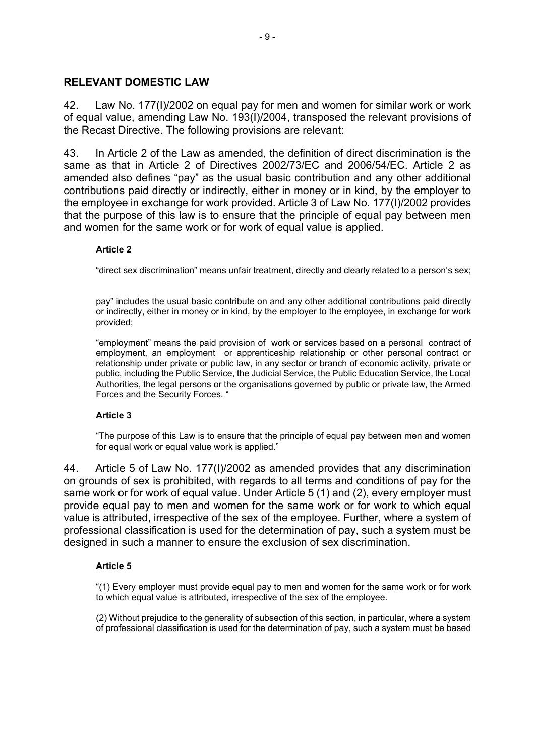## RELEVANT DOMESTIC LAW

42. Law No. 177(I)/2002 on equal pay for men and women for similar work or work of equal value, amending Law No. 193(I)/2004, transposed the relevant provisions of the Recast Directive. The following provisions are relevant:

43. In Article 2 of the Law as amended, the definition of direct discrimination is the same as that in Article 2 of Directives 2002/73/EC and 2006/54/EC. Article 2 as amended also defines "pay" as the usual basic contribution and any other additional contributions paid directly or indirectly, either in money or in kind, by the employer to the employee in exchange for work provided. Article 3 of Law No. 177(I)/2002 provides that the purpose of this law is to ensure that the principle of equal pay between men and women for the same work or for work of equal value is applied.

> **Article 2**
>
> "direct sex discrimination" means unfair treatment, directly and clearly related to a person's sex;
>
> pay" includes the usual basic contribute on and any other additional contributions paid directly or indirectly, either in money or in kind, by the employer to the employee, in exchange for work provided;
>
> "employment" means the paid provision of work or services based on a personal contract of employment, an employment or apprenticeship relationship or other personal contract or relationship under private or public law, in any sector or branch of economic activity, private or public, including the Public Service, the Judicial Service, the Public Education Service, the Local Authorities, the legal persons or the organisations governed by public or private law, the Armed Forces and the Security Forces. "
>
> **Article 3**
>
> "The purpose of this Law is to ensure that the principle of equal pay between men and women for equal work or equal value work is applied."

44. Article 5 of Law No. 177(I)/2002 as amended provides that any discrimination on grounds of sex is prohibited, with regards to all terms and conditions of pay for the same work or for work of equal value. Under Article 5 (1) and (2), every employer must provide equal pay to men and women for the same work or for work to which equal value is attributed, irrespective of the sex of the employee. Further, where a system of professional classification is used for the determination of pay, such a system must be designed in such a manner to ensure the exclusion of sex discrimination.

> **Article 5**
>
> "(1) Every employer must provide equal pay to men and women for the same work or for work to which equal value is attributed, irrespective of the sex of the employee.
>
> (2) Without prejudice to the generality of subsection of this section, in particular, where a system of professional classification is used for the determination of pay, such a system must be based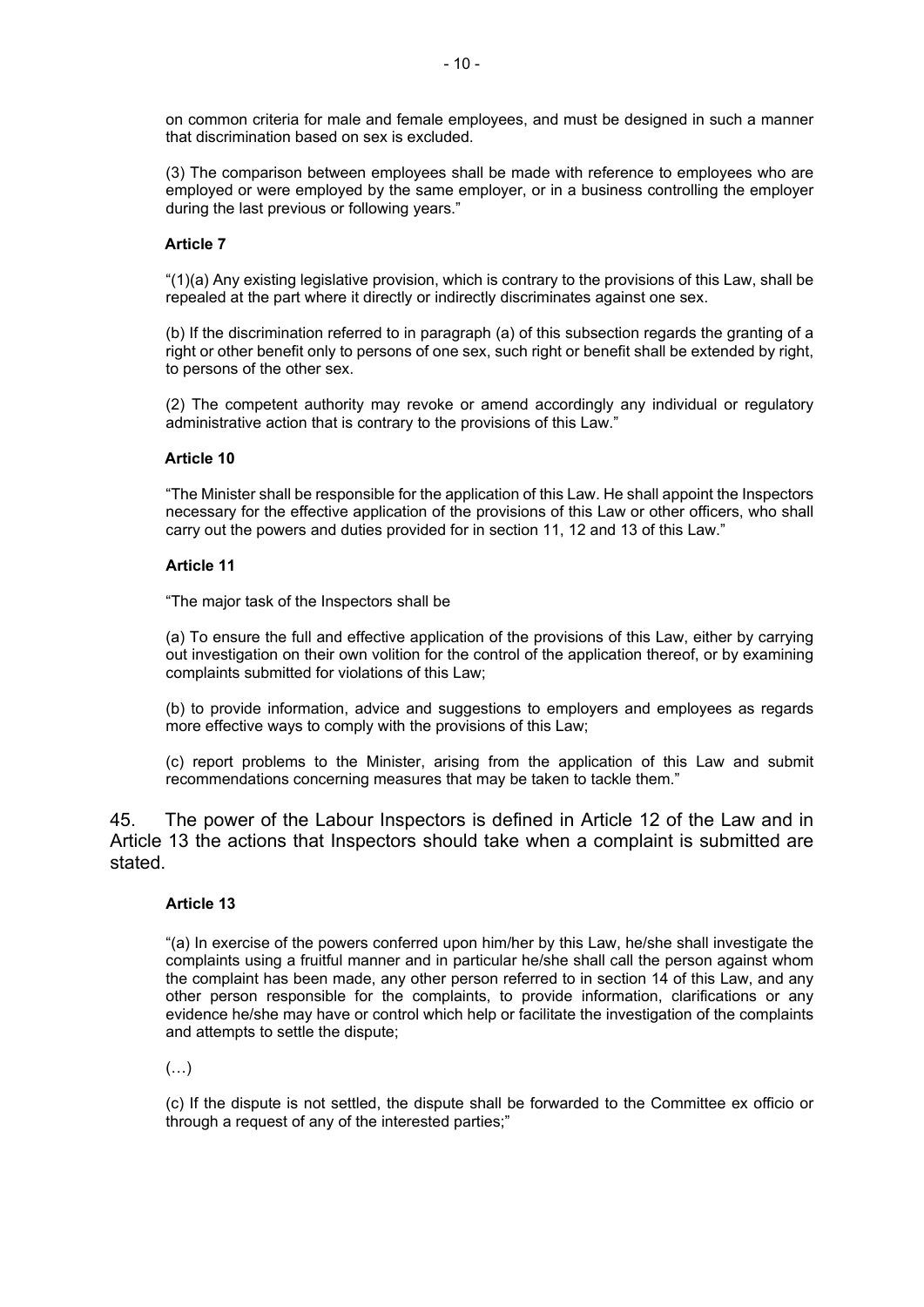on common criteria for male and female employees, and must be designed in such a manner that discrimination based on sex is excluded.

(3) The comparison between employees shall be made with reference to employees who are employed or were employed by the same employer, or in a business controlling the employer during the last previous or following years."

**Article 7**

"(1)(a) Any existing legislative provision, which is contrary to the provisions of this Law, shall be repealed at the part where it directly or indirectly discriminates against one sex.

(b) If the discrimination referred to in paragraph (a) of this subsection regards the granting of a right or other benefit only to persons of one sex, such right or benefit shall be extended by right, to persons of the other sex.

(2) The competent authority may revoke or amend accordingly any individual or regulatory administrative action that is contrary to the provisions of this Law."

**Article 10**

"The Minister shall be responsible for the application of this Law. He shall appoint the Inspectors necessary for the effective application of the provisions of this Law or other officers, who shall carry out the powers and duties provided for in section 11, 12 and 13 of this Law."

**Article 11**

"The major task of the Inspectors shall be

(a) To ensure the full and effective application of the provisions of this Law, either by carrying out investigation on their own volition for the control of the application thereof, or by examining complaints submitted for violations of this Law;

(b) to provide information, advice and suggestions to employers and employees as regards more effective ways to comply with the provisions of this Law;

(c) report problems to the Minister, arising from the application of this Law and submit recommendations concerning measures that may be taken to tackle them."

45. The power of the Labour Inspectors is defined in Article 12 of the Law and in Article 13 the actions that Inspectors should take when a complaint is submitted are stated.

**Article 13**

"(a) In exercise of the powers conferred upon him/her by this Law, he/she shall investigate the complaints using a fruitful manner and in particular he/she shall call the person against whom the complaint has been made, any other person referred to in section 14 of this Law, and any other person responsible for the complaints, to provide information, clarifications or any evidence he/she may have or control which help or facilitate the investigation of the complaints and attempts to settle the dispute;

(…)

(c) If the dispute is not settled, the dispute shall be forwarded to the Committee ex officio or through a request of any of the interested parties;"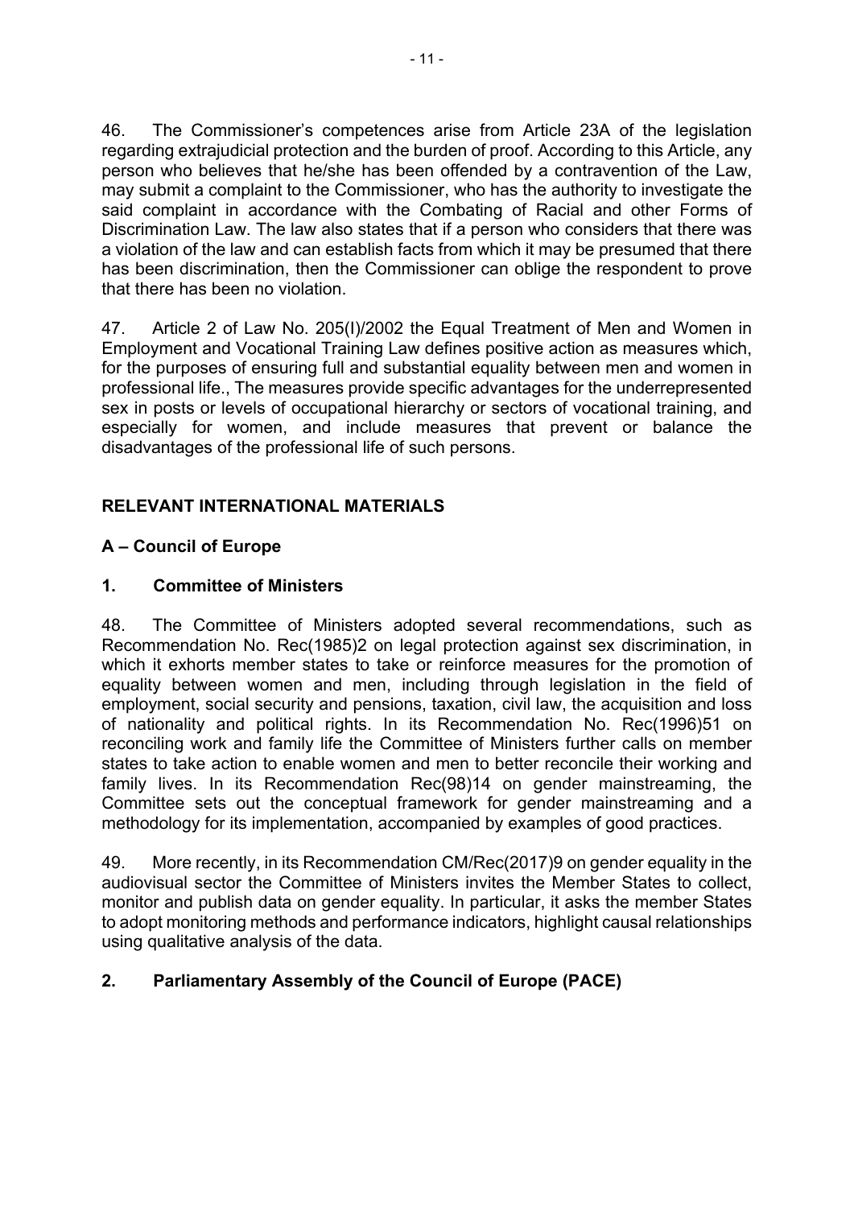46. The Commissioner's competences arise from Article 23A of the legislation regarding extrajudicial protection and the burden of proof. According to this Article, any person who believes that he/she has been offended by a contravention of the Law, may submit a complaint to the Commissioner, who has the authority to investigate the said complaint in accordance with the Combating of Racial and other Forms of Discrimination Law. The law also states that if a person who considers that there was a violation of the law and can establish facts from which it may be presumed that there has been discrimination, then the Commissioner can oblige the respondent to prove that there has been no violation.

47. Article 2 of Law No. 205(I)/2002 the Equal Treatment of Men and Women in Employment and Vocational Training Law defines positive action as measures which, for the purposes of ensuring full and substantial equality between men and women in professional life., The measures provide specific advantages for the underrepresented sex in posts or levels of occupational hierarchy or sectors of vocational training, and especially for women, and include measures that prevent or balance the disadvantages of the professional life of such persons.

## RELEVANT INTERNATIONAL MATERIALS

### A – Council of Europe

#### 1. Committee of Ministers

48. The Committee of Ministers adopted several recommendations, such as Recommendation No. Rec(1985)2 on legal protection against sex discrimination, in which it exhorts member states to take or reinforce measures for the promotion of equality between women and men, including through legislation in the field of employment, social security and pensions, taxation, civil law, the acquisition and loss of nationality and political rights. In its Recommendation No. Rec(1996)51 on reconciling work and family life the Committee of Ministers further calls on member states to take action to enable women and men to better reconcile their working and family lives. In its Recommendation Rec(98)14 on gender mainstreaming, the Committee sets out the conceptual framework for gender mainstreaming and a methodology for its implementation, accompanied by examples of good practices.

49. More recently, in its Recommendation CM/Rec(2017)9 on gender equality in the audiovisual sector the Committee of Ministers invites the Member States to collect, monitor and publish data on gender equality. In particular, it asks the member States to adopt monitoring methods and performance indicators, highlight causal relationships using qualitative analysis of the data.

#### 2. Parliamentary Assembly of the Council of Europe (PACE)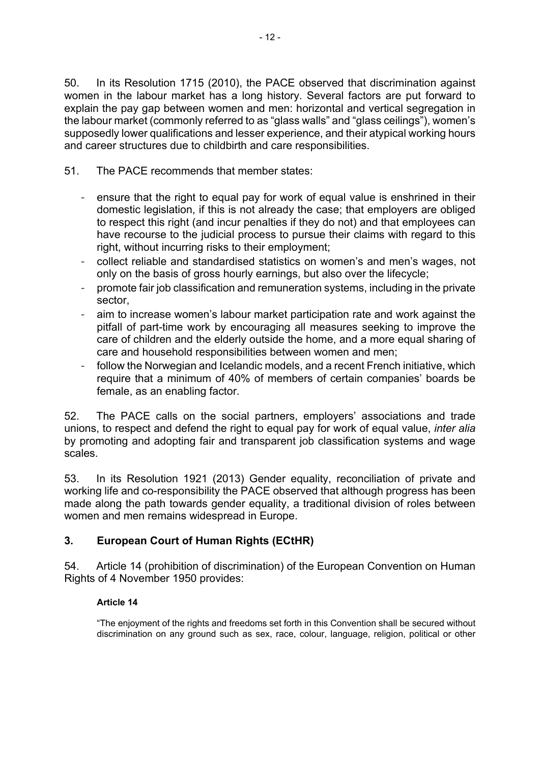50. In its Resolution 1715 (2010), the PACE observed that discrimination against women in the labour market has a long history. Several factors are put forward to explain the pay gap between women and men: horizontal and vertical segregation in the labour market (commonly referred to as "glass walls" and "glass ceilings"), women's supposedly lower qualifications and lesser experience, and their atypical working hours and career structures due to childbirth and care responsibilities.

51. The PACE recommends that member states:

- ensure that the right to equal pay for work of equal value is enshrined in their domestic legislation, if this is not already the case; that employers are obliged to respect this right (and incur penalties if they do not) and that employees can have recourse to the judicial process to pursue their claims with regard to this right, without incurring risks to their employment;
- collect reliable and standardised statistics on women's and men's wages, not only on the basis of gross hourly earnings, but also over the lifecycle;
- promote fair job classification and remuneration systems, including in the private sector,
- aim to increase women's labour market participation rate and work against the pitfall of part-time work by encouraging all measures seeking to improve the care of children and the elderly outside the home, and a more equal sharing of care and household responsibilities between women and men;
- follow the Norwegian and Icelandic models, and a recent French initiative, which require that a minimum of 40% of members of certain companies' boards be female, as an enabling factor.

52. The PACE calls on the social partners, employers' associations and trade unions, to respect and defend the right to equal pay for work of equal value, *inter alia* by promoting and adopting fair and transparent job classification systems and wage scales.

53. In its Resolution 1921 (2013) Gender equality, reconciliation of private and working life and co-responsibility the PACE observed that although progress has been made along the path towards gender equality, a traditional division of roles between women and men remains widespread in Europe.

## 3. European Court of Human Rights (ECtHR)

54. Article 14 (prohibition of discrimination) of the European Convention on Human Rights of 4 November 1950 provides:

**Article 14**

"The enjoyment of the rights and freedoms set forth in this Convention shall be secured without discrimination on any ground such as sex, race, colour, language, religion, political or other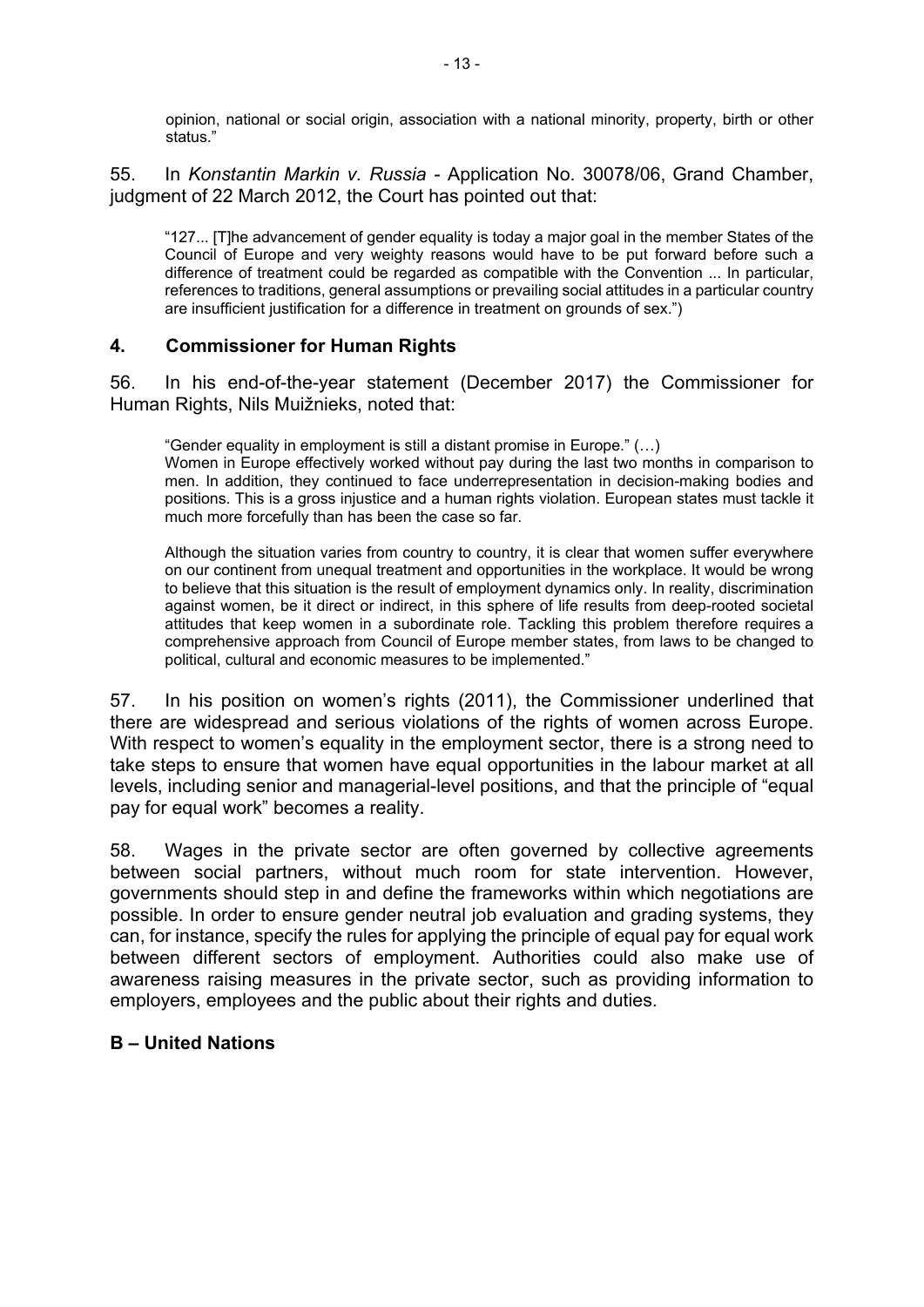> opinion, national or social origin, association with a national minority, property, birth or other status."

55. In *Konstantin Markin v. Russia* - Application No. 30078/06, Grand Chamber, judgment of 22 March 2012, the Court has pointed out that:

> "127... [T]he advancement of gender equality is today a major goal in the member States of the Council of Europe and very weighty reasons would have to be put forward before such a difference of treatment could be regarded as compatible with the Convention ... In particular, references to traditions, general assumptions or prevailing social attitudes in a particular country are insufficient justification for a difference in treatment on grounds of sex.")

### 4. Commissioner for Human Rights

56. In his end-of-the-year statement (December 2017) the Commissioner for Human Rights, Nils Muižnieks, noted that:

> "Gender equality in employment is still a distant promise in Europe." (…)
> Women in Europe effectively worked without pay during the last two months in comparison to men. In addition, they continued to face underrepresentation in decision-making bodies and positions. This is a gross injustice and a human rights violation. European states must tackle it much more forcefully than has been the case so far.
>
> Although the situation varies from country to country, it is clear that women suffer everywhere on our continent from unequal treatment and opportunities in the workplace. It would be wrong to believe that this situation is the result of employment dynamics only. In reality, discrimination against women, be it direct or indirect, in this sphere of life results from deep-rooted societal attitudes that keep women in a subordinate role. Tackling this problem therefore requires a comprehensive approach from Council of Europe member states, from laws to be changed to political, cultural and economic measures to be implemented."

57. In his position on women's rights (2011), the Commissioner underlined that there are widespread and serious violations of the rights of women across Europe. With respect to women's equality in the employment sector, there is a strong need to take steps to ensure that women have equal opportunities in the labour market at all levels, including senior and managerial-level positions, and that the principle of "equal pay for equal work" becomes a reality.

58. Wages in the private sector are often governed by collective agreements between social partners, without much room for state intervention. However, governments should step in and define the frameworks within which negotiations are possible. In order to ensure gender neutral job evaluation and grading systems, they can, for instance, specify the rules for applying the principle of equal pay for equal work between different sectors of employment. Authorities could also make use of awareness raising measures in the private sector, such as providing information to employers, employees and the public about their rights and duties.

## B – United Nations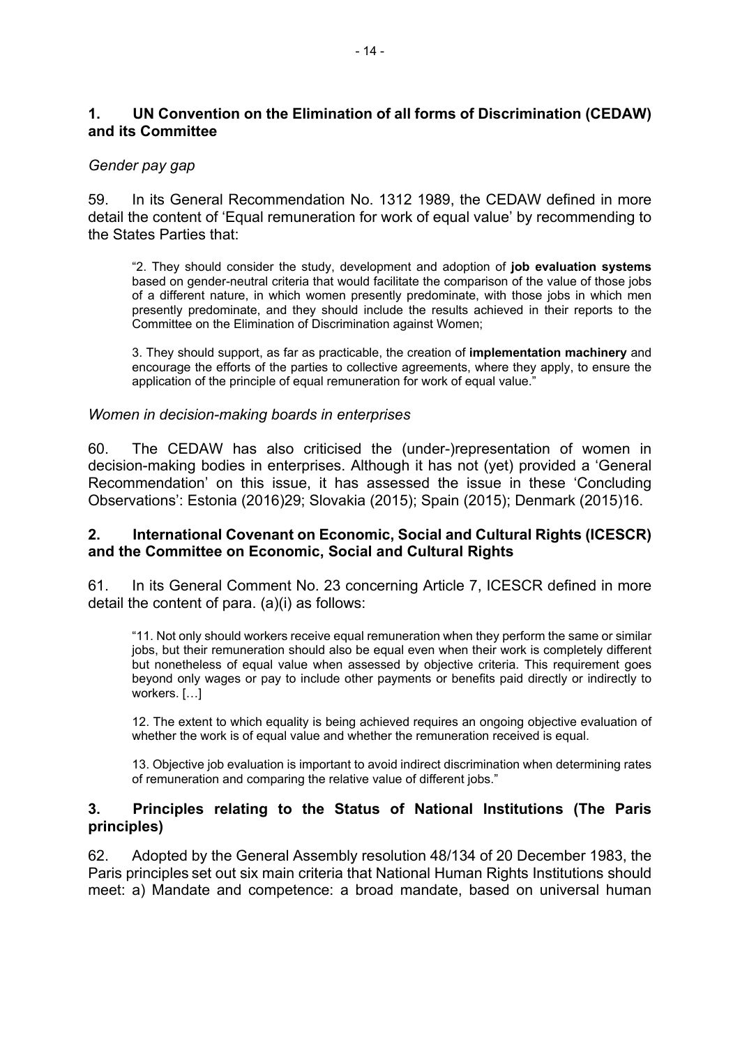## 1. UN Convention on the Elimination of all forms of Discrimination (CEDAW) and its Committee

*Gender pay gap*

59. In its General Recommendation No. 1312 1989, the CEDAW defined in more detail the content of 'Equal remuneration for work of equal value' by recommending to the States Parties that:

> "2. They should consider the study, development and adoption of **job evaluation systems** based on gender-neutral criteria that would facilitate the comparison of the value of those jobs of a different nature, in which women presently predominate, with those jobs in which men presently predominate, and they should include the results achieved in their reports to the Committee on the Elimination of Discrimination against Women;
>
> 3. They should support, as far as practicable, the creation of **implementation machinery** and encourage the efforts of the parties to collective agreements, where they apply, to ensure the application of the principle of equal remuneration for work of equal value."

*Women in decision-making boards in enterprises*

60. The CEDAW has also criticised the (under-)representation of women in decision-making bodies in enterprises. Although it has not (yet) provided a 'General Recommendation' on this issue, it has assessed the issue in these 'Concluding Observations': Estonia (2016)29; Slovakia (2015); Spain (2015); Denmark (2015)16.

## 2. International Covenant on Economic, Social and Cultural Rights (ICESCR) and the Committee on Economic, Social and Cultural Rights

61. In its General Comment No. 23 concerning Article 7, ICESCR defined in more detail the content of para. (a)(i) as follows:

> "11. Not only should workers receive equal remuneration when they perform the same or similar jobs, but their remuneration should also be equal even when their work is completely different but nonetheless of equal value when assessed by objective criteria. This requirement goes beyond only wages or pay to include other payments or benefits paid directly or indirectly to workers. […]
>
> 12. The extent to which equality is being achieved requires an ongoing objective evaluation of whether the work is of equal value and whether the remuneration received is equal.
>
> 13. Objective job evaluation is important to avoid indirect discrimination when determining rates of remuneration and comparing the relative value of different jobs."

## 3. Principles relating to the Status of National Institutions (The Paris principles)

62. Adopted by the General Assembly resolution 48/134 of 20 December 1983, the Paris principles set out six main criteria that National Human Rights Institutions should meet: a) Mandate and competence: a broad mandate, based on universal human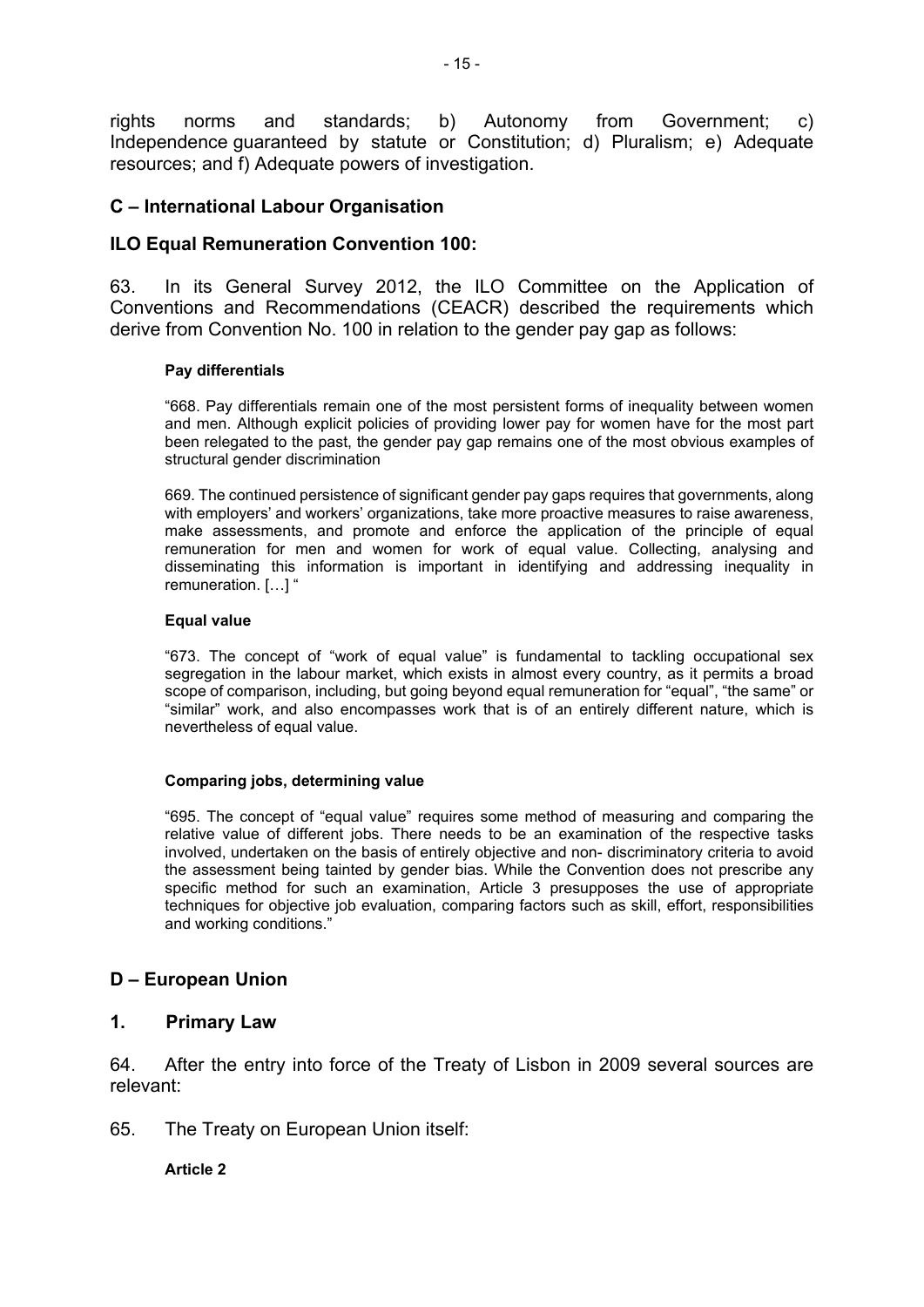rights norms and standards; b) Autonomy from Government; c) Independence guaranteed by statute or Constitution; d) Pluralism; e) Adequate resources; and f) Adequate powers of investigation.

## C – International Labour Organisation

### ILO Equal Remuneration Convention 100:

63. In its General Survey 2012, the ILO Committee on the Application of Conventions and Recommendations (CEACR) described the requirements which derive from Convention No. 100 in relation to the gender pay gap as follows:

> **Pay differentials**
>
> "668. Pay differentials remain one of the most persistent forms of inequality between women and men. Although explicit policies of providing lower pay for women have for the most part been relegated to the past, the gender pay gap remains one of the most obvious examples of structural gender discrimination
>
> 669. The continued persistence of significant gender pay gaps requires that governments, along with employers' and workers' organizations, take more proactive measures to raise awareness, make assessments, and promote and enforce the application of the principle of equal remuneration for men and women for work of equal value. Collecting, analysing and disseminating this information is important in identifying and addressing inequality in remuneration. […] "
>
> **Equal value**
>
> "673. The concept of "work of equal value" is fundamental to tackling occupational sex segregation in the labour market, which exists in almost every country, as it permits a broad scope of comparison, including, but going beyond equal remuneration for "equal", "the same" or "similar" work, and also encompasses work that is of an entirely different nature, which is nevertheless of equal value.
>
> **Comparing jobs, determining value**
>
> "695. The concept of "equal value" requires some method of measuring and comparing the relative value of different jobs. There needs to be an examination of the respective tasks involved, undertaken on the basis of entirely objective and non- discriminatory criteria to avoid the assessment being tainted by gender bias. While the Convention does not prescribe any specific method for such an examination, Article 3 presupposes the use of appropriate techniques for objective job evaluation, comparing factors such as skill, effort, responsibilities and working conditions."

## D – European Union

### 1. Primary Law

64. After the entry into force of the Treaty of Lisbon in 2009 several sources are relevant:

65. The Treaty on European Union itself:

**Article 2**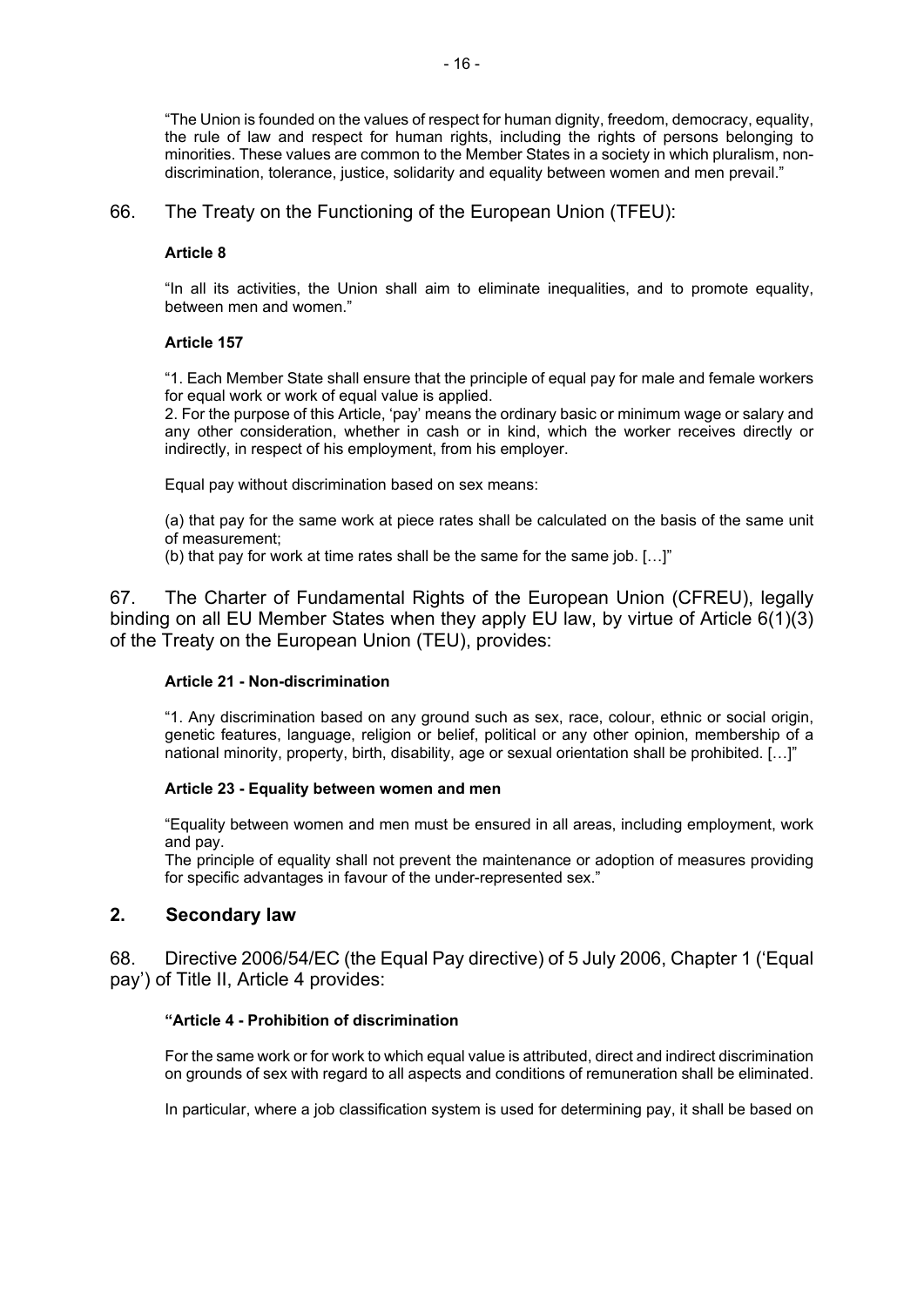> "The Union is founded on the values of respect for human dignity, freedom, democracy, equality, the rule of law and respect for human rights, including the rights of persons belonging to minorities. These values are common to the Member States in a society in which pluralism, non-discrimination, tolerance, justice, solidarity and equality between women and men prevail."

66. The Treaty on the Functioning of the European Union (TFEU):

> **Article 8**
>
> "In all its activities, the Union shall aim to eliminate inequalities, and to promote equality, between men and women."
>
> **Article 157**
>
> "1. Each Member State shall ensure that the principle of equal pay for male and female workers for equal work or work of equal value is applied.
> 2. For the purpose of this Article, 'pay' means the ordinary basic or minimum wage or salary and any other consideration, whether in cash or in kind, which the worker receives directly or indirectly, in respect of his employment, from his employer.
>
> Equal pay without discrimination based on sex means:
>
> (a) that pay for the same work at piece rates shall be calculated on the basis of the same unit of measurement;
> (b) that pay for work at time rates shall be the same for the same job. […]"

67. The Charter of Fundamental Rights of the European Union (CFREU), legally binding on all EU Member States when they apply EU law, by virtue of Article 6(1)(3) of the Treaty on the European Union (TEU), provides:

> **Article 21 - Non-discrimination**
>
> "1. Any discrimination based on any ground such as sex, race, colour, ethnic or social origin, genetic features, language, religion or belief, political or any other opinion, membership of a national minority, property, birth, disability, age or sexual orientation shall be prohibited. […]"
>
> **Article 23 - Equality between women and men**
>
> "Equality between women and men must be ensured in all areas, including employment, work and pay.
> The principle of equality shall not prevent the maintenance or adoption of measures providing for specific advantages in favour of the under-represented sex."

## 2. Secondary law

68. Directive 2006/54/EC (the Equal Pay directive) of 5 July 2006, Chapter 1 ('Equal pay') of Title II, Article 4 provides:

> **"Article 4 - Prohibition of discrimination**
>
> For the same work or for work to which equal value is attributed, direct and indirect discrimination on grounds of sex with regard to all aspects and conditions of remuneration shall be eliminated.
>
> In particular, where a job classification system is used for determining pay, it shall be based on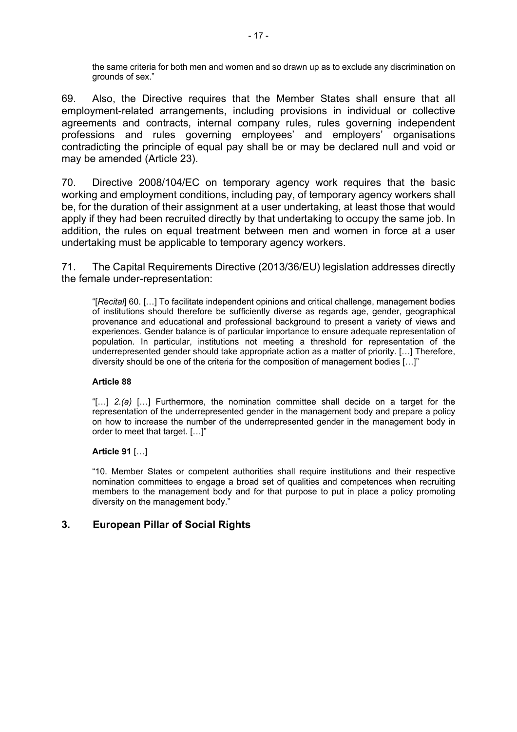> the same criteria for both men and women and so drawn up as to exclude any discrimination on grounds of sex."

69. Also, the Directive requires that the Member States shall ensure that all employment-related arrangements, including provisions in individual or collective agreements and contracts, internal company rules, rules governing independent professions and rules governing employees' and employers' organisations contradicting the principle of equal pay shall be or may be declared null and void or may be amended (Article 23).

70. Directive 2008/104/EC on temporary agency work requires that the basic working and employment conditions, including pay, of temporary agency workers shall be, for the duration of their assignment at a user undertaking, at least those that would apply if they had been recruited directly by that undertaking to occupy the same job. In addition, the rules on equal treatment between men and women in force at a user undertaking must be applicable to temporary agency workers.

71. The Capital Requirements Directive (2013/36/EU) legislation addresses directly the female under-representation:

> "[*Recital*] 60. […] To facilitate independent opinions and critical challenge, management bodies of institutions should therefore be sufficiently diverse as regards age, gender, geographical provenance and educational and professional background to present a variety of views and experiences. Gender balance is of particular importance to ensure adequate representation of population. In particular, institutions not meeting a threshold for representation of the underrepresented gender should take appropriate action as a matter of priority. […] Therefore, diversity should be one of the criteria for the composition of management bodies […]"
>
> **Article 88**
>
> "[…] *2.(a)* […] Furthermore, the nomination committee shall decide on a target for the representation of the underrepresented gender in the management body and prepare a policy on how to increase the number of the underrepresented gender in the management body in order to meet that target. […]"
>
> **Article 91** […]
>
> "10. Member States or competent authorities shall require institutions and their respective nomination committees to engage a broad set of qualities and competences when recruiting members to the management body and for that purpose to put in place a policy promoting diversity on the management body."

## 3. European Pillar of Social Rights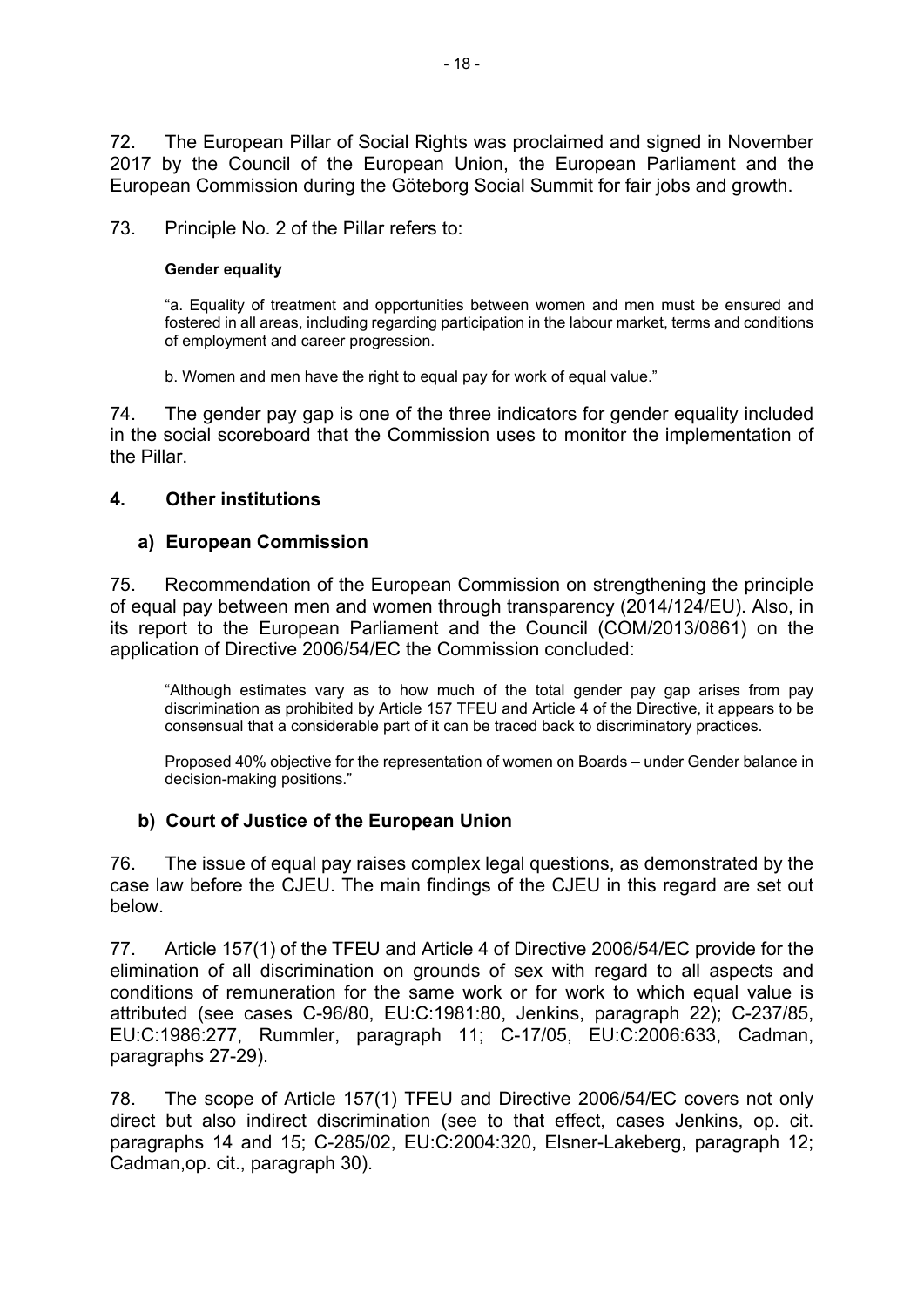72. The European Pillar of Social Rights was proclaimed and signed in November 2017 by the Council of the European Union, the European Parliament and the European Commission during the Göteborg Social Summit for fair jobs and growth.

73. Principle No. 2 of the Pillar refers to:

> **Gender equality**
>
> "a. Equality of treatment and opportunities between women and men must be ensured and fostered in all areas, including regarding participation in the labour market, terms and conditions of employment and career progression.
>
> b. Women and men have the right to equal pay for work of equal value."

74. The gender pay gap is one of the three indicators for gender equality included in the social scoreboard that the Commission uses to monitor the implementation of the Pillar.

## 4. Other institutions

### a) European Commission

75. Recommendation of the European Commission on strengthening the principle of equal pay between men and women through transparency (2014/124/EU). Also, in its report to the European Parliament and the Council (COM/2013/0861) on the application of Directive 2006/54/EC the Commission concluded:

> "Although estimates vary as to how much of the total gender pay gap arises from pay discrimination as prohibited by Article 157 TFEU and Article 4 of the Directive, it appears to be consensual that a considerable part of it can be traced back to discriminatory practices.
>
> Proposed 40% objective for the representation of women on Boards – under Gender balance in decision-making positions."

### b) Court of Justice of the European Union

76. The issue of equal pay raises complex legal questions, as demonstrated by the case law before the CJEU. The main findings of the CJEU in this regard are set out below.

77. Article 157(1) of the TFEU and Article 4 of Directive 2006/54/EC provide for the elimination of all discrimination on grounds of sex with regard to all aspects and conditions of remuneration for the same work or for work to which equal value is attributed (see cases C-96/80, EU:C:1981:80, Jenkins, paragraph 22); C-237/85, EU:C:1986:277, Rummler, paragraph 11; C-17/05, EU:C:2006:633, Cadman, paragraphs 27-29).

78. The scope of Article 157(1) TFEU and Directive 2006/54/EC covers not only direct but also indirect discrimination (see to that effect, cases Jenkins, op. cit. paragraphs 14 and 15; C-285/02, EU:C:2004:320, Elsner-Lakeberg, paragraph 12; Cadman,op. cit., paragraph 30).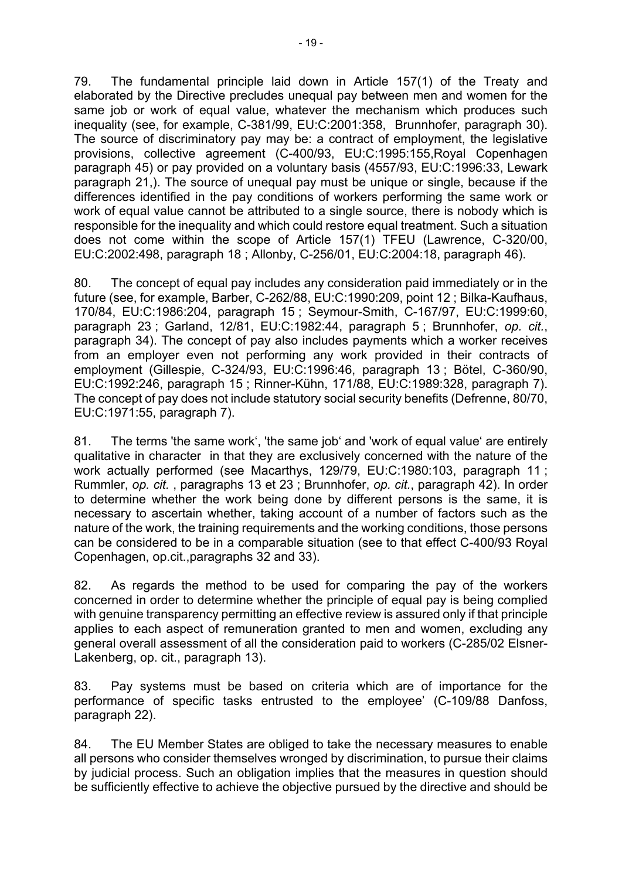79. The fundamental principle laid down in Article 157(1) of the Treaty and elaborated by the Directive precludes unequal pay between men and women for the same job or work of equal value, whatever the mechanism which produces such inequality (see, for example, C-381/99, EU:C:2001:358, Brunnhofer, paragraph 30). The source of discriminatory pay may be: a contract of employment, the legislative provisions, collective agreement (C-400/93, EU:C:1995:155,Royal Copenhagen paragraph 45) or pay provided on a voluntary basis (4557/93, EU:C:1996:33, Lewark paragraph 21,). The source of unequal pay must be unique or single, because if the differences identified in the pay conditions of workers performing the same work or work of equal value cannot be attributed to a single source, there is nobody which is responsible for the inequality and which could restore equal treatment. Such a situation does not come within the scope of Article 157(1) TFEU (Lawrence, C-320/00, EU:C:2002:498, paragraph 18 ; Allonby, C-256/01, EU:C:2004:18, paragraph 46).

80. The concept of equal pay includes any consideration paid immediately or in the future (see, for example, Barber, C-262/88, EU:C:1990:209, point 12 ; Bilka-Kaufhaus, 170/84, EU:C:1986:204, paragraph 15 ; Seymour-Smith, C-167/97, EU:C:1999:60, paragraph 23 ; Garland, 12/81, EU:C:1982:44, paragraph 5 ; Brunnhofer, *op. cit.*, paragraph 34). The concept of pay also includes payments which a worker receives from an employer even not performing any work provided in their contracts of employment (Gillespie, C-324/93, EU:C:1996:46, paragraph 13 ; Bötel, C-360/90, EU:C:1992:246, paragraph 15 ; Rinner-Kühn, 171/88, EU:C:1989:328, paragraph 7). The concept of pay does not include statutory social security benefits (Defrenne, 80/70, EU:C:1971:55, paragraph 7).

81. The terms 'the same work', 'the same job' and 'work of equal value' are entirely qualitative in character in that they are exclusively concerned with the nature of the work actually performed (see Macarthys, 129/79, EU:C:1980:103, paragraph 11 ; Rummler, *op. cit.* , paragraphs 13 et 23 ; Brunnhofer, *op. cit.*, paragraph 42). In order to determine whether the work being done by different persons is the same, it is necessary to ascertain whether, taking account of a number of factors such as the nature of the work, the training requirements and the working conditions, those persons can be considered to be in a comparable situation (see to that effect C-400/93 Royal Copenhagen, op.cit.,paragraphs 32 and 33).

82. As regards the method to be used for comparing the pay of the workers concerned in order to determine whether the principle of equal pay is being complied with genuine transparency permitting an effective review is assured only if that principle applies to each aspect of remuneration granted to men and women, excluding any general overall assessment of all the consideration paid to workers (C-285/02 Elsner-Lakenberg, op. cit., paragraph 13).

83. Pay systems must be based on criteria which are of importance for the performance of specific tasks entrusted to the employee' (C-109/88 Danfoss, paragraph 22).

84. The EU Member States are obliged to take the necessary measures to enable all persons who consider themselves wronged by discrimination, to pursue their claims by judicial process. Such an obligation implies that the measures in question should be sufficiently effective to achieve the objective pursued by the directive and should be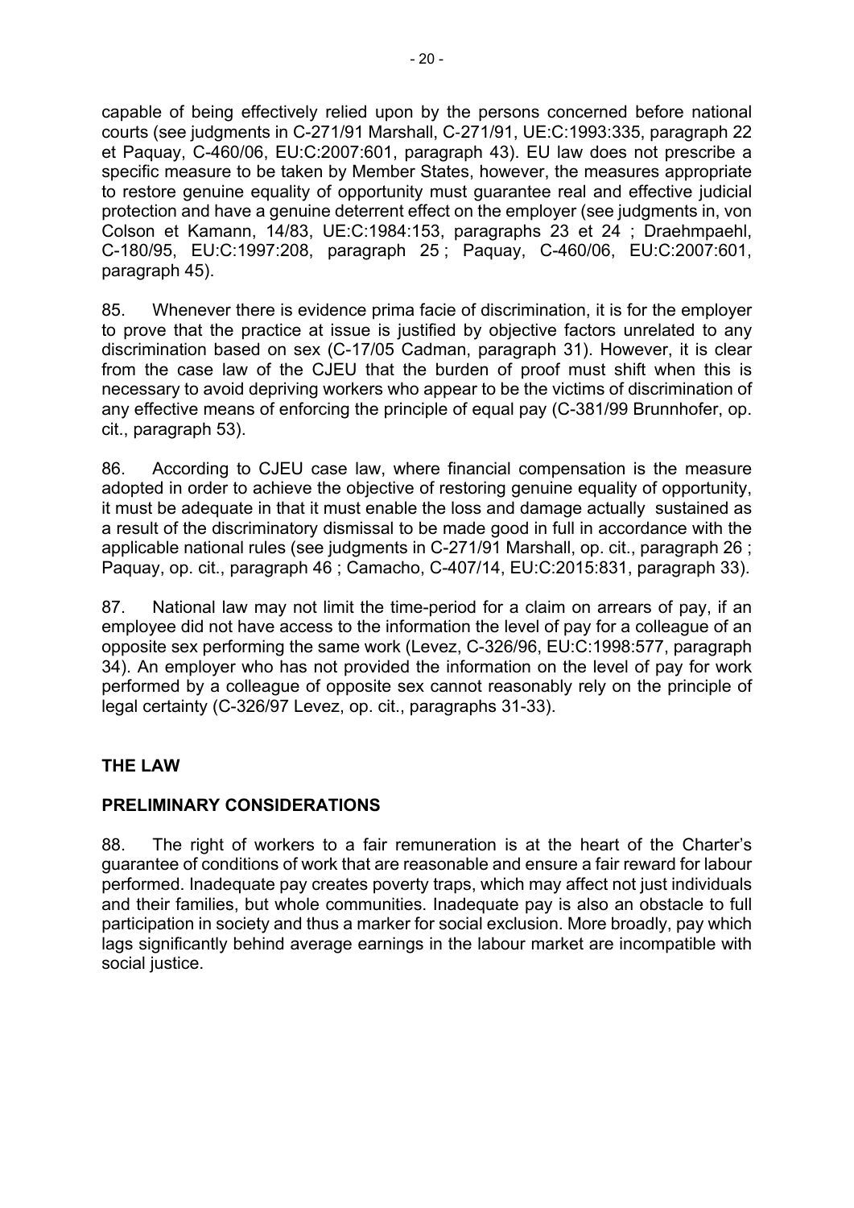capable of being effectively relied upon by the persons concerned before national courts (see judgments in C-271/91 Marshall, C-271/91, UE:C:1993:335, paragraph 22 et Paquay, C-460/06, EU:C:2007:601, paragraph 43). EU law does not prescribe a specific measure to be taken by Member States, however, the measures appropriate to restore genuine equality of opportunity must guarantee real and effective judicial protection and have a genuine deterrent effect on the employer (see judgments in, von Colson et Kamann, 14/83, UE:C:1984:153, paragraphs 23 et 24 ; Draehmpaehl, C-180/95, EU:C:1997:208, paragraph 25 ; Paquay, C-460/06, EU:C:2007:601, paragraph 45).

85. Whenever there is evidence prima facie of discrimination, it is for the employer to prove that the practice at issue is justified by objective factors unrelated to any discrimination based on sex (C-17/05 Cadman, paragraph 31). However, it is clear from the case law of the CJEU that the burden of proof must shift when this is necessary to avoid depriving workers who appear to be the victims of discrimination of any effective means of enforcing the principle of equal pay (C-381/99 Brunnhofer, op. cit., paragraph 53).

86. According to CJEU case law, where financial compensation is the measure adopted in order to achieve the objective of restoring genuine equality of opportunity, it must be adequate in that it must enable the loss and damage actually sustained as a result of the discriminatory dismissal to be made good in full in accordance with the applicable national rules (see judgments in C-271/91 Marshall, op. cit., paragraph 26 ; Paquay, op. cit., paragraph 46 ; Camacho, C-407/14, EU:C:2015:831, paragraph 33).

87. National law may not limit the time-period for a claim on arrears of pay, if an employee did not have access to the information the level of pay for a colleague of an opposite sex performing the same work (Levez, C-326/96, EU:C:1998:577, paragraph 34). An employer who has not provided the information on the level of pay for work performed by a colleague of opposite sex cannot reasonably rely on the principle of legal certainty (C-326/97 Levez, op. cit., paragraphs 31-33).

## THE LAW

## PRELIMINARY CONSIDERATIONS

88. The right of workers to a fair remuneration is at the heart of the Charter's guarantee of conditions of work that are reasonable and ensure a fair reward for labour performed. Inadequate pay creates poverty traps, which may affect not just individuals and their families, but whole communities. Inadequate pay is also an obstacle to full participation in society and thus a marker for social exclusion. More broadly, pay which lags significantly behind average earnings in the labour market are incompatible with social justice.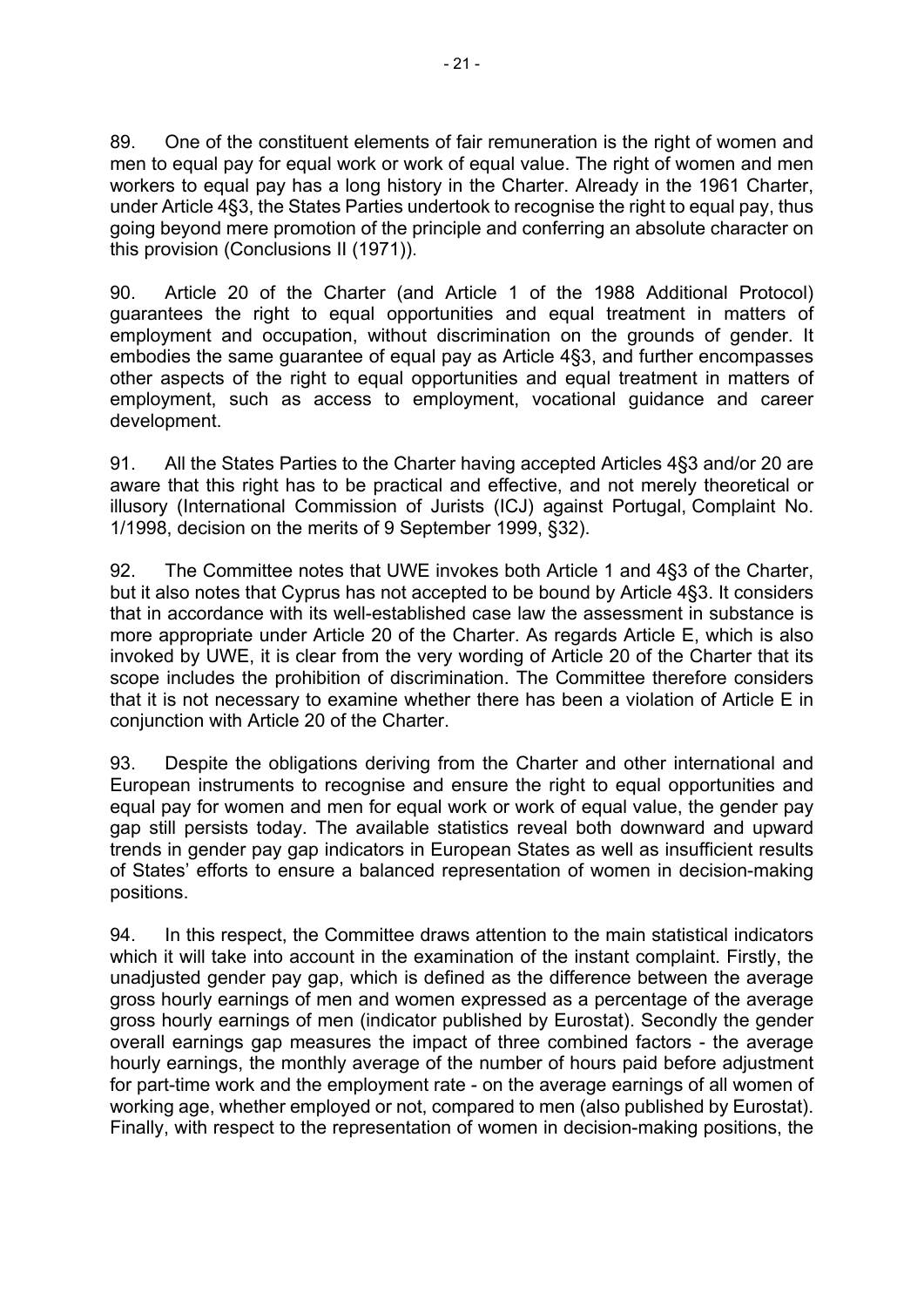89. One of the constituent elements of fair remuneration is the right of women and men to equal pay for equal work or work of equal value. The right of women and men workers to equal pay has a long history in the Charter. Already in the 1961 Charter, under Article 4§3, the States Parties undertook to recognise the right to equal pay, thus going beyond mere promotion of the principle and conferring an absolute character on this provision (Conclusions II (1971)).

90. Article 20 of the Charter (and Article 1 of the 1988 Additional Protocol) guarantees the right to equal opportunities and equal treatment in matters of employment and occupation, without discrimination on the grounds of gender. It embodies the same guarantee of equal pay as Article 4§3, and further encompasses other aspects of the right to equal opportunities and equal treatment in matters of employment, such as access to employment, vocational guidance and career development.

91. All the States Parties to the Charter having accepted Articles 4§3 and/or 20 are aware that this right has to be practical and effective, and not merely theoretical or illusory (International Commission of Jurists (ICJ) against Portugal, Complaint No. 1/1998, decision on the merits of 9 September 1999, §32).

92. The Committee notes that UWE invokes both Article 1 and 4§3 of the Charter, but it also notes that Cyprus has not accepted to be bound by Article 4§3. It considers that in accordance with its well-established case law the assessment in substance is more appropriate under Article 20 of the Charter. As regards Article E, which is also invoked by UWE, it is clear from the very wording of Article 20 of the Charter that its scope includes the prohibition of discrimination. The Committee therefore considers that it is not necessary to examine whether there has been a violation of Article E in conjunction with Article 20 of the Charter.

93. Despite the obligations deriving from the Charter and other international and European instruments to recognise and ensure the right to equal opportunities and equal pay for women and men for equal work or work of equal value, the gender pay gap still persists today. The available statistics reveal both downward and upward trends in gender pay gap indicators in European States as well as insufficient results of States' efforts to ensure a balanced representation of women in decision-making positions.

94. In this respect, the Committee draws attention to the main statistical indicators which it will take into account in the examination of the instant complaint. Firstly, the unadjusted gender pay gap, which is defined as the difference between the average gross hourly earnings of men and women expressed as a percentage of the average gross hourly earnings of men (indicator published by Eurostat). Secondly the gender overall earnings gap measures the impact of three combined factors - the average hourly earnings, the monthly average of the number of hours paid before adjustment for part-time work and the employment rate - on the average earnings of all women of working age, whether employed or not, compared to men (also published by Eurostat). Finally, with respect to the representation of women in decision-making positions, the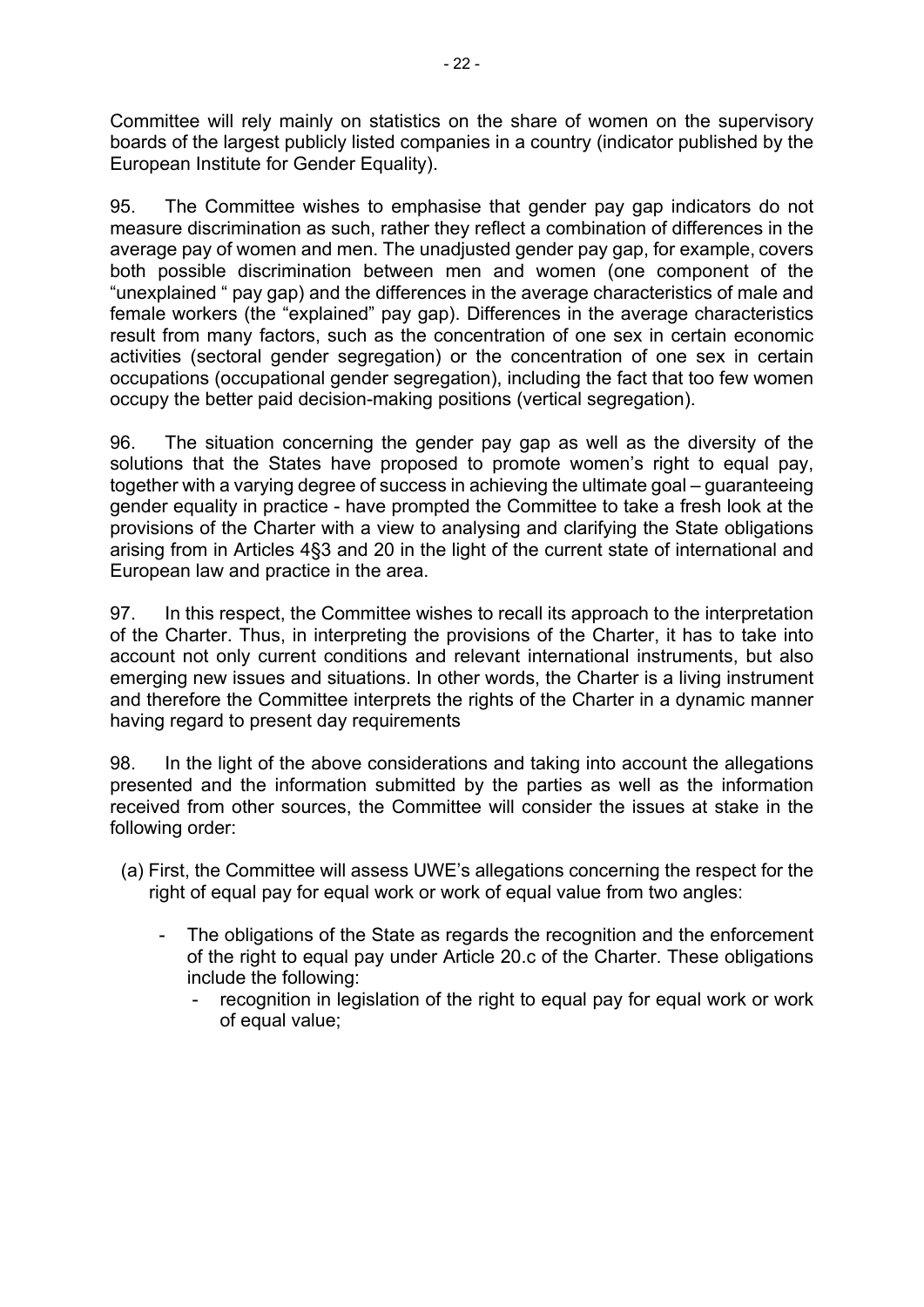Committee will rely mainly on statistics on the share of women on the supervisory boards of the largest publicly listed companies in a country (indicator published by the European Institute for Gender Equality).

95. The Committee wishes to emphasise that gender pay gap indicators do not measure discrimination as such, rather they reflect a combination of differences in the average pay of women and men. The unadjusted gender pay gap, for example, covers both possible discrimination between men and women (one component of the "unexplained " pay gap) and the differences in the average characteristics of male and female workers (the "explained" pay gap). Differences in the average characteristics result from many factors, such as the concentration of one sex in certain economic activities (sectoral gender segregation) or the concentration of one sex in certain occupations (occupational gender segregation), including the fact that too few women occupy the better paid decision-making positions (vertical segregation).

96. The situation concerning the gender pay gap as well as the diversity of the solutions that the States have proposed to promote women's right to equal pay, together with a varying degree of success in achieving the ultimate goal – guaranteeing gender equality in practice - have prompted the Committee to take a fresh look at the provisions of the Charter with a view to analysing and clarifying the State obligations arising from in Articles 4§3 and 20 in the light of the current state of international and European law and practice in the area.

97. In this respect, the Committee wishes to recall its approach to the interpretation of the Charter. Thus, in interpreting the provisions of the Charter, it has to take into account not only current conditions and relevant international instruments, but also emerging new issues and situations. In other words, the Charter is a living instrument and therefore the Committee interprets the rights of the Charter in a dynamic manner having regard to present day requirements

98. In the light of the above considerations and taking into account the allegations presented and the information submitted by the parties as well as the information received from other sources, the Committee will consider the issues at stake in the following order:

(a) First, the Committee will assess UWE's allegations concerning the respect for the right of equal pay for equal work or work of equal value from two angles:

- The obligations of the State as regards the recognition and the enforcement of the right to equal pay under Article 20.c of the Charter. These obligations include the following:
  - recognition in legislation of the right to equal pay for equal work or work of equal value;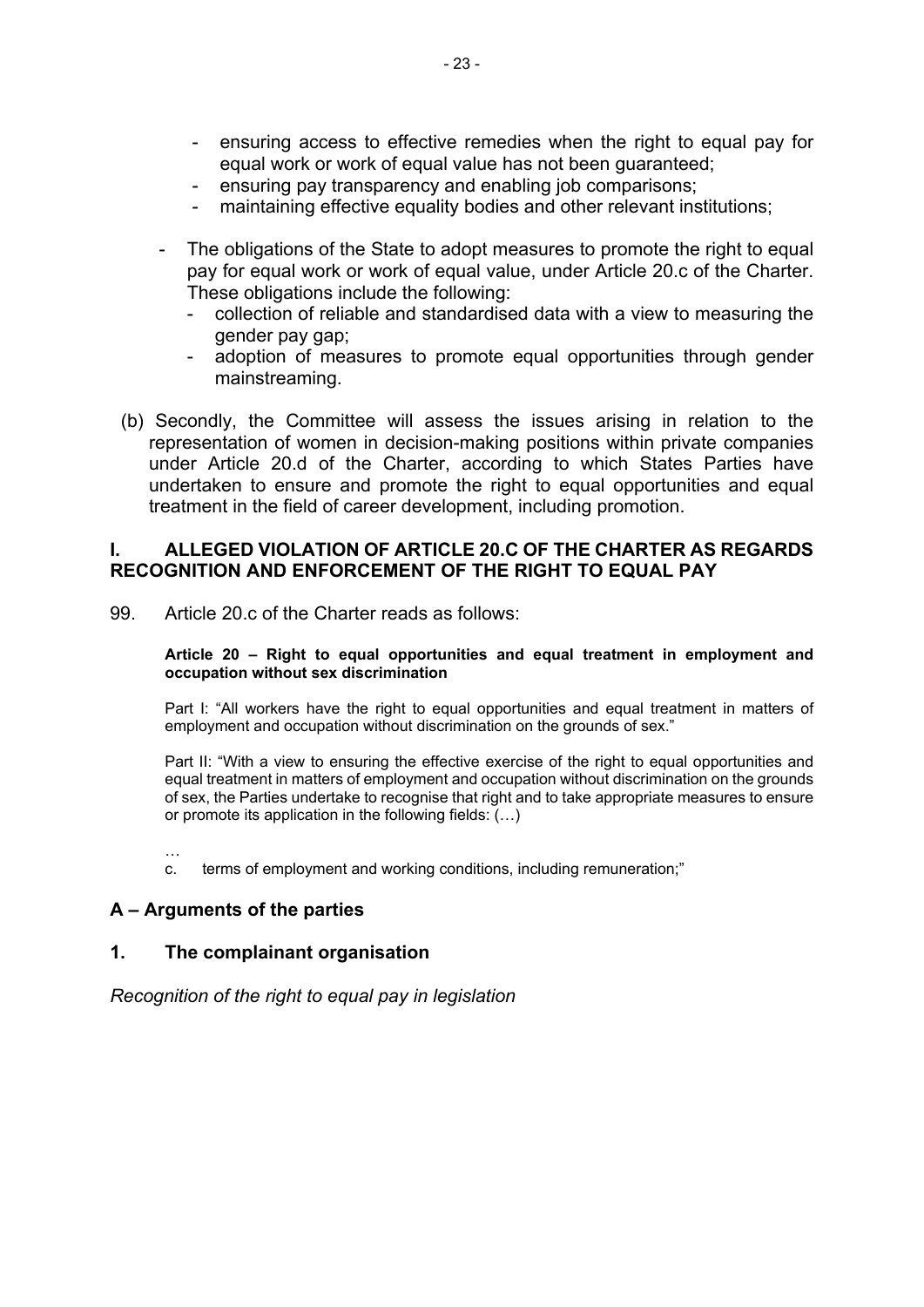- ensuring access to effective remedies when the right to equal pay for equal work or work of equal value has not been guaranteed;
- ensuring pay transparency and enabling job comparisons;
- maintaining effective equality bodies and other relevant institutions;

- The obligations of the State to adopt measures to promote the right to equal pay for equal work or work of equal value, under Article 20.c of the Charter. These obligations include the following:
  - collection of reliable and standardised data with a view to measuring the gender pay gap;
  - adoption of measures to promote equal opportunities through gender mainstreaming.

(b) Secondly, the Committee will assess the issues arising in relation to the representation of women in decision-making positions within private companies under Article 20.d of the Charter, according to which States Parties have undertaken to ensure and promote the right to equal opportunities and equal treatment in the field of career development, including promotion.

## I. ALLEGED VIOLATION OF ARTICLE 20.C OF THE CHARTER AS REGARDS RECOGNITION AND ENFORCEMENT OF THE RIGHT TO EQUAL PAY

99. Article 20.c of the Charter reads as follows:

> **Article 20 – Right to equal opportunities and equal treatment in employment and occupation without sex discrimination**
>
> Part I: "All workers have the right to equal opportunities and equal treatment in matters of employment and occupation without discrimination on the grounds of sex."
>
> Part II: "With a view to ensuring the effective exercise of the right to equal opportunities and equal treatment in matters of employment and occupation without discrimination on the grounds of sex, the Parties undertake to recognise that right and to take appropriate measures to ensure or promote its application in the following fields: (…)
>
> …
>
> c. terms of employment and working conditions, including remuneration;"

### A – Arguments of the parties

### 1. The complainant organisation

*Recognition of the right to equal pay in legislation*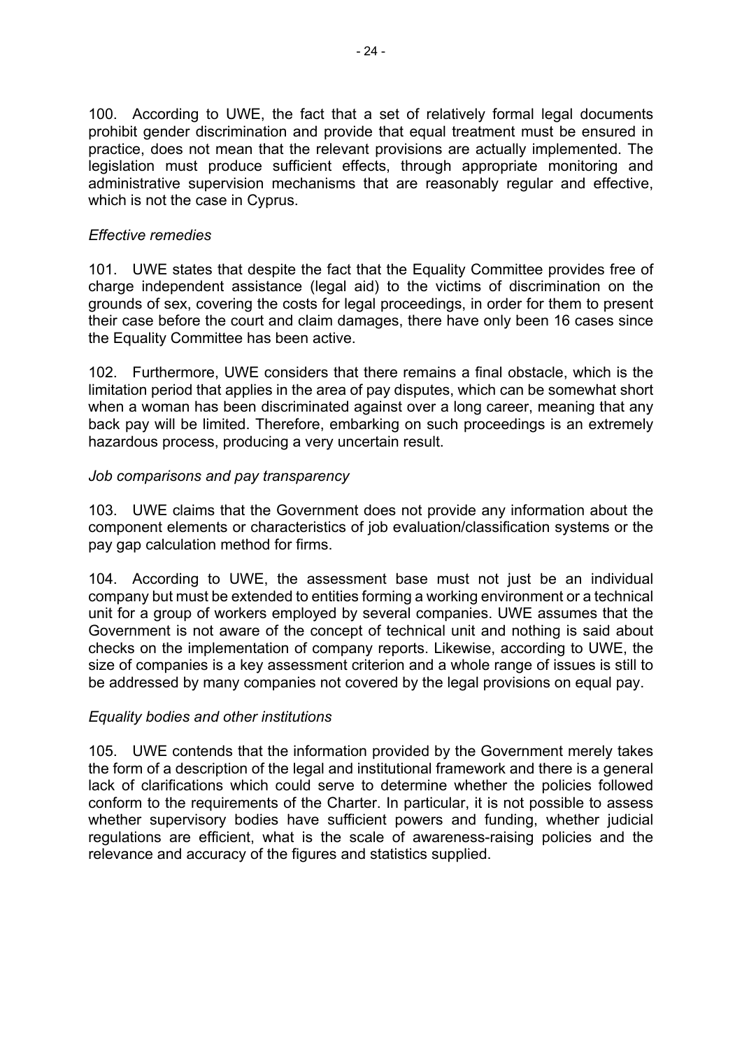100. According to UWE, the fact that a set of relatively formal legal documents prohibit gender discrimination and provide that equal treatment must be ensured in practice, does not mean that the relevant provisions are actually implemented. The legislation must produce sufficient effects, through appropriate monitoring and administrative supervision mechanisms that are reasonably regular and effective, which is not the case in Cyprus.

*Effective remedies*

101. UWE states that despite the fact that the Equality Committee provides free of charge independent assistance (legal aid) to the victims of discrimination on the grounds of sex, covering the costs for legal proceedings, in order for them to present their case before the court and claim damages, there have only been 16 cases since the Equality Committee has been active.

102. Furthermore, UWE considers that there remains a final obstacle, which is the limitation period that applies in the area of pay disputes, which can be somewhat short when a woman has been discriminated against over a long career, meaning that any back pay will be limited. Therefore, embarking on such proceedings is an extremely hazardous process, producing a very uncertain result.

*Job comparisons and pay transparency*

103. UWE claims that the Government does not provide any information about the component elements or characteristics of job evaluation/classification systems or the pay gap calculation method for firms.

104. According to UWE, the assessment base must not just be an individual company but must be extended to entities forming a working environment or a technical unit for a group of workers employed by several companies. UWE assumes that the Government is not aware of the concept of technical unit and nothing is said about checks on the implementation of company reports. Likewise, according to UWE, the size of companies is a key assessment criterion and a whole range of issues is still to be addressed by many companies not covered by the legal provisions on equal pay.

*Equality bodies and other institutions*

105. UWE contends that the information provided by the Government merely takes the form of a description of the legal and institutional framework and there is a general lack of clarifications which could serve to determine whether the policies followed conform to the requirements of the Charter. In particular, it is not possible to assess whether supervisory bodies have sufficient powers and funding, whether judicial regulations are efficient, what is the scale of awareness-raising policies and the relevance and accuracy of the figures and statistics supplied.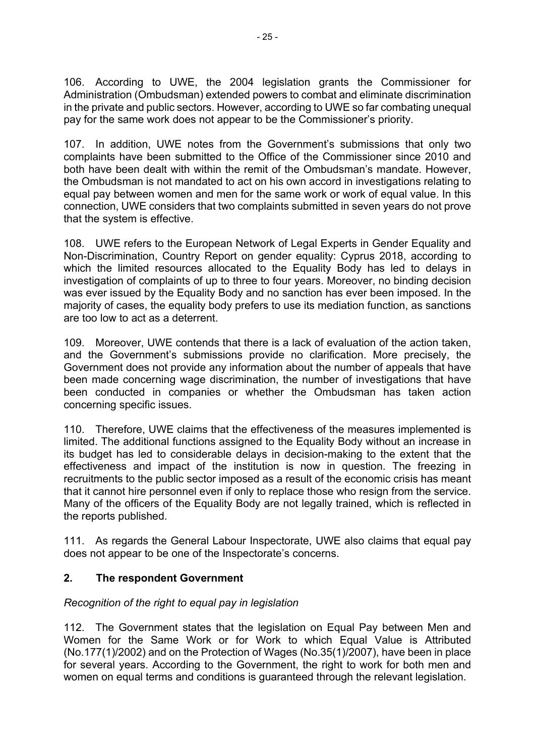106. According to UWE, the 2004 legislation grants the Commissioner for Administration (Ombudsman) extended powers to combat and eliminate discrimination in the private and public sectors. However, according to UWE so far combating unequal pay for the same work does not appear to be the Commissioner's priority.

107. In addition, UWE notes from the Government's submissions that only two complaints have been submitted to the Office of the Commissioner since 2010 and both have been dealt with within the remit of the Ombudsman's mandate. However, the Ombudsman is not mandated to act on his own accord in investigations relating to equal pay between women and men for the same work or work of equal value. In this connection, UWE considers that two complaints submitted in seven years do not prove that the system is effective.

108. UWE refers to the European Network of Legal Experts in Gender Equality and Non-Discrimination, Country Report on gender equality: Cyprus 2018, according to which the limited resources allocated to the Equality Body has led to delays in investigation of complaints of up to three to four years. Moreover, no binding decision was ever issued by the Equality Body and no sanction has ever been imposed. In the majority of cases, the equality body prefers to use its mediation function, as sanctions are too low to act as a deterrent.

109. Moreover, UWE contends that there is a lack of evaluation of the action taken, and the Government's submissions provide no clarification. More precisely, the Government does not provide any information about the number of appeals that have been made concerning wage discrimination, the number of investigations that have been conducted in companies or whether the Ombudsman has taken action concerning specific issues.

110. Therefore, UWE claims that the effectiveness of the measures implemented is limited. The additional functions assigned to the Equality Body without an increase in its budget has led to considerable delays in decision-making to the extent that the effectiveness and impact of the institution is now in question. The freezing in recruitments to the public sector imposed as a result of the economic crisis has meant that it cannot hire personnel even if only to replace those who resign from the service. Many of the officers of the Equality Body are not legally trained, which is reflected in the reports published.

111. As regards the General Labour Inspectorate, UWE also claims that equal pay does not appear to be one of the Inspectorate's concerns.

## 2. The respondent Government

*Recognition of the right to equal pay in legislation*

112. The Government states that the legislation on Equal Pay between Men and Women for the Same Work or for Work to which Equal Value is Attributed (No.177(1)/2002) and on the Protection of Wages (No.35(1)/2007), have been in place for several years. According to the Government, the right to work for both men and women on equal terms and conditions is guaranteed through the relevant legislation.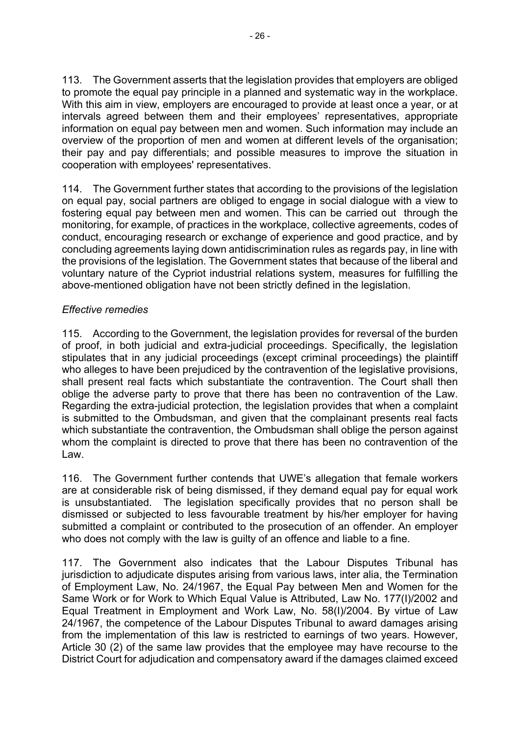113. The Government asserts that the legislation provides that employers are obliged to promote the equal pay principle in a planned and systematic way in the workplace. With this aim in view, employers are encouraged to provide at least once a year, or at intervals agreed between them and their employees' representatives, appropriate information on equal pay between men and women. Such information may include an overview of the proportion of men and women at different levels of the organisation; their pay and pay differentials; and possible measures to improve the situation in cooperation with employees' representatives.

114. The Government further states that according to the provisions of the legislation on equal pay, social partners are obliged to engage in social dialogue with a view to fostering equal pay between men and women. This can be carried out through the monitoring, for example, of practices in the workplace, collective agreements, codes of conduct, encouraging research or exchange of experience and good practice, and by concluding agreements laying down antidiscrimination rules as regards pay, in line with the provisions of the legislation. The Government states that because of the liberal and voluntary nature of the Cypriot industrial relations system, measures for fulfilling the above-mentioned obligation have not been strictly defined in the legislation.

*Effective remedies*

115. According to the Government, the legislation provides for reversal of the burden of proof, in both judicial and extra-judicial proceedings. Specifically, the legislation stipulates that in any judicial proceedings (except criminal proceedings) the plaintiff who alleges to have been prejudiced by the contravention of the legislative provisions, shall present real facts which substantiate the contravention. The Court shall then oblige the adverse party to prove that there has been no contravention of the Law. Regarding the extra-judicial protection, the legislation provides that when a complaint is submitted to the Ombudsman, and given that the complainant presents real facts which substantiate the contravention, the Ombudsman shall oblige the person against whom the complaint is directed to prove that there has been no contravention of the Law.

116. The Government further contends that UWE's allegation that female workers are at considerable risk of being dismissed, if they demand equal pay for equal work is unsubstantiated. The legislation specifically provides that no person shall be dismissed or subjected to less favourable treatment by his/her employer for having submitted a complaint or contributed to the prosecution of an offender. An employer who does not comply with the law is guilty of an offence and liable to a fine.

117. The Government also indicates that the Labour Disputes Tribunal has jurisdiction to adjudicate disputes arising from various laws, inter alia, the Termination of Employment Law, No. 24/1967, the Equal Pay between Men and Women for the Same Work or for Work to Which Equal Value is Attributed, Law No. 177(I)/2002 and Equal Treatment in Employment and Work Law, No. 58(I)/2004. By virtue of Law 24/1967, the competence of the Labour Disputes Tribunal to award damages arising from the implementation of this law is restricted to earnings of two years. However, Article 30 (2) of the same law provides that the employee may have recourse to the District Court for adjudication and compensatory award if the damages claimed exceed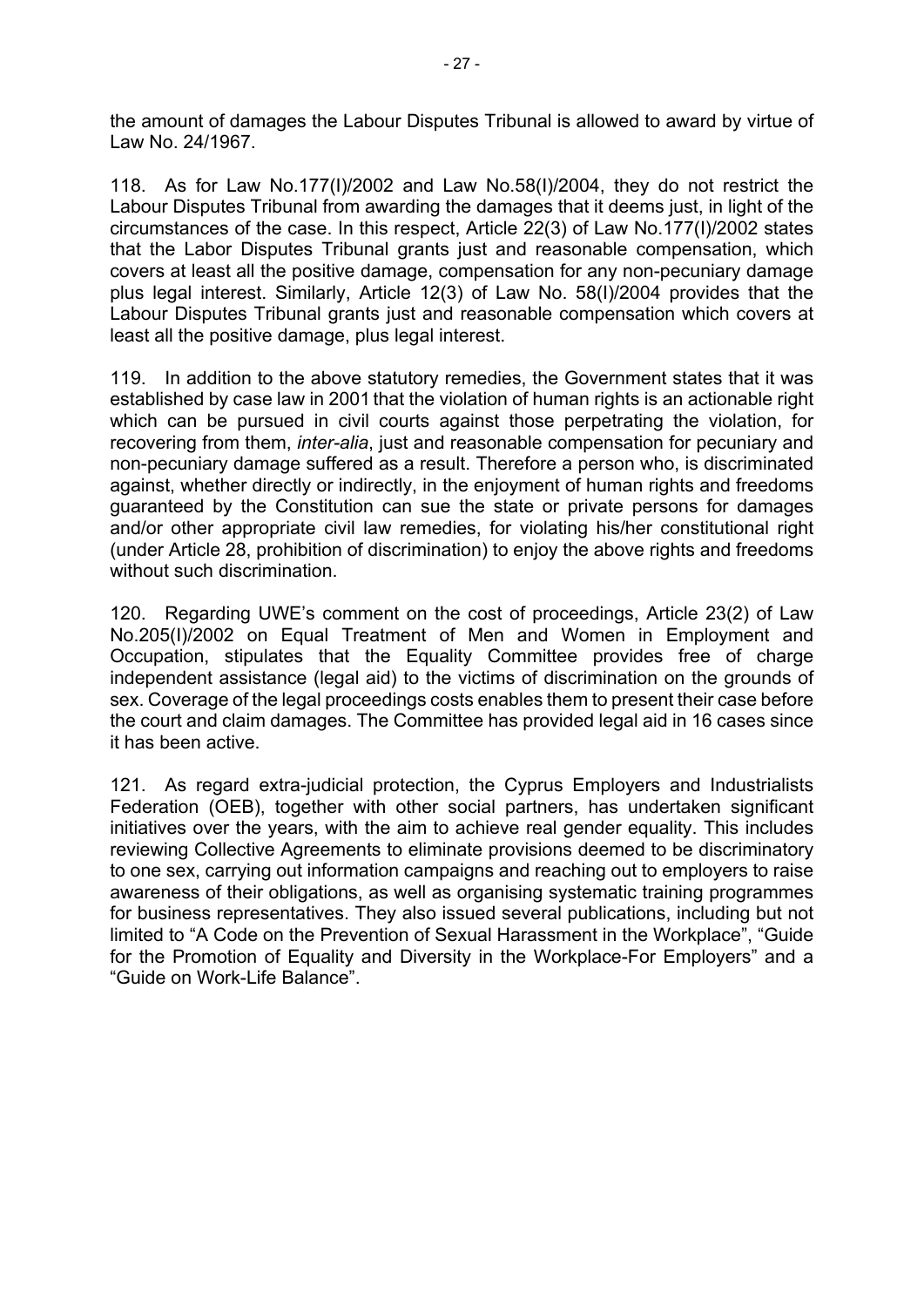the amount of damages the Labour Disputes Tribunal is allowed to award by virtue of Law No. 24/1967.

118. As for Law No.177(I)/2002 and Law No.58(I)/2004, they do not restrict the Labour Disputes Tribunal from awarding the damages that it deems just, in light of the circumstances of the case. In this respect, Article 22(3) of Law No.177(I)/2002 states that the Labor Disputes Tribunal grants just and reasonable compensation, which covers at least all the positive damage, compensation for any non-pecuniary damage plus legal interest. Similarly, Article 12(3) of Law No. 58(I)/2004 provides that the Labour Disputes Tribunal grants just and reasonable compensation which covers at least all the positive damage, plus legal interest.

119. In addition to the above statutory remedies, the Government states that it was established by case law in 2001 that the violation of human rights is an actionable right which can be pursued in civil courts against those perpetrating the violation, for recovering from them, *inter-alia*, just and reasonable compensation for pecuniary and non-pecuniary damage suffered as a result. Therefore a person who, is discriminated against, whether directly or indirectly, in the enjoyment of human rights and freedoms guaranteed by the Constitution can sue the state or private persons for damages and/or other appropriate civil law remedies, for violating his/her constitutional right (under Article 28, prohibition of discrimination) to enjoy the above rights and freedoms without such discrimination.

120. Regarding UWE's comment on the cost of proceedings, Article 23(2) of Law No.205(I)/2002 on Equal Treatment of Men and Women in Employment and Occupation, stipulates that the Equality Committee provides free of charge independent assistance (legal aid) to the victims of discrimination on the grounds of sex. Coverage of the legal proceedings costs enables them to present their case before the court and claim damages. The Committee has provided legal aid in 16 cases since it has been active.

121. As regard extra-judicial protection, the Cyprus Employers and Industrialists Federation (OEB), together with other social partners, has undertaken significant initiatives over the years, with the aim to achieve real gender equality. This includes reviewing Collective Agreements to eliminate provisions deemed to be discriminatory to one sex, carrying out information campaigns and reaching out to employers to raise awareness of their obligations, as well as organising systematic training programmes for business representatives. They also issued several publications, including but not limited to "A Code on the Prevention of Sexual Harassment in the Workplace", "Guide for the Promotion of Equality and Diversity in the Workplace-For Employers" and a "Guide on Work-Life Balance".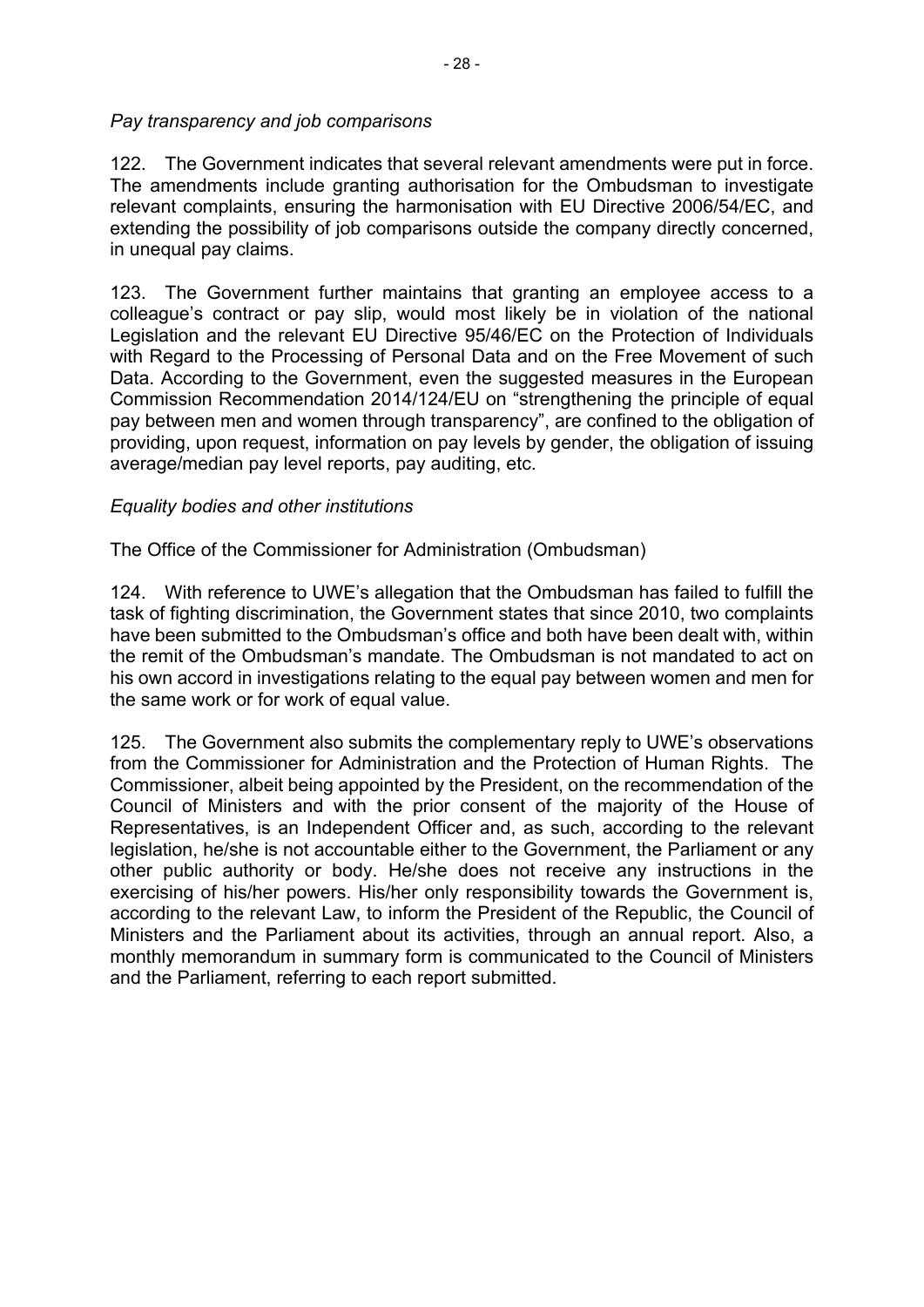*Pay transparency and job comparisons*

122. The Government indicates that several relevant amendments were put in force. The amendments include granting authorisation for the Ombudsman to investigate relevant complaints, ensuring the harmonisation with EU Directive 2006/54/EC, and extending the possibility of job comparisons outside the company directly concerned, in unequal pay claims.

123. The Government further maintains that granting an employee access to a colleague's contract or pay slip, would most likely be in violation of the national Legislation and the relevant EU Directive 95/46/EC on the Protection of Individuals with Regard to the Processing of Personal Data and on the Free Movement of such Data. According to the Government, even the suggested measures in the European Commission Recommendation 2014/124/EU on "strengthening the principle of equal pay between men and women through transparency", are confined to the obligation of providing, upon request, information on pay levels by gender, the obligation of issuing average/median pay level reports, pay auditing, etc.

*Equality bodies and other institutions*

The Office of the Commissioner for Administration (Ombudsman)

124. With reference to UWE's allegation that the Ombudsman has failed to fulfill the task of fighting discrimination, the Government states that since 2010, two complaints have been submitted to the Ombudsman's office and both have been dealt with, within the remit of the Ombudsman's mandate. The Ombudsman is not mandated to act on his own accord in investigations relating to the equal pay between women and men for the same work or for work of equal value.

125. The Government also submits the complementary reply to UWE's observations from the Commissioner for Administration and the Protection of Human Rights. The Commissioner, albeit being appointed by the President, on the recommendation of the Council of Ministers and with the prior consent of the majority of the House of Representatives, is an Independent Officer and, as such, according to the relevant legislation, he/she is not accountable either to the Government, the Parliament or any other public authority or body. He/she does not receive any instructions in the exercising of his/her powers. His/her only responsibility towards the Government is, according to the relevant Law, to inform the President of the Republic, the Council of Ministers and the Parliament about its activities, through an annual report. Also, a monthly memorandum in summary form is communicated to the Council of Ministers and the Parliament, referring to each report submitted.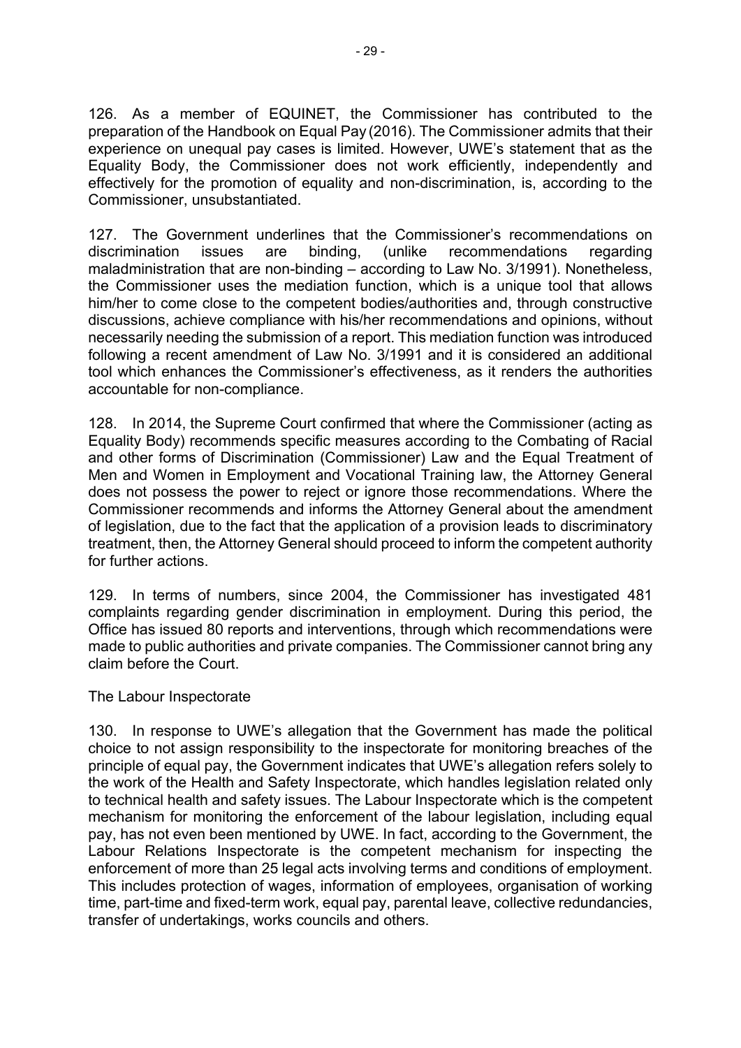126. As a member of EQUINET, the Commissioner has contributed to the preparation of the Handbook on Equal Pay (2016). The Commissioner admits that their experience on unequal pay cases is limited. However, UWE's statement that as the Equality Body, the Commissioner does not work efficiently, independently and effectively for the promotion of equality and non-discrimination, is, according to the Commissioner, unsubstantiated.

127. The Government underlines that the Commissioner's recommendations on discrimination issues are binding, (unlike recommendations regarding maladministration that are non-binding – according to Law No. 3/1991). Nonetheless, the Commissioner uses the mediation function, which is a unique tool that allows him/her to come close to the competent bodies/authorities and, through constructive discussions, achieve compliance with his/her recommendations and opinions, without necessarily needing the submission of a report. This mediation function was introduced following a recent amendment of Law No. 3/1991 and it is considered an additional tool which enhances the Commissioner's effectiveness, as it renders the authorities accountable for non-compliance.

128. In 2014, the Supreme Court confirmed that where the Commissioner (acting as Equality Body) recommends specific measures according to the Combating of Racial and other forms of Discrimination (Commissioner) Law and the Equal Treatment of Men and Women in Employment and Vocational Training law, the Attorney General does not possess the power to reject or ignore those recommendations. Where the Commissioner recommends and informs the Attorney General about the amendment of legislation, due to the fact that the application of a provision leads to discriminatory treatment, then, the Attorney General should proceed to inform the competent authority for further actions.

129. In terms of numbers, since 2004, the Commissioner has investigated 481 complaints regarding gender discrimination in employment. During this period, the Office has issued 80 reports and interventions, through which recommendations were made to public authorities and private companies. The Commissioner cannot bring any claim before the Court.

The Labour Inspectorate

130. In response to UWE's allegation that the Government has made the political choice to not assign responsibility to the inspectorate for monitoring breaches of the principle of equal pay, the Government indicates that UWE's allegation refers solely to the work of the Health and Safety Inspectorate, which handles legislation related only to technical health and safety issues. The Labour Inspectorate which is the competent mechanism for monitoring the enforcement of the labour legislation, including equal pay, has not even been mentioned by UWE. In fact, according to the Government, the Labour Relations Inspectorate is the competent mechanism for inspecting the enforcement of more than 25 legal acts involving terms and conditions of employment. This includes protection of wages, information of employees, organisation of working time, part-time and fixed-term work, equal pay, parental leave, collective redundancies, transfer of undertakings, works councils and others.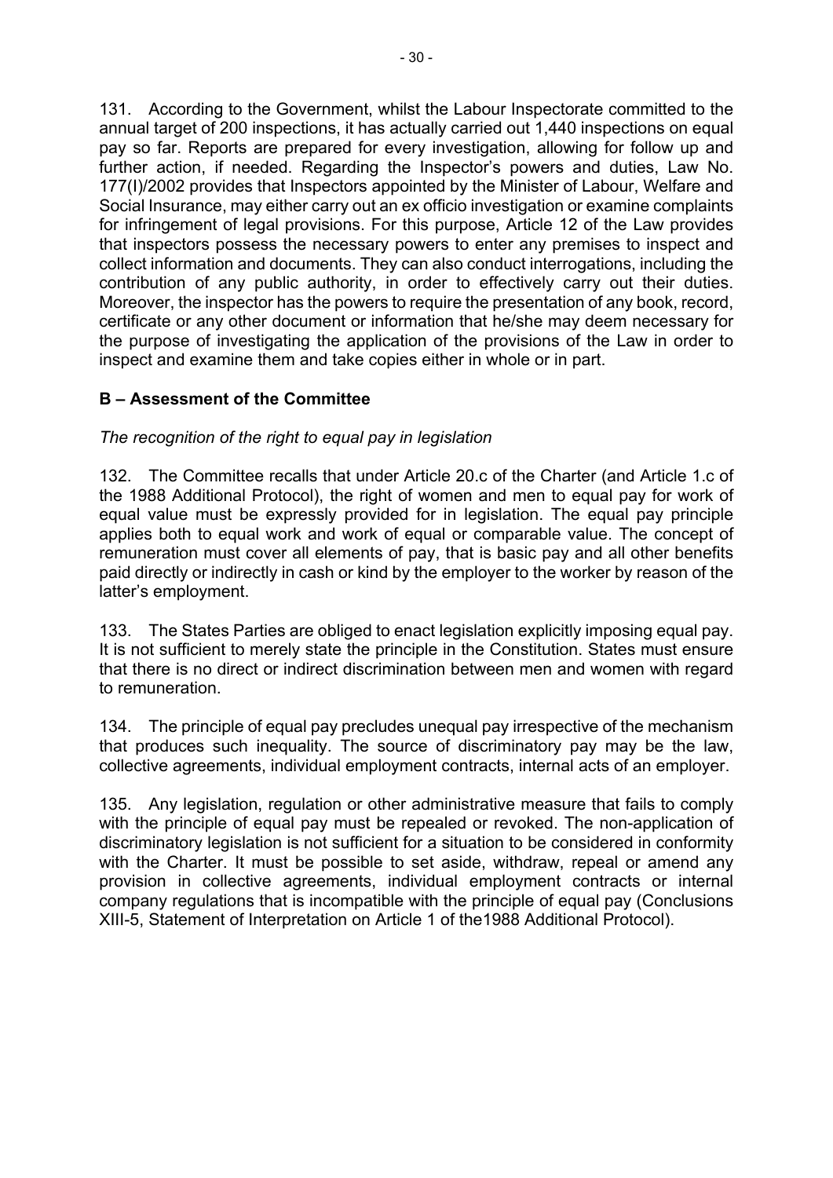131. According to the Government, whilst the Labour Inspectorate committed to the annual target of 200 inspections, it has actually carried out 1,440 inspections on equal pay so far. Reports are prepared for every investigation, allowing for follow up and further action, if needed. Regarding the Inspector's powers and duties, Law No. 177(I)/2002 provides that Inspectors appointed by the Minister of Labour, Welfare and Social Insurance, may either carry out an ex officio investigation or examine complaints for infringement of legal provisions. For this purpose, Article 12 of the Law provides that inspectors possess the necessary powers to enter any premises to inspect and collect information and documents. They can also conduct interrogations, including the contribution of any public authority, in order to effectively carry out their duties. Moreover, the inspector has the powers to require the presentation of any book, record, certificate or any other document or information that he/she may deem necessary for the purpose of investigating the application of the provisions of the Law in order to inspect and examine them and take copies either in whole or in part.

## B – Assessment of the Committee

*The recognition of the right to equal pay in legislation*

132. The Committee recalls that under Article 20.c of the Charter (and Article 1.c of the 1988 Additional Protocol), the right of women and men to equal pay for work of equal value must be expressly provided for in legislation. The equal pay principle applies both to equal work and work of equal or comparable value. The concept of remuneration must cover all elements of pay, that is basic pay and all other benefits paid directly or indirectly in cash or kind by the employer to the worker by reason of the latter's employment.

133. The States Parties are obliged to enact legislation explicitly imposing equal pay. It is not sufficient to merely state the principle in the Constitution. States must ensure that there is no direct or indirect discrimination between men and women with regard to remuneration.

134. The principle of equal pay precludes unequal pay irrespective of the mechanism that produces such inequality. The source of discriminatory pay may be the law, collective agreements, individual employment contracts, internal acts of an employer.

135. Any legislation, regulation or other administrative measure that fails to comply with the principle of equal pay must be repealed or revoked. The non-application of discriminatory legislation is not sufficient for a situation to be considered in conformity with the Charter. It must be possible to set aside, withdraw, repeal or amend any provision in collective agreements, individual employment contracts or internal company regulations that is incompatible with the principle of equal pay (Conclusions XIII-5, Statement of Interpretation on Article 1 of the1988 Additional Protocol).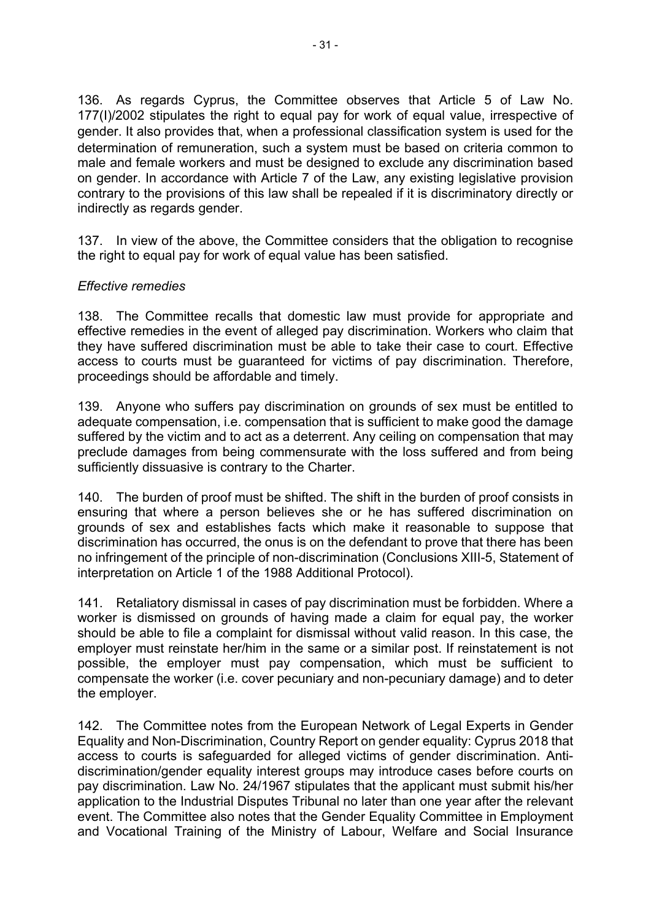136. As regards Cyprus, the Committee observes that Article 5 of Law No. 177(I)/2002 stipulates the right to equal pay for work of equal value, irrespective of gender. It also provides that, when a professional classification system is used for the determination of remuneration, such a system must be based on criteria common to male and female workers and must be designed to exclude any discrimination based on gender. In accordance with Article 7 of the Law, any existing legislative provision contrary to the provisions of this law shall be repealed if it is discriminatory directly or indirectly as regards gender.

137. In view of the above, the Committee considers that the obligation to recognise the right to equal pay for work of equal value has been satisfied.

*Effective remedies*

138. The Committee recalls that domestic law must provide for appropriate and effective remedies in the event of alleged pay discrimination. Workers who claim that they have suffered discrimination must be able to take their case to court. Effective access to courts must be guaranteed for victims of pay discrimination. Therefore, proceedings should be affordable and timely.

139. Anyone who suffers pay discrimination on grounds of sex must be entitled to adequate compensation, i.e. compensation that is sufficient to make good the damage suffered by the victim and to act as a deterrent. Any ceiling on compensation that may preclude damages from being commensurate with the loss suffered and from being sufficiently dissuasive is contrary to the Charter.

140. The burden of proof must be shifted. The shift in the burden of proof consists in ensuring that where a person believes she or he has suffered discrimination on grounds of sex and establishes facts which make it reasonable to suppose that discrimination has occurred, the onus is on the defendant to prove that there has been no infringement of the principle of non-discrimination (Conclusions XIII-5, Statement of interpretation on Article 1 of the 1988 Additional Protocol).

141. Retaliatory dismissal in cases of pay discrimination must be forbidden. Where a worker is dismissed on grounds of having made a claim for equal pay, the worker should be able to file a complaint for dismissal without valid reason. In this case, the employer must reinstate her/him in the same or a similar post. If reinstatement is not possible, the employer must pay compensation, which must be sufficient to compensate the worker (i.e. cover pecuniary and non-pecuniary damage) and to deter the employer.

142. The Committee notes from the European Network of Legal Experts in Gender Equality and Non-Discrimination, Country Report on gender equality: Cyprus 2018 that access to courts is safeguarded for alleged victims of gender discrimination. Anti-discrimination/gender equality interest groups may introduce cases before courts on pay discrimination. Law No. 24/1967 stipulates that the applicant must submit his/her application to the Industrial Disputes Tribunal no later than one year after the relevant event. The Committee also notes that the Gender Equality Committee in Employment and Vocational Training of the Ministry of Labour, Welfare and Social Insurance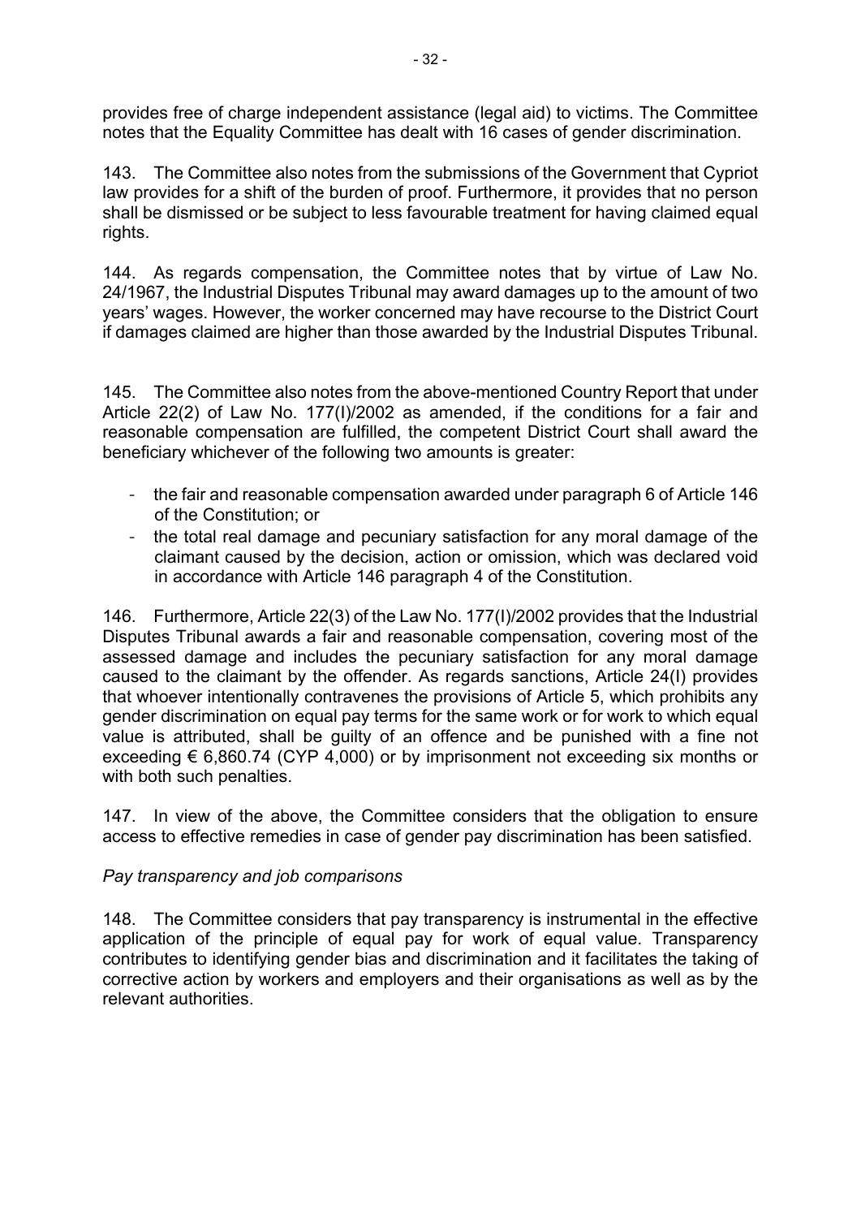provides free of charge independent assistance (legal aid) to victims. The Committee notes that the Equality Committee has dealt with 16 cases of gender discrimination.

143. The Committee also notes from the submissions of the Government that Cypriot law provides for a shift of the burden of proof. Furthermore, it provides that no person shall be dismissed or be subject to less favourable treatment for having claimed equal rights.

144. As regards compensation, the Committee notes that by virtue of Law No. 24/1967, the Industrial Disputes Tribunal may award damages up to the amount of two years' wages. However, the worker concerned may have recourse to the District Court if damages claimed are higher than those awarded by the Industrial Disputes Tribunal.

145. The Committee also notes from the above-mentioned Country Report that under Article 22(2) of Law No. 177(I)/2002 as amended, if the conditions for a fair and reasonable compensation are fulfilled, the competent District Court shall award the beneficiary whichever of the following two amounts is greater:

- the fair and reasonable compensation awarded under paragraph 6 of Article 146 of the Constitution; or
- the total real damage and pecuniary satisfaction for any moral damage of the claimant caused by the decision, action or omission, which was declared void in accordance with Article 146 paragraph 4 of the Constitution.

146. Furthermore, Article 22(3) of the Law No. 177(I)/2002 provides that the Industrial Disputes Tribunal awards a fair and reasonable compensation, covering most of the assessed damage and includes the pecuniary satisfaction for any moral damage caused to the claimant by the offender. As regards sanctions, Article 24(I) provides that whoever intentionally contravenes the provisions of Article 5, which prohibits any gender discrimination on equal pay terms for the same work or for work to which equal value is attributed, shall be guilty of an offence and be punished with a fine not exceeding € 6,860.74 (CYP 4,000) or by imprisonment not exceeding six months or with both such penalties.

147. In view of the above, the Committee considers that the obligation to ensure access to effective remedies in case of gender pay discrimination has been satisfied.

*Pay transparency and job comparisons*

148. The Committee considers that pay transparency is instrumental in the effective application of the principle of equal pay for work of equal value. Transparency contributes to identifying gender bias and discrimination and it facilitates the taking of corrective action by workers and employers and their organisations as well as by the relevant authorities.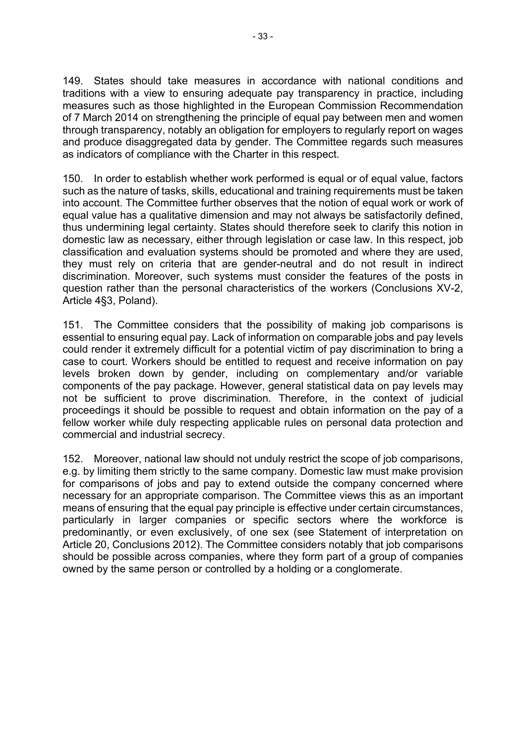149. States should take measures in accordance with national conditions and traditions with a view to ensuring adequate pay transparency in practice, including measures such as those highlighted in the European Commission Recommendation of 7 March 2014 on strengthening the principle of equal pay between men and women through transparency, notably an obligation for employers to regularly report on wages and produce disaggregated data by gender. The Committee regards such measures as indicators of compliance with the Charter in this respect.

150. In order to establish whether work performed is equal or of equal value, factors such as the nature of tasks, skills, educational and training requirements must be taken into account. The Committee further observes that the notion of equal work or work of equal value has a qualitative dimension and may not always be satisfactorily defined, thus undermining legal certainty. States should therefore seek to clarify this notion in domestic law as necessary, either through legislation or case law. In this respect, job classification and evaluation systems should be promoted and where they are used, they must rely on criteria that are gender-neutral and do not result in indirect discrimination. Moreover, such systems must consider the features of the posts in question rather than the personal characteristics of the workers (Conclusions XV-2, Article 4§3, Poland).

151. The Committee considers that the possibility of making job comparisons is essential to ensuring equal pay. Lack of information on comparable jobs and pay levels could render it extremely difficult for a potential victim of pay discrimination to bring a case to court. Workers should be entitled to request and receive information on pay levels broken down by gender, including on complementary and/or variable components of the pay package. However, general statistical data on pay levels may not be sufficient to prove discrimination. Therefore, in the context of judicial proceedings it should be possible to request and obtain information on the pay of a fellow worker while duly respecting applicable rules on personal data protection and commercial and industrial secrecy.

152. Moreover, national law should not unduly restrict the scope of job comparisons, e.g. by limiting them strictly to the same company. Domestic law must make provision for comparisons of jobs and pay to extend outside the company concerned where necessary for an appropriate comparison. The Committee views this as an important means of ensuring that the equal pay principle is effective under certain circumstances, particularly in larger companies or specific sectors where the workforce is predominantly, or even exclusively, of one sex (see Statement of interpretation on Article 20, Conclusions 2012). The Committee considers notably that job comparisons should be possible across companies, where they form part of a group of companies owned by the same person or controlled by a holding or a conglomerate.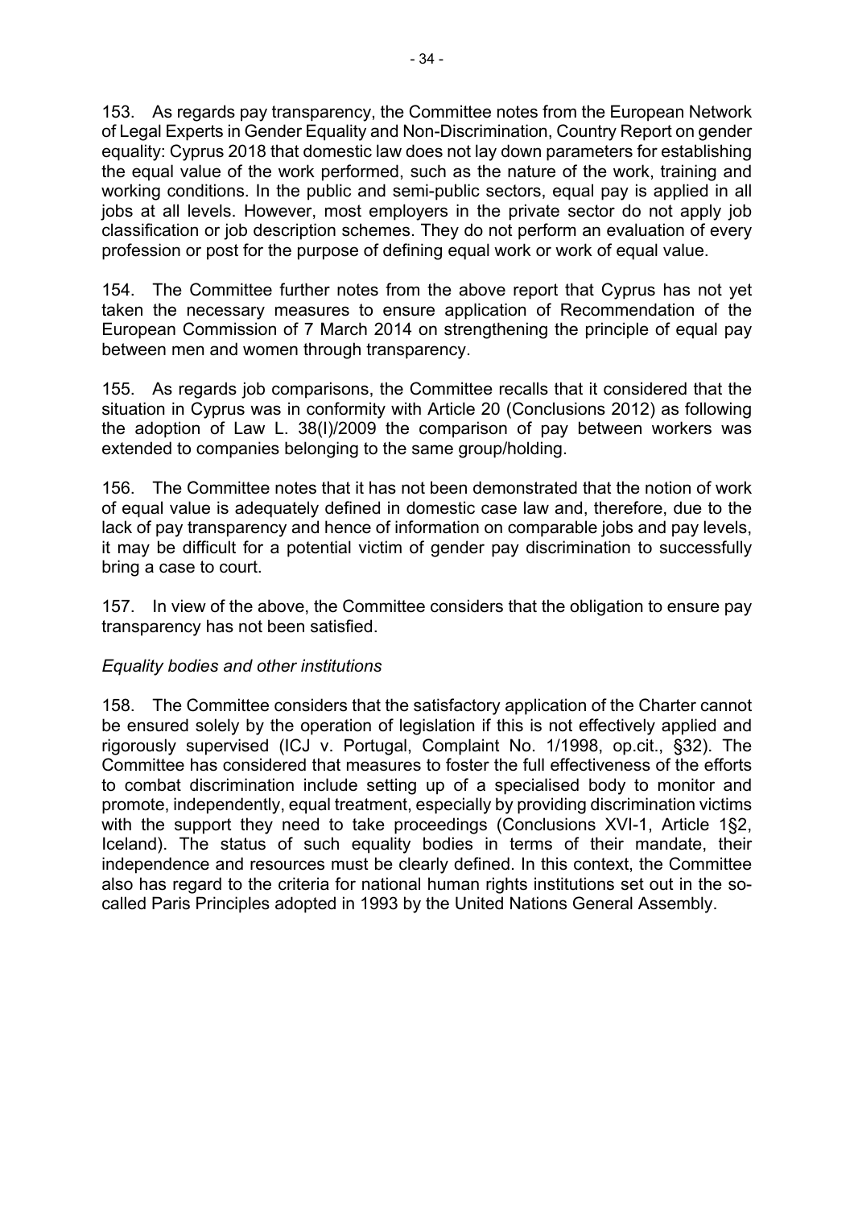153. As regards pay transparency, the Committee notes from the European Network of Legal Experts in Gender Equality and Non-Discrimination, Country Report on gender equality: Cyprus 2018 that domestic law does not lay down parameters for establishing the equal value of the work performed, such as the nature of the work, training and working conditions. In the public and semi-public sectors, equal pay is applied in all jobs at all levels. However, most employers in the private sector do not apply job classification or job description schemes. They do not perform an evaluation of every profession or post for the purpose of defining equal work or work of equal value.

154. The Committee further notes from the above report that Cyprus has not yet taken the necessary measures to ensure application of Recommendation of the European Commission of 7 March 2014 on strengthening the principle of equal pay between men and women through transparency.

155. As regards job comparisons, the Committee recalls that it considered that the situation in Cyprus was in conformity with Article 20 (Conclusions 2012) as following the adoption of Law L. 38(I)/2009 the comparison of pay between workers was extended to companies belonging to the same group/holding.

156. The Committee notes that it has not been demonstrated that the notion of work of equal value is adequately defined in domestic case law and, therefore, due to the lack of pay transparency and hence of information on comparable jobs and pay levels, it may be difficult for a potential victim of gender pay discrimination to successfully bring a case to court.

157. In view of the above, the Committee considers that the obligation to ensure pay transparency has not been satisfied.

*Equality bodies and other institutions*

158. The Committee considers that the satisfactory application of the Charter cannot be ensured solely by the operation of legislation if this is not effectively applied and rigorously supervised (ICJ v. Portugal, Complaint No. 1/1998, op.cit., §32). The Committee has considered that measures to foster the full effectiveness of the efforts to combat discrimination include setting up of a specialised body to monitor and promote, independently, equal treatment, especially by providing discrimination victims with the support they need to take proceedings (Conclusions XVI-1, Article 1§2, Iceland). The status of such equality bodies in terms of their mandate, their independence and resources must be clearly defined. In this context, the Committee also has regard to the criteria for national human rights institutions set out in the so-called Paris Principles adopted in 1993 by the United Nations General Assembly.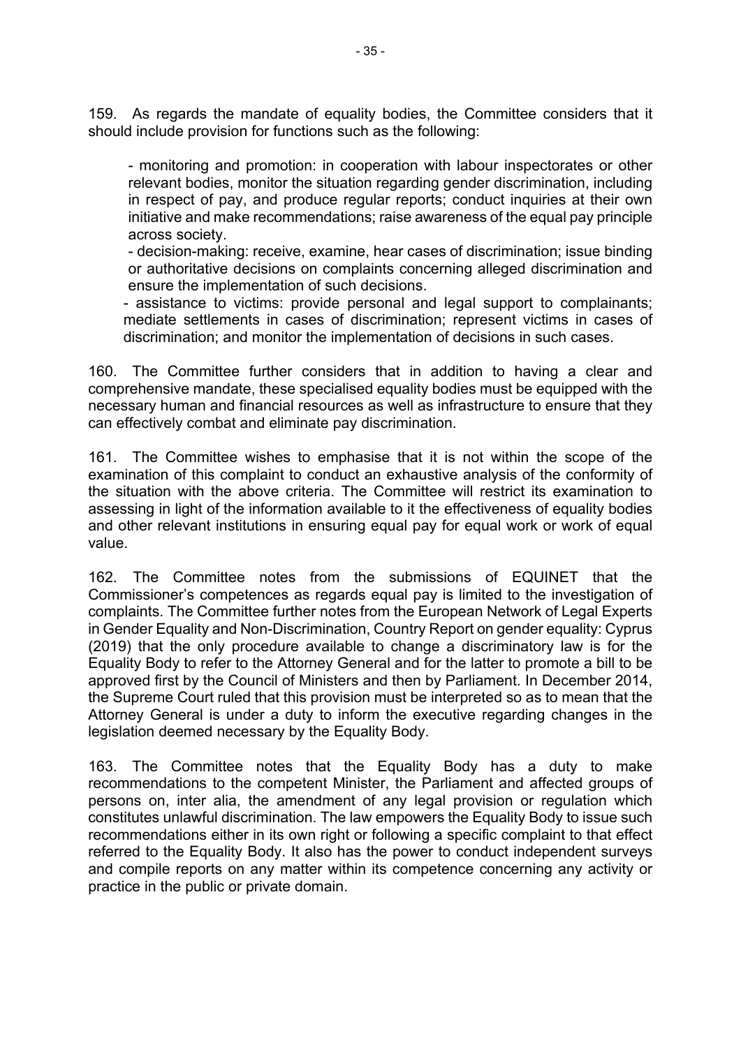159. As regards the mandate of equality bodies, the Committee considers that it should include provision for functions such as the following:

- monitoring and promotion: in cooperation with labour inspectorates or other relevant bodies, monitor the situation regarding gender discrimination, including in respect of pay, and produce regular reports; conduct inquiries at their own initiative and make recommendations; raise awareness of the equal pay principle across society.
- decision-making: receive, examine, hear cases of discrimination; issue binding or authoritative decisions on complaints concerning alleged discrimination and ensure the implementation of such decisions.
- assistance to victims: provide personal and legal support to complainants; mediate settlements in cases of discrimination; represent victims in cases of discrimination; and monitor the implementation of decisions in such cases.

160. The Committee further considers that in addition to having a clear and comprehensive mandate, these specialised equality bodies must be equipped with the necessary human and financial resources as well as infrastructure to ensure that they can effectively combat and eliminate pay discrimination.

161. The Committee wishes to emphasise that it is not within the scope of the examination of this complaint to conduct an exhaustive analysis of the conformity of the situation with the above criteria. The Committee will restrict its examination to assessing in light of the information available to it the effectiveness of equality bodies and other relevant institutions in ensuring equal pay for equal work or work of equal value.

162. The Committee notes from the submissions of EQUINET that the Commissioner's competences as regards equal pay is limited to the investigation of complaints. The Committee further notes from the European Network of Legal Experts in Gender Equality and Non-Discrimination, Country Report on gender equality: Cyprus (2019) that the only procedure available to change a discriminatory law is for the Equality Body to refer to the Attorney General and for the latter to promote a bill to be approved first by the Council of Ministers and then by Parliament. In December 2014, the Supreme Court ruled that this provision must be interpreted so as to mean that the Attorney General is under a duty to inform the executive regarding changes in the legislation deemed necessary by the Equality Body.

163. The Committee notes that the Equality Body has a duty to make recommendations to the competent Minister, the Parliament and affected groups of persons on, inter alia, the amendment of any legal provision or regulation which constitutes unlawful discrimination. The law empowers the Equality Body to issue such recommendations either in its own right or following a specific complaint to that effect referred to the Equality Body. It also has the power to conduct independent surveys and compile reports on any matter within its competence concerning any activity or practice in the public or private domain.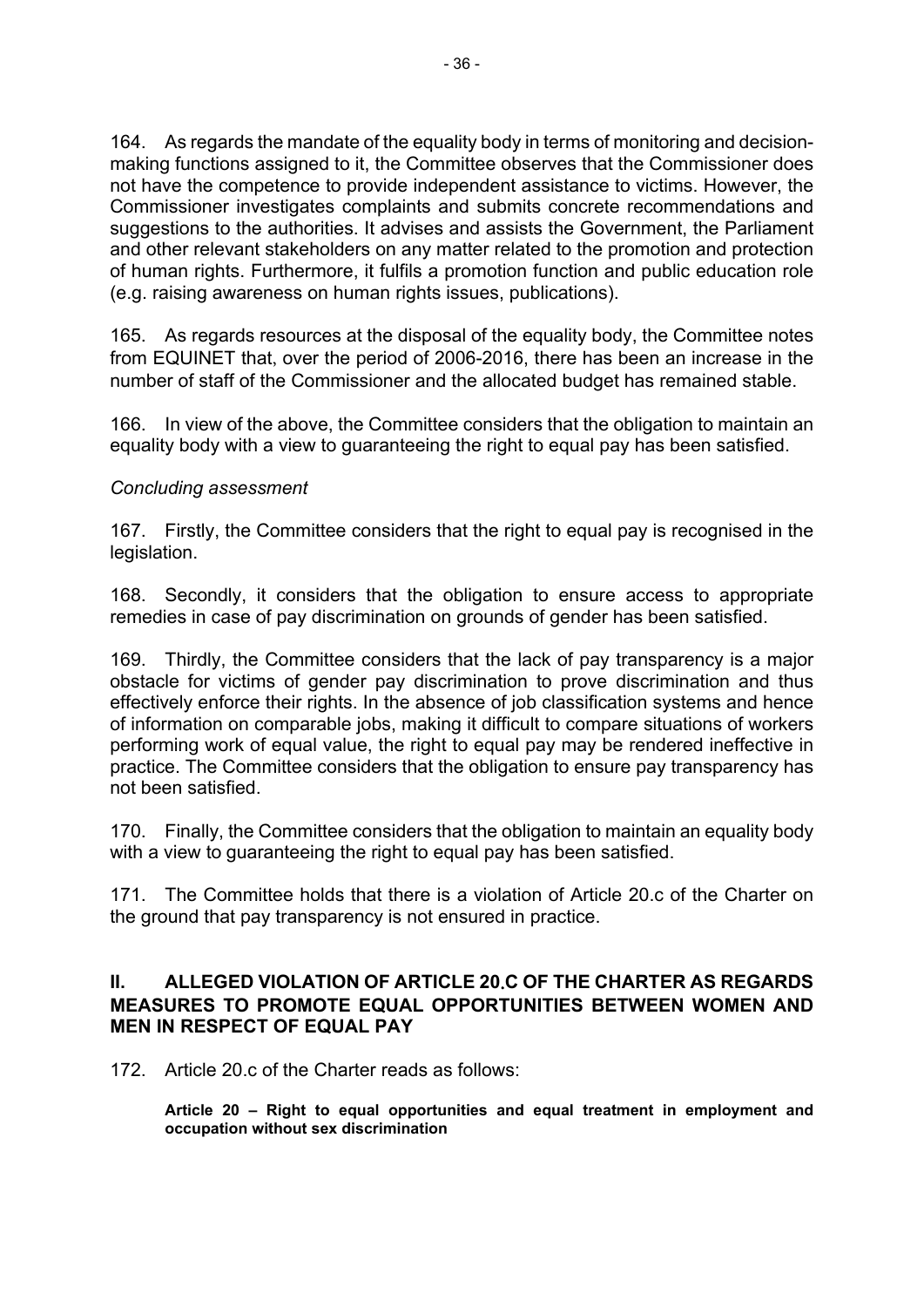164. As regards the mandate of the equality body in terms of monitoring and decision-making functions assigned to it, the Committee observes that the Commissioner does not have the competence to provide independent assistance to victims. However, the Commissioner investigates complaints and submits concrete recommendations and suggestions to the authorities. It advises and assists the Government, the Parliament and other relevant stakeholders on any matter related to the promotion and protection of human rights. Furthermore, it fulfils a promotion function and public education role (e.g. raising awareness on human rights issues, publications).

165. As regards resources at the disposal of the equality body, the Committee notes from EQUINET that, over the period of 2006-2016, there has been an increase in the number of staff of the Commissioner and the allocated budget has remained stable.

166. In view of the above, the Committee considers that the obligation to maintain an equality body with a view to guaranteeing the right to equal pay has been satisfied.

*Concluding assessment*

167. Firstly, the Committee considers that the right to equal pay is recognised in the legislation.

168. Secondly, it considers that the obligation to ensure access to appropriate remedies in case of pay discrimination on grounds of gender has been satisfied.

169. Thirdly, the Committee considers that the lack of pay transparency is a major obstacle for victims of gender pay discrimination to prove discrimination and thus effectively enforce their rights. In the absence of job classification systems and hence of information on comparable jobs, making it difficult to compare situations of workers performing work of equal value, the right to equal pay may be rendered ineffective in practice. The Committee considers that the obligation to ensure pay transparency has not been satisfied.

170. Finally, the Committee considers that the obligation to maintain an equality body with a view to guaranteeing the right to equal pay has been satisfied.

171. The Committee holds that there is a violation of Article 20.c of the Charter on the ground that pay transparency is not ensured in practice.

## II. ALLEGED VIOLATION OF ARTICLE 20.C OF THE CHARTER AS REGARDS MEASURES TO PROMOTE EQUAL OPPORTUNITIES BETWEEN WOMEN AND MEN IN RESPECT OF EQUAL PAY

172. Article 20.c of the Charter reads as follows:

> **Article 20 – Right to equal opportunities and equal treatment in employment and occupation without sex discrimination**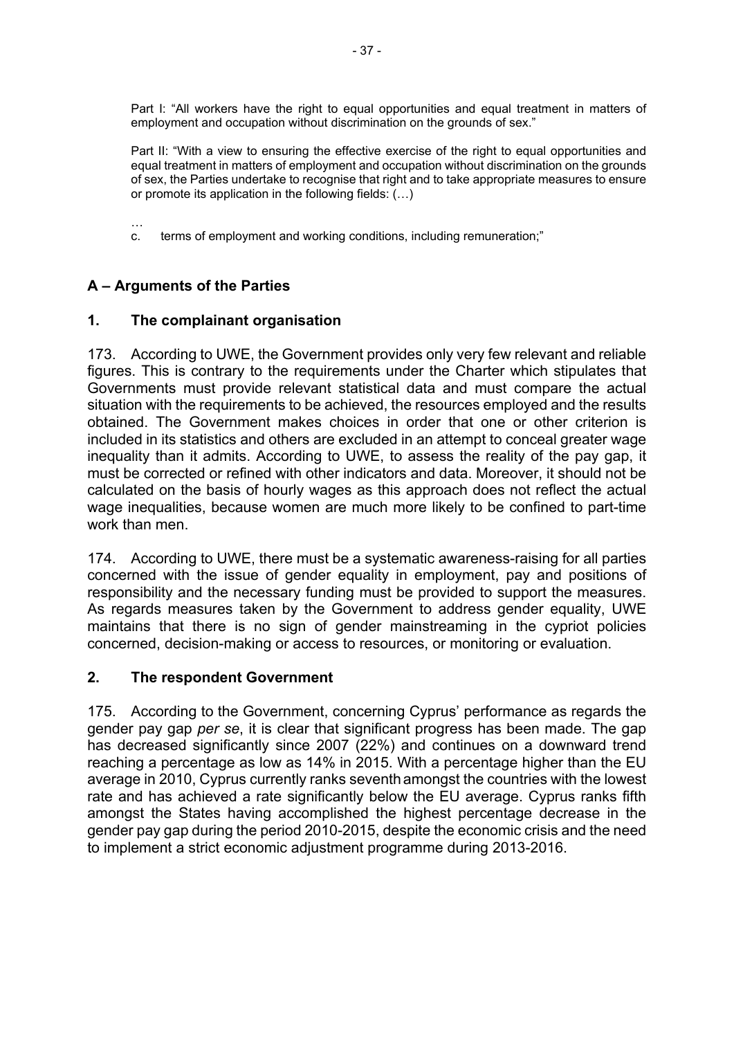Part I: "All workers have the right to equal opportunities and equal treatment in matters of employment and occupation without discrimination on the grounds of sex."

Part II: "With a view to ensuring the effective exercise of the right to equal opportunities and equal treatment in matters of employment and occupation without discrimination on the grounds of sex, the Parties undertake to recognise that right and to take appropriate measures to ensure or promote its application in the following fields: (…)

…

c. terms of employment and working conditions, including remuneration;"

## A – Arguments of the Parties

### 1. The complainant organisation

173. According to UWE, the Government provides only very few relevant and reliable figures. This is contrary to the requirements under the Charter which stipulates that Governments must provide relevant statistical data and must compare the actual situation with the requirements to be achieved, the resources employed and the results obtained. The Government makes choices in order that one or other criterion is included in its statistics and others are excluded in an attempt to conceal greater wage inequality than it admits. According to UWE, to assess the reality of the pay gap, it must be corrected or refined with other indicators and data. Moreover, it should not be calculated on the basis of hourly wages as this approach does not reflect the actual wage inequalities, because women are much more likely to be confined to part-time work than men.

174. According to UWE, there must be a systematic awareness-raising for all parties concerned with the issue of gender equality in employment, pay and positions of responsibility and the necessary funding must be provided to support the measures. As regards measures taken by the Government to address gender equality, UWE maintains that there is no sign of gender mainstreaming in the cypriot policies concerned, decision-making or access to resources, or monitoring or evaluation.

### 2. The respondent Government

175. According to the Government, concerning Cyprus' performance as regards the gender pay gap *per se*, it is clear that significant progress has been made. The gap has decreased significantly since 2007 (22%) and continues on a downward trend reaching a percentage as low as 14% in 2015. With a percentage higher than the EU average in 2010, Cyprus currently ranks seventh amongst the countries with the lowest rate and has achieved a rate significantly below the EU average. Cyprus ranks fifth amongst the States having accomplished the highest percentage decrease in the gender pay gap during the period 2010-2015, despite the economic crisis and the need to implement a strict economic adjustment programme during 2013-2016.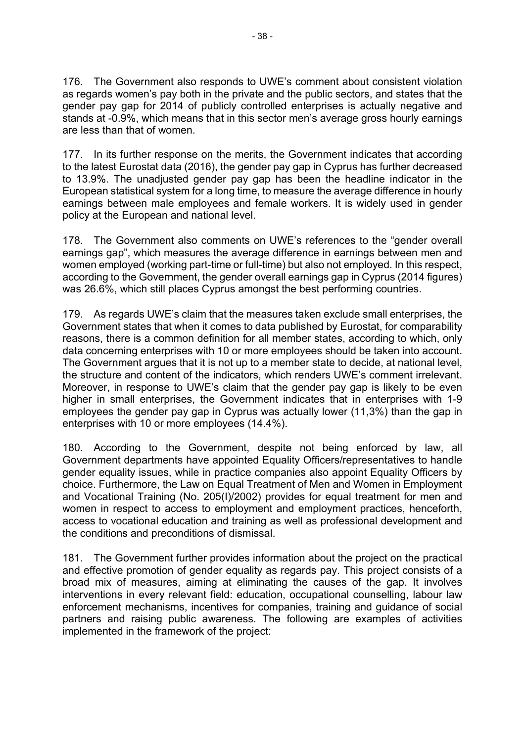176. The Government also responds to UWE's comment about consistent violation as regards women's pay both in the private and the public sectors, and states that the gender pay gap for 2014 of publicly controlled enterprises is actually negative and stands at -0.9%, which means that in this sector men's average gross hourly earnings are less than that of women.

177. In its further response on the merits, the Government indicates that according to the latest Eurostat data (2016), the gender pay gap in Cyprus has further decreased to 13.9%. The unadjusted gender pay gap has been the headline indicator in the European statistical system for a long time, to measure the average difference in hourly earnings between male employees and female workers. It is widely used in gender policy at the European and national level.

178. The Government also comments on UWE's references to the "gender overall earnings gap", which measures the average difference in earnings between men and women employed (working part-time or full-time) but also not employed. In this respect, according to the Government, the gender overall earnings gap in Cyprus (2014 figures) was 26.6%, which still places Cyprus amongst the best performing countries.

179. As regards UWE's claim that the measures taken exclude small enterprises, the Government states that when it comes to data published by Eurostat, for comparability reasons, there is a common definition for all member states, according to which, only data concerning enterprises with 10 or more employees should be taken into account. The Government argues that it is not up to a member state to decide, at national level, the structure and content of the indicators, which renders UWE's comment irrelevant. Moreover, in response to UWE's claim that the gender pay gap is likely to be even higher in small enterprises, the Government indicates that in enterprises with 1-9 employees the gender pay gap in Cyprus was actually lower (11,3%) than the gap in enterprises with 10 or more employees (14.4%).

180. According to the Government, despite not being enforced by law, all Government departments have appointed Equality Officers/representatives to handle gender equality issues, while in practice companies also appoint Equality Officers by choice. Furthermore, the Law on Equal Treatment of Men and Women in Employment and Vocational Training (No. 205(I)/2002) provides for equal treatment for men and women in respect to access to employment and employment practices, henceforth, access to vocational education and training as well as professional development and the conditions and preconditions of dismissal.

181. The Government further provides information about the project on the practical and effective promotion of gender equality as regards pay. This project consists of a broad mix of measures, aiming at eliminating the causes of the gap. It involves interventions in every relevant field: education, occupational counselling, labour law enforcement mechanisms, incentives for companies, training and guidance of social partners and raising public awareness. The following are examples of activities implemented in the framework of the project: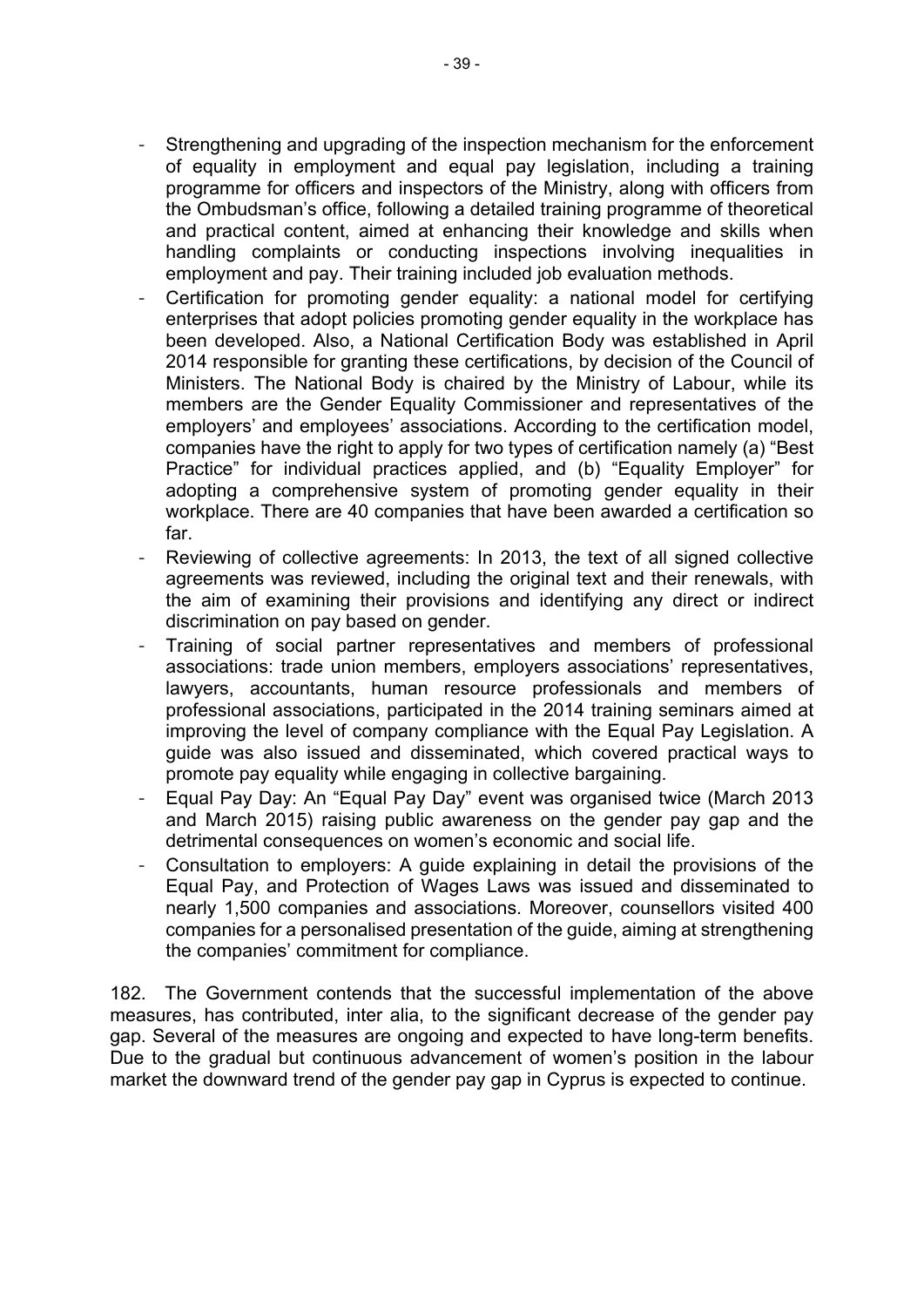- Strengthening and upgrading of the inspection mechanism for the enforcement of equality in employment and equal pay legislation, including a training programme for officers and inspectors of the Ministry, along with officers from the Ombudsman's office, following a detailed training programme of theoretical and practical content, aimed at enhancing their knowledge and skills when handling complaints or conducting inspections involving inequalities in employment and pay. Their training included job evaluation methods.
- Certification for promoting gender equality: a national model for certifying enterprises that adopt policies promoting gender equality in the workplace has been developed. Also, a National Certification Body was established in April 2014 responsible for granting these certifications, by decision of the Council of Ministers. The National Body is chaired by the Ministry of Labour, while its members are the Gender Equality Commissioner and representatives of the employers' and employees' associations. According to the certification model, companies have the right to apply for two types of certification namely (a) "Best Practice" for individual practices applied, and (b) "Equality Employer" for adopting a comprehensive system of promoting gender equality in their workplace. There are 40 companies that have been awarded a certification so far.
- Reviewing of collective agreements: In 2013, the text of all signed collective agreements was reviewed, including the original text and their renewals, with the aim of examining their provisions and identifying any direct or indirect discrimination on pay based on gender.
- Training of social partner representatives and members of professional associations: trade union members, employers associations' representatives, lawyers, accountants, human resource professionals and members of professional associations, participated in the 2014 training seminars aimed at improving the level of company compliance with the Equal Pay Legislation. A guide was also issued and disseminated, which covered practical ways to promote pay equality while engaging in collective bargaining.
- Equal Pay Day: An "Equal Pay Day" event was organised twice (March 2013 and March 2015) raising public awareness on the gender pay gap and the detrimental consequences on women's economic and social life.
- Consultation to employers: A guide explaining in detail the provisions of the Equal Pay, and Protection of Wages Laws was issued and disseminated to nearly 1,500 companies and associations. Moreover, counsellors visited 400 companies for a personalised presentation of the guide, aiming at strengthening the companies' commitment for compliance.

182. The Government contends that the successful implementation of the above measures, has contributed, inter alia, to the significant decrease of the gender pay gap. Several of the measures are ongoing and expected to have long-term benefits. Due to the gradual but continuous advancement of women's position in the labour market the downward trend of the gender pay gap in Cyprus is expected to continue.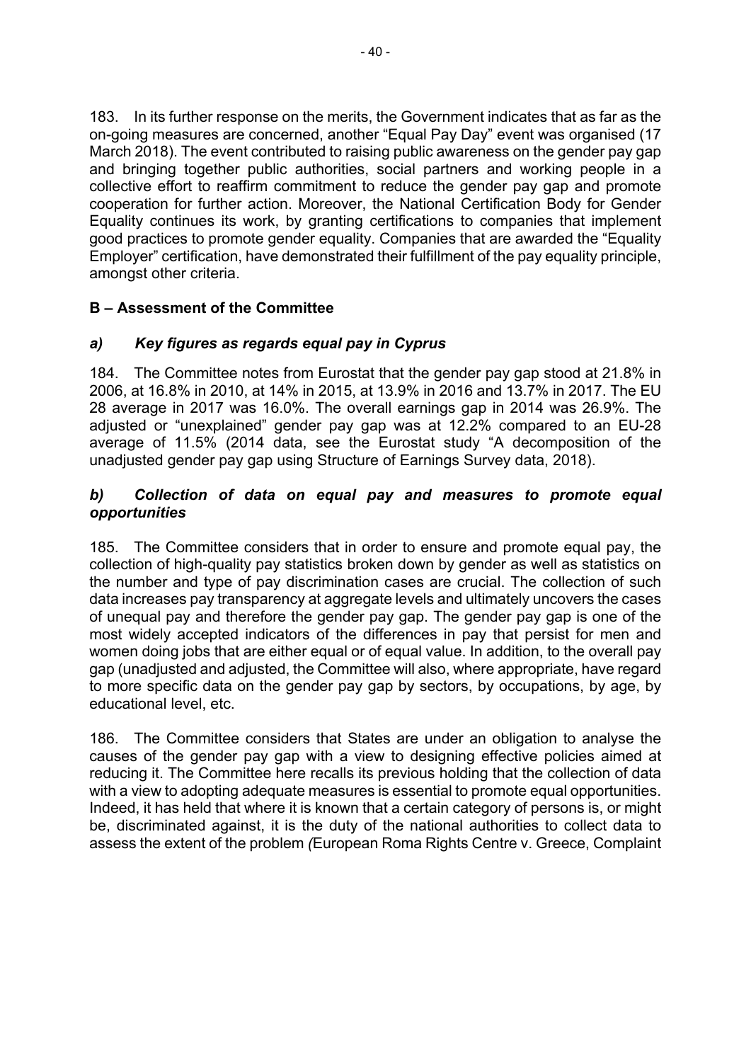183. In its further response on the merits, the Government indicates that as far as the on-going measures are concerned, another "Equal Pay Day" event was organised (17 March 2018). The event contributed to raising public awareness on the gender pay gap and bringing together public authorities, social partners and working people in a collective effort to reaffirm commitment to reduce the gender pay gap and promote cooperation for further action. Moreover, the National Certification Body for Gender Equality continues its work, by granting certifications to companies that implement good practices to promote gender equality. Companies that are awarded the "Equality Employer" certification, have demonstrated their fulfillment of the pay equality principle, amongst other criteria.

## B – Assessment of the Committee

### *a) Key figures as regards equal pay in Cyprus*

184. The Committee notes from Eurostat that the gender pay gap stood at 21.8% in 2006, at 16.8% in 2010, at 14% in 2015, at 13.9% in 2016 and 13.7% in 2017. The EU 28 average in 2017 was 16.0%. The overall earnings gap in 2014 was 26.9%. The adjusted or "unexplained" gender pay gap was at 12.2% compared to an EU-28 average of 11.5% (2014 data, see the Eurostat study "A decomposition of the unadjusted gender pay gap using Structure of Earnings Survey data, 2018).

### *b) Collection of data on equal pay and measures to promote equal opportunities*

185. The Committee considers that in order to ensure and promote equal pay, the collection of high-quality pay statistics broken down by gender as well as statistics on the number and type of pay discrimination cases are crucial. The collection of such data increases pay transparency at aggregate levels and ultimately uncovers the cases of unequal pay and therefore the gender pay gap. The gender pay gap is one of the most widely accepted indicators of the differences in pay that persist for men and women doing jobs that are either equal or of equal value. In addition, to the overall pay gap (unadjusted and adjusted, the Committee will also, where appropriate, have regard to more specific data on the gender pay gap by sectors, by occupations, by age, by educational level, etc.

186. The Committee considers that States are under an obligation to analyse the causes of the gender pay gap with a view to designing effective policies aimed at reducing it. The Committee here recalls its previous holding that the collection of data with a view to adopting adequate measures is essential to promote equal opportunities. Indeed, it has held that where it is known that a certain category of persons is, or might be, discriminated against, it is the duty of the national authorities to collect data to assess the extent of the problem *(*European Roma Rights Centre v. Greece, Complaint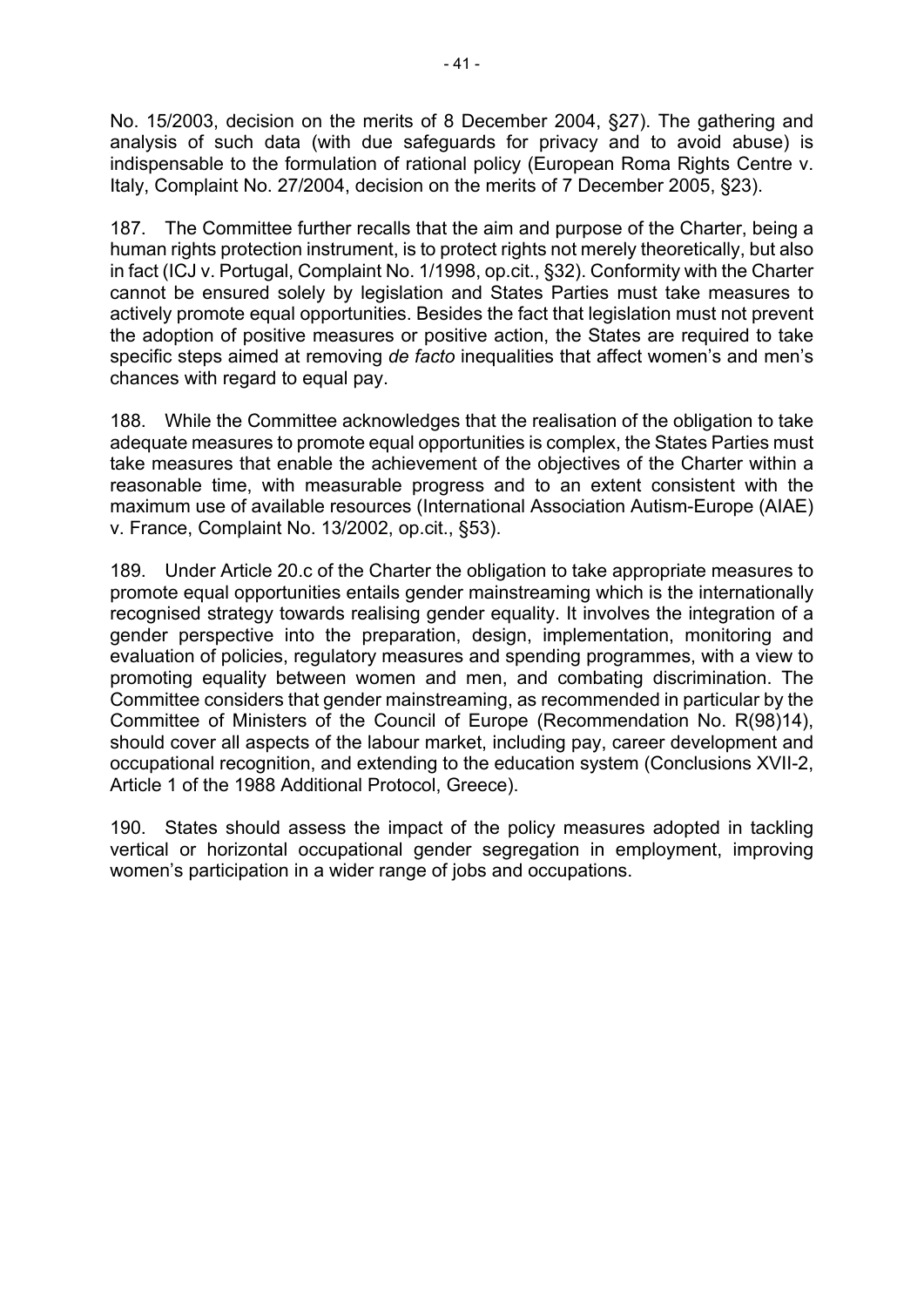No. 15/2003, decision on the merits of 8 December 2004, §27). The gathering and analysis of such data (with due safeguards for privacy and to avoid abuse) is indispensable to the formulation of rational policy (European Roma Rights Centre v. Italy, Complaint No. 27/2004, decision on the merits of 7 December 2005, §23).

187. The Committee further recalls that the aim and purpose of the Charter, being a human rights protection instrument, is to protect rights not merely theoretically, but also in fact (ICJ v. Portugal, Complaint No. 1/1998, op.cit., §32). Conformity with the Charter cannot be ensured solely by legislation and States Parties must take measures to actively promote equal opportunities. Besides the fact that legislation must not prevent the adoption of positive measures or positive action, the States are required to take specific steps aimed at removing *de facto* inequalities that affect women's and men's chances with regard to equal pay.

188. While the Committee acknowledges that the realisation of the obligation to take adequate measures to promote equal opportunities is complex, the States Parties must take measures that enable the achievement of the objectives of the Charter within a reasonable time, with measurable progress and to an extent consistent with the maximum use of available resources (International Association Autism-Europe (AIAE) v. France, Complaint No. 13/2002, op.cit., §53).

189. Under Article 20.c of the Charter the obligation to take appropriate measures to promote equal opportunities entails gender mainstreaming which is the internationally recognised strategy towards realising gender equality. It involves the integration of a gender perspective into the preparation, design, implementation, monitoring and evaluation of policies, regulatory measures and spending programmes, with a view to promoting equality between women and men, and combating discrimination. The Committee considers that gender mainstreaming, as recommended in particular by the Committee of Ministers of the Council of Europe (Recommendation No. R(98)14), should cover all aspects of the labour market, including pay, career development and occupational recognition, and extending to the education system (Conclusions XVII-2, Article 1 of the 1988 Additional Protocol, Greece).

190. States should assess the impact of the policy measures adopted in tackling vertical or horizontal occupational gender segregation in employment, improving women's participation in a wider range of jobs and occupations.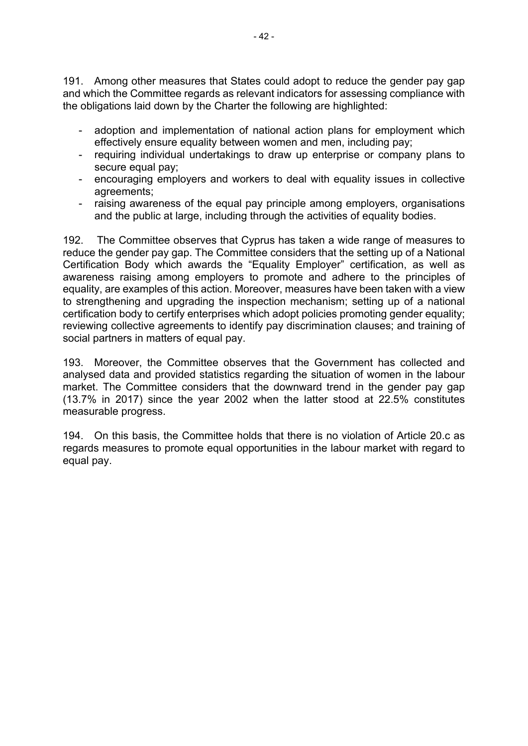191. Among other measures that States could adopt to reduce the gender pay gap and which the Committee regards as relevant indicators for assessing compliance with the obligations laid down by the Charter the following are highlighted:

- adoption and implementation of national action plans for employment which effectively ensure equality between women and men, including pay;
- requiring individual undertakings to draw up enterprise or company plans to secure equal pay;
- encouraging employers and workers to deal with equality issues in collective agreements;
- raising awareness of the equal pay principle among employers, organisations and the public at large, including through the activities of equality bodies.

192. The Committee observes that Cyprus has taken a wide range of measures to reduce the gender pay gap. The Committee considers that the setting up of a National Certification Body which awards the "Equality Employer" certification, as well as awareness raising among employers to promote and adhere to the principles of equality, are examples of this action. Moreover, measures have been taken with a view to strengthening and upgrading the inspection mechanism; setting up of a national certification body to certify enterprises which adopt policies promoting gender equality; reviewing collective agreements to identify pay discrimination clauses; and training of social partners in matters of equal pay.

193. Moreover, the Committee observes that the Government has collected and analysed data and provided statistics regarding the situation of women in the labour market. The Committee considers that the downward trend in the gender pay gap (13.7% in 2017) since the year 2002 when the latter stood at 22.5% constitutes measurable progress.

194. On this basis, the Committee holds that there is no violation of Article 20.c as regards measures to promote equal opportunities in the labour market with regard to equal pay.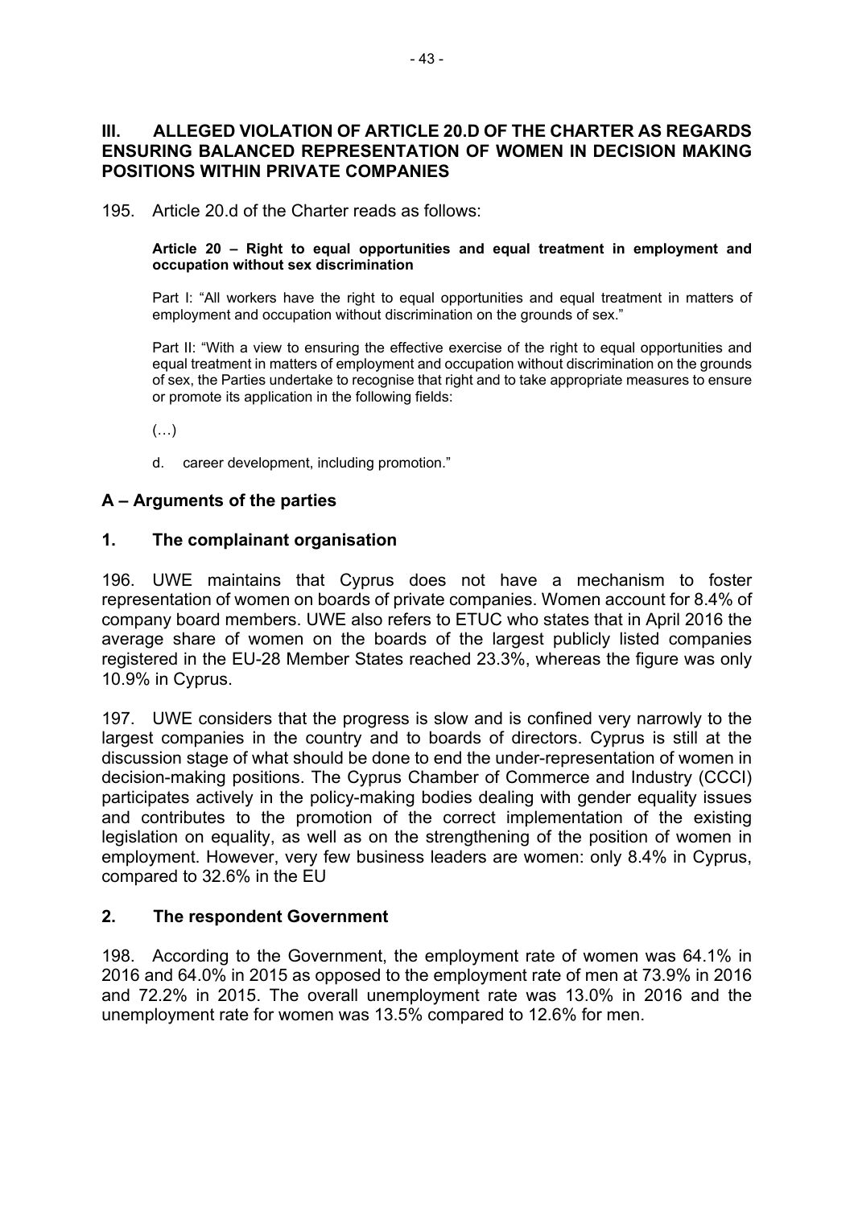## III. ALLEGED VIOLATION OF ARTICLE 20.D OF THE CHARTER AS REGARDS ENSURING BALANCED REPRESENTATION OF WOMEN IN DECISION MAKING POSITIONS WITHIN PRIVATE COMPANIES

195. Article 20.d of the Charter reads as follows:

> **Article 20 – Right to equal opportunities and equal treatment in employment and occupation without sex discrimination**
>
> Part I: "All workers have the right to equal opportunities and equal treatment in matters of employment and occupation without discrimination on the grounds of sex."
>
> Part II: "With a view to ensuring the effective exercise of the right to equal opportunities and equal treatment in matters of employment and occupation without discrimination on the grounds of sex, the Parties undertake to recognise that right and to take appropriate measures to ensure or promote its application in the following fields:
>
> (…)
>
> d. career development, including promotion."

### A – Arguments of the parties

#### 1. The complainant organisation

196. UWE maintains that Cyprus does not have a mechanism to foster representation of women on boards of private companies. Women account for 8.4% of company board members. UWE also refers to ETUC who states that in April 2016 the average share of women on the boards of the largest publicly listed companies registered in the EU-28 Member States reached 23.3%, whereas the figure was only 10.9% in Cyprus.

197. UWE considers that the progress is slow and is confined very narrowly to the largest companies in the country and to boards of directors. Cyprus is still at the discussion stage of what should be done to end the under-representation of women in decision-making positions. The Cyprus Chamber of Commerce and Industry (CCCI) participates actively in the policy-making bodies dealing with gender equality issues and contributes to the promotion of the correct implementation of the existing legislation on equality, as well as on the strengthening of the position of women in employment. However, very few business leaders are women: only 8.4% in Cyprus, compared to 32.6% in the EU

#### 2. The respondent Government

198. According to the Government, the employment rate of women was 64.1% in 2016 and 64.0% in 2015 as opposed to the employment rate of men at 73.9% in 2016 and 72.2% in 2015. The overall unemployment rate was 13.0% in 2016 and the unemployment rate for women was 13.5% compared to 12.6% for men.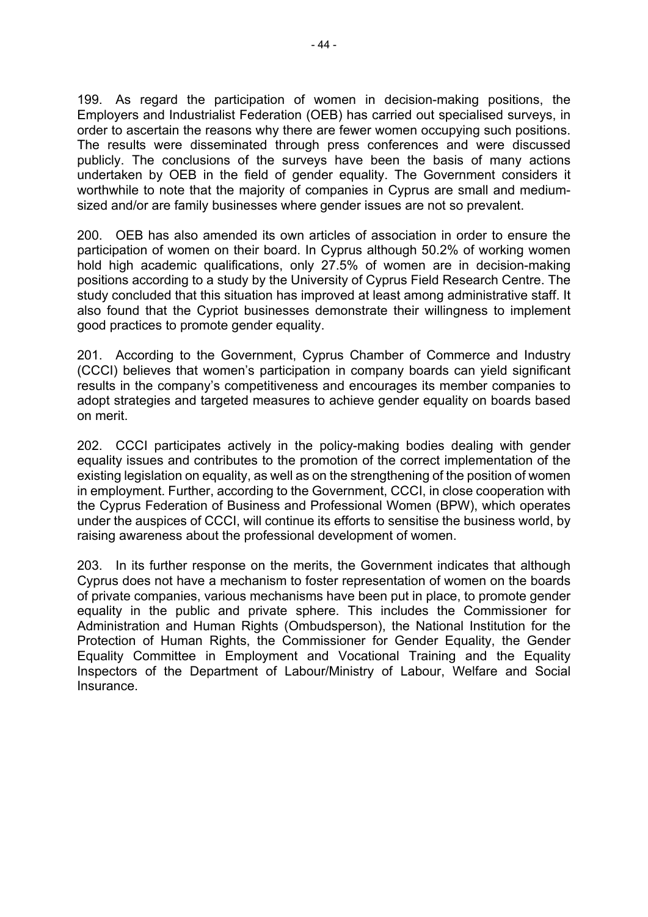199. As regard the participation of women in decision-making positions, the Employers and Industrialist Federation (OEB) has carried out specialised surveys, in order to ascertain the reasons why there are fewer women occupying such positions. The results were disseminated through press conferences and were discussed publicly. The conclusions of the surveys have been the basis of many actions undertaken by OEB in the field of gender equality. The Government considers it worthwhile to note that the majority of companies in Cyprus are small and medium-sized and/or are family businesses where gender issues are not so prevalent.

200. OEB has also amended its own articles of association in order to ensure the participation of women on their board. In Cyprus although 50.2% of working women hold high academic qualifications, only 27.5% of women are in decision-making positions according to a study by the University of Cyprus Field Research Centre. The study concluded that this situation has improved at least among administrative staff. It also found that the Cypriot businesses demonstrate their willingness to implement good practices to promote gender equality.

201. According to the Government, Cyprus Chamber of Commerce and Industry (CCCI) believes that women's participation in company boards can yield significant results in the company's competitiveness and encourages its member companies to adopt strategies and targeted measures to achieve gender equality on boards based on merit.

202. CCCI participates actively in the policy-making bodies dealing with gender equality issues and contributes to the promotion of the correct implementation of the existing legislation on equality, as well as on the strengthening of the position of women in employment. Further, according to the Government, CCCI, in close cooperation with the Cyprus Federation of Business and Professional Women (BPW), which operates under the auspices of CCCI, will continue its efforts to sensitise the business world, by raising awareness about the professional development of women.

203. In its further response on the merits, the Government indicates that although Cyprus does not have a mechanism to foster representation of women on the boards of private companies, various mechanisms have been put in place, to promote gender equality in the public and private sphere. This includes the Commissioner for Administration and Human Rights (Ombudsperson), the National Institution for the Protection of Human Rights, the Commissioner for Gender Equality, the Gender Equality Committee in Employment and Vocational Training and the Equality Inspectors of the Department of Labour/Ministry of Labour, Welfare and Social Insurance.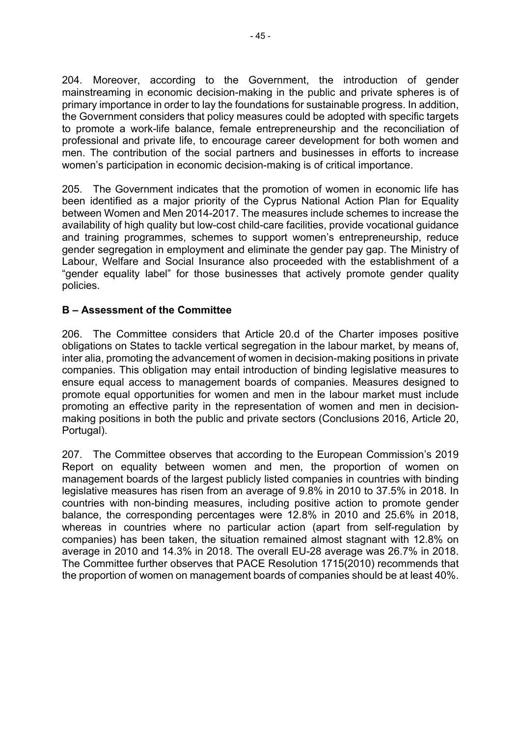204. Moreover, according to the Government, the introduction of gender mainstreaming in economic decision-making in the public and private spheres is of primary importance in order to lay the foundations for sustainable progress. In addition, the Government considers that policy measures could be adopted with specific targets to promote a work-life balance, female entrepreneurship and the reconciliation of professional and private life, to encourage career development for both women and men. The contribution of the social partners and businesses in efforts to increase women's participation in economic decision-making is of critical importance.

205. The Government indicates that the promotion of women in economic life has been identified as a major priority of the Cyprus National Action Plan for Equality between Women and Men 2014-2017. The measures include schemes to increase the availability of high quality but low-cost child-care facilities, provide vocational guidance and training programmes, schemes to support women's entrepreneurship, reduce gender segregation in employment and eliminate the gender pay gap. The Ministry of Labour, Welfare and Social Insurance also proceeded with the establishment of a "gender equality label" for those businesses that actively promote gender quality policies.

### B – Assessment of the Committee

206. The Committee considers that Article 20.d of the Charter imposes positive obligations on States to tackle vertical segregation in the labour market, by means of, inter alia, promoting the advancement of women in decision-making positions in private companies. This obligation may entail introduction of binding legislative measures to ensure equal access to management boards of companies. Measures designed to promote equal opportunities for women and men in the labour market must include promoting an effective parity in the representation of women and men in decision-making positions in both the public and private sectors (Conclusions 2016, Article 20, Portugal).

207. The Committee observes that according to the European Commission's 2019 Report on equality between women and men, the proportion of women on management boards of the largest publicly listed companies in countries with binding legislative measures has risen from an average of 9.8% in 2010 to 37.5% in 2018. In countries with non-binding measures, including positive action to promote gender balance, the corresponding percentages were 12.8% in 2010 and 25.6% in 2018, whereas in countries where no particular action (apart from self-regulation by companies) has been taken, the situation remained almost stagnant with 12.8% on average in 2010 and 14.3% in 2018. The overall EU-28 average was 26.7% in 2018. The Committee further observes that PACE Resolution 1715(2010) recommends that the proportion of women on management boards of companies should be at least 40%.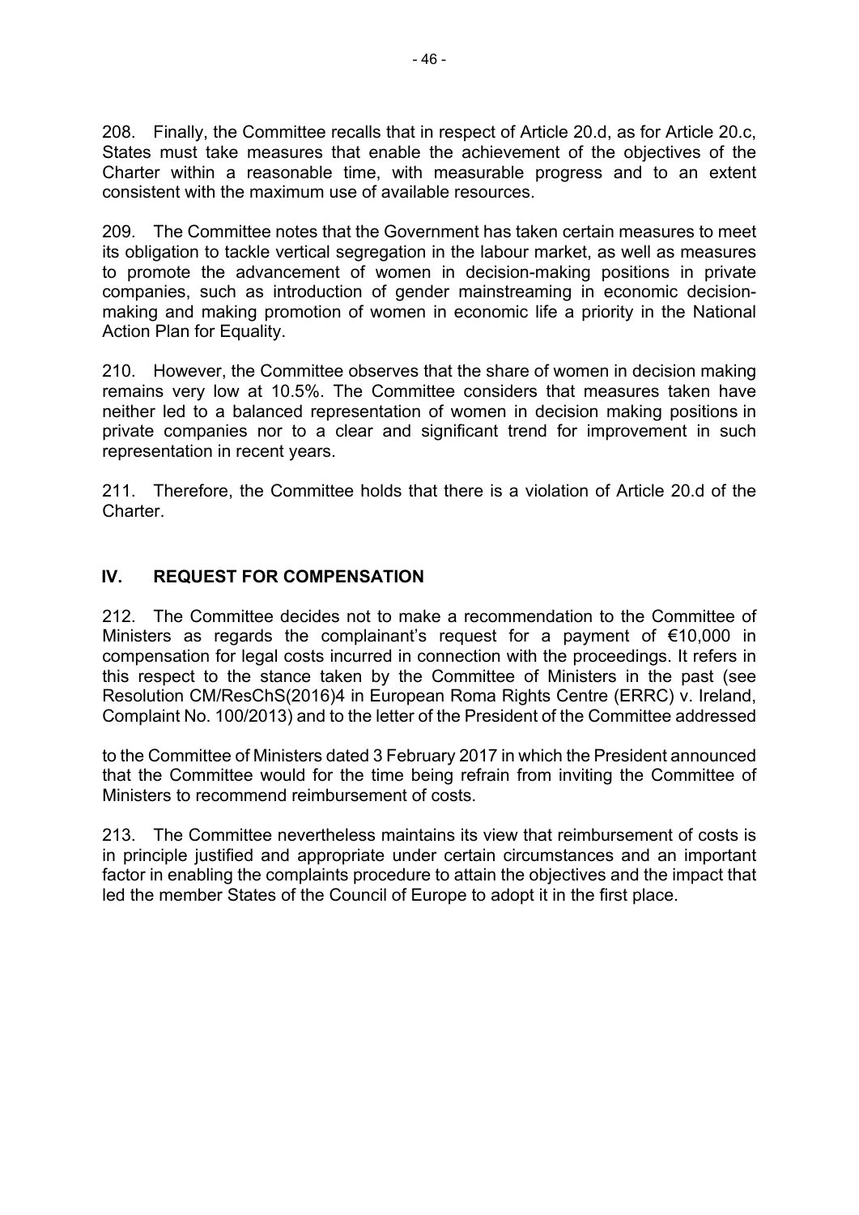208. Finally, the Committee recalls that in respect of Article 20.d, as for Article 20.c, States must take measures that enable the achievement of the objectives of the Charter within a reasonable time, with measurable progress and to an extent consistent with the maximum use of available resources.

209. The Committee notes that the Government has taken certain measures to meet its obligation to tackle vertical segregation in the labour market, as well as measures to promote the advancement of women in decision-making positions in private companies, such as introduction of gender mainstreaming in economic decision-making and making promotion of women in economic life a priority in the National Action Plan for Equality.

210. However, the Committee observes that the share of women in decision making remains very low at 10.5%. The Committee considers that measures taken have neither led to a balanced representation of women in decision making positions in private companies nor to a clear and significant trend for improvement in such representation in recent years.

211. Therefore, the Committee holds that there is a violation of Article 20.d of the Charter.

## IV. REQUEST FOR COMPENSATION

212. The Committee decides not to make a recommendation to the Committee of Ministers as regards the complainant's request for a payment of €10,000 in compensation for legal costs incurred in connection with the proceedings. It refers in this respect to the stance taken by the Committee of Ministers in the past (see Resolution CM/ResChS(2016)4 in European Roma Rights Centre (ERRC) v. Ireland, Complaint No. 100/2013) and to the letter of the President of the Committee addressed to the Committee of Ministers dated 3 February 2017 in which the President announced that the Committee would for the time being refrain from inviting the Committee of Ministers to recommend reimbursement of costs.

213. The Committee nevertheless maintains its view that reimbursement of costs is in principle justified and appropriate under certain circumstances and an important factor in enabling the complaints procedure to attain the objectives and the impact that led the member States of the Council of Europe to adopt it in the first place.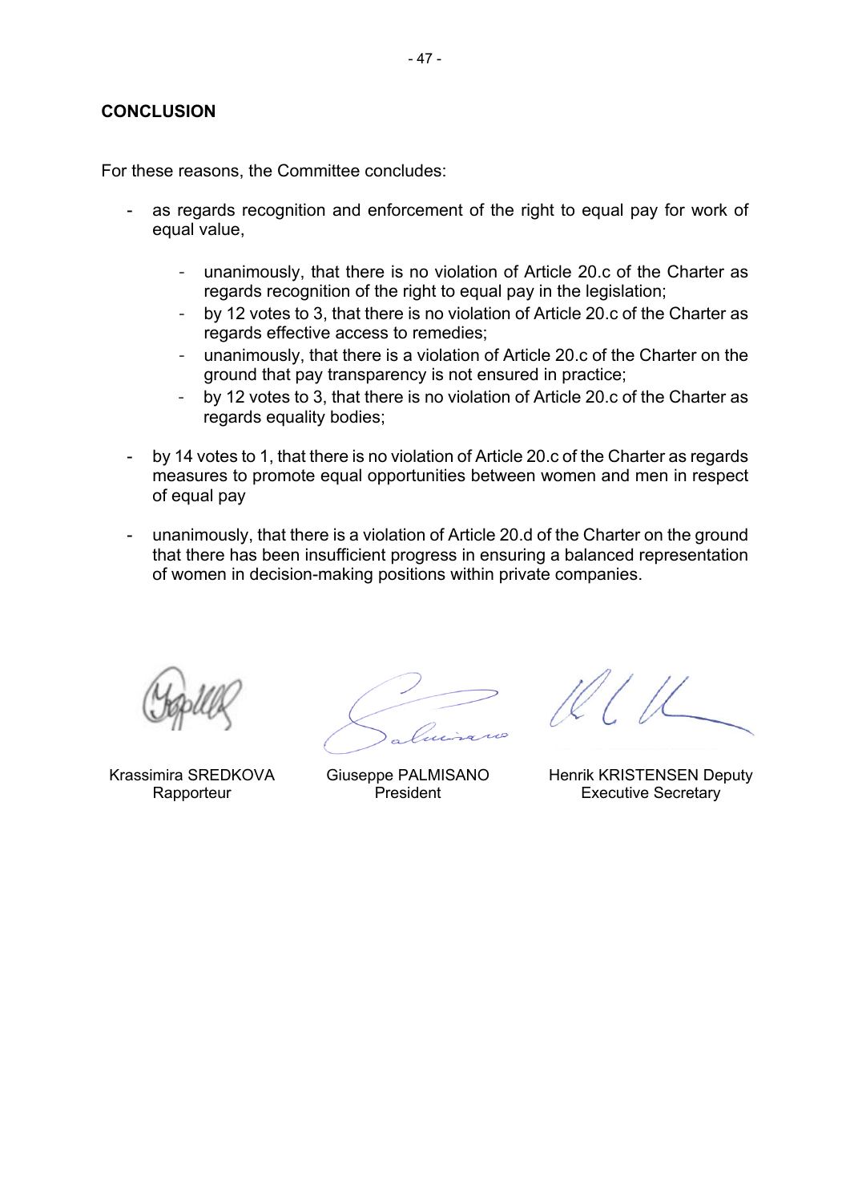**CONCLUSION**

For these reasons, the Committee concludes:

- as regards recognition and enforcement of the right to equal pay for work of equal value,
  - unanimously, that there is no violation of Article 20.c of the Charter as regards recognition of the right to equal pay in the legislation;
  - by 12 votes to 3, that there is no violation of Article 20.c of the Charter as regards effective access to remedies;
  - unanimously, that there is a violation of Article 20.c of the Charter on the ground that pay transparency is not ensured in practice;
  - by 12 votes to 3, that there is no violation of Article 20.c of the Charter as regards equality bodies;
- by 14 votes to 1, that there is no violation of Article 20.c of the Charter as regards measures to promote equal opportunities between women and men in respect of equal pay
- unanimously, that there is a violation of Article 20.d of the Charter on the ground that there has been insufficient progress in ensuring a balanced representation of women in decision-making positions within private companies.

| | | |
|---|---|---|
| Krassimira SREDKOVA<br>Rapporteur | Giuseppe PALMISANO<br>President | Henrik KRISTENSEN Deputy<br>Executive Secretary |